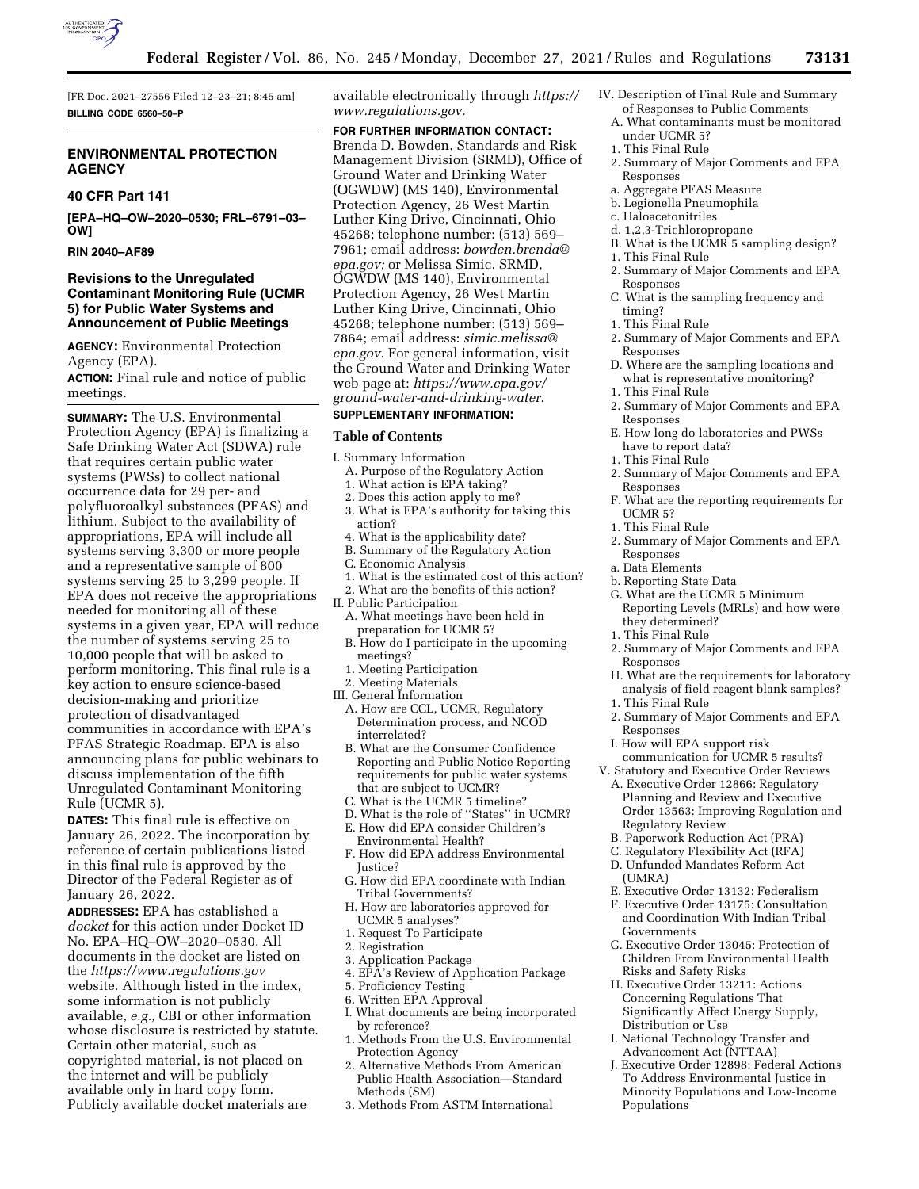[FR Doc. 2021–27556 Filed 12–23–21; 8:45 am]

**BILLING CODE 6560–50–P**

## ENVIRONMENTAL PROTECTION AGENCY

### 40 CFR Part 141

**[EPA–HQ–OW–2020–0530; FRL–6791–03–OW]**

**RIN 2040–AF89**

### Revisions to the Unregulated Contaminant Monitoring Rule (UCMR 5) for Public Water Systems and Announcement of Public Meetings

**AGENCY:** Environmental Protection Agency (EPA).

**ACTION:** Final rule and notice of public meetings.

**SUMMARY:** The U.S. Environmental Protection Agency (EPA) is finalizing a Safe Drinking Water Act (SDWA) rule that requires certain public water systems (PWSs) to collect national occurrence data for 29 per- and polyfluoroalkyl substances (PFAS) and lithium. Subject to the availability of appropriations, EPA will include all systems serving 3,300 or more people and a representative sample of 800 systems serving 25 to 3,299 people. If EPA does not receive the appropriations needed for monitoring all of these systems in a given year, EPA will reduce the number of systems serving 25 to 10,000 people that will be asked to perform monitoring. This final rule is a key action to ensure science-based decision-making and prioritize protection of disadvantaged communities in accordance with EPA's PFAS Strategic Roadmap. EPA is also announcing plans for public webinars to discuss implementation of the fifth Unregulated Contaminant Monitoring Rule (UCMR 5).

**DATES:** This final rule is effective on January 26, 2022. The incorporation by reference of certain publications listed in this final rule is approved by the Director of the Federal Register as of January 26, 2022.

**ADDRESSES:** EPA has established a *docket* for this action under Docket ID No. EPA–HQ–OW–2020–0530. All documents in the docket are listed on the *https://www.regulations.gov* website. Although listed in the index, some information is not publicly available, *e.g.,* CBI or other information whose disclosure is restricted by statute. Certain other material, such as copyrighted material, is not placed on the internet and will be publicly available only in hard copy form. Publicly available docket materials are available electronically through *https://www.regulations.gov.*

**FOR FURTHER INFORMATION CONTACT:** Brenda D. Bowden, Standards and Risk Management Division (SRMD), Office of Ground Water and Drinking Water (OGWDW) (MS 140), Environmental Protection Agency, 26 West Martin Luther King Drive, Cincinnati, Ohio 45268; telephone number: (513) 569–7961; email address: *bowden.brenda@epa.gov;* or Melissa Simic, SRMD, OGWDW (MS 140), Environmental Protection Agency, 26 West Martin Luther King Drive, Cincinnati, Ohio 45268; telephone number: (513) 569–7864; email address: *simic.melissa@epa.gov.* For general information, visit the Ground Water and Drinking Water web page at: *https://www.epa.gov/ground-water-and-drinking-water.*

**SUPPLEMENTARY INFORMATION:**

#### Table of Contents

I. Summary Information
  A. Purpose of the Regulatory Action
  1. What action is EPA taking?
  2. Does this action apply to me?
  3. What is EPA's authority for taking this action?
  4. What is the applicability date?
  B. Summary of the Regulatory Action
  C. Economic Analysis
  1. What is the estimated cost of this action?
  2. What are the benefits of this action?
II. Public Participation
  A. What meetings have been held in preparation for UCMR 5?
  B. How do I participate in the upcoming meetings?
  1. Meeting Participation
  2. Meeting Materials
III. General Information
  A. How are CCL, UCMR, Regulatory Determination process, and NCOD interrelated?
  B. What are the Consumer Confidence Reporting and Public Notice Reporting requirements for public water systems that are subject to UCMR?
  C. What is the UCMR 5 timeline?
  D. What is the role of "States" in UCMR?
  E. How did EPA consider Children's Environmental Health?
  F. How did EPA address Environmental Justice?
  G. How did EPA coordinate with Indian Tribal Governments?
  H. How are laboratories approved for UCMR 5 analyses?
  1. Request To Participate
  2. Registration
  3. Application Package
  4. EPA's Review of Application Package
  5. Proficiency Testing
  6. Written EPA Approval
  I. What documents are being incorporated by reference?
  1. Methods From the U.S. Environmental Protection Agency
  2. Alternative Methods From American Public Health Association—Standard Methods (SM)
  3. Methods From ASTM International
IV. Description of Final Rule and Summary of Responses to Public Comments
  A. What contaminants must be monitored under UCMR 5?
  1. This Final Rule
  2. Summary of Major Comments and EPA Responses
  a. Aggregate PFAS Measure
  b. Legionella Pneumophila
  c. Haloacetonitriles
  d. 1,2,3-Trichloropropane
  B. What is the UCMR 5 sampling design?
  1. This Final Rule
  2. Summary of Major Comments and EPA Responses
  C. What is the sampling frequency and timing?
  1. This Final Rule
  2. Summary of Major Comments and EPA Responses
  D. Where are the sampling locations and what is representative monitoring?
  1. This Final Rule
  2. Summary of Major Comments and EPA Responses
  E. How long do laboratories and PWSs have to report data?
  1. This Final Rule
  2. Summary of Major Comments and EPA Responses
  F. What are the reporting requirements for UCMR 5?
  1. This Final Rule
  2. Summary of Major Comments and EPA Responses
  a. Data Elements
  b. Reporting State Data
  G. What are the UCMR 5 Minimum Reporting Levels (MRLs) and how were they determined?
  1. This Final Rule
  2. Summary of Major Comments and EPA Responses
  H. What are the requirements for laboratory analysis of field reagent blank samples?
  1. This Final Rule
  2. Summary of Major Comments and EPA Responses
  I. How will EPA support risk communication for UCMR 5 results?
V. Statutory and Executive Order Reviews
  A. Executive Order 12866: Regulatory Planning and Review and Executive Order 13563: Improving Regulation and Regulatory Review
  B. Paperwork Reduction Act (PRA)
  C. Regulatory Flexibility Act (RFA)
  D. Unfunded Mandates Reform Act (UMRA)
  E. Executive Order 13132: Federalism
  F. Executive Order 13175: Consultation and Coordination With Indian Tribal Governments
  G. Executive Order 13045: Protection of Children From Environmental Health Risks and Safety Risks
  H. Executive Order 13211: Actions Concerning Regulations That Significantly Affect Energy Supply, Distribution or Use
  I. National Technology Transfer and Advancement Act (NTTAA)
  J. Executive Order 12898: Federal Actions To Address Environmental Justice in Minority Populations and Low-Income Populations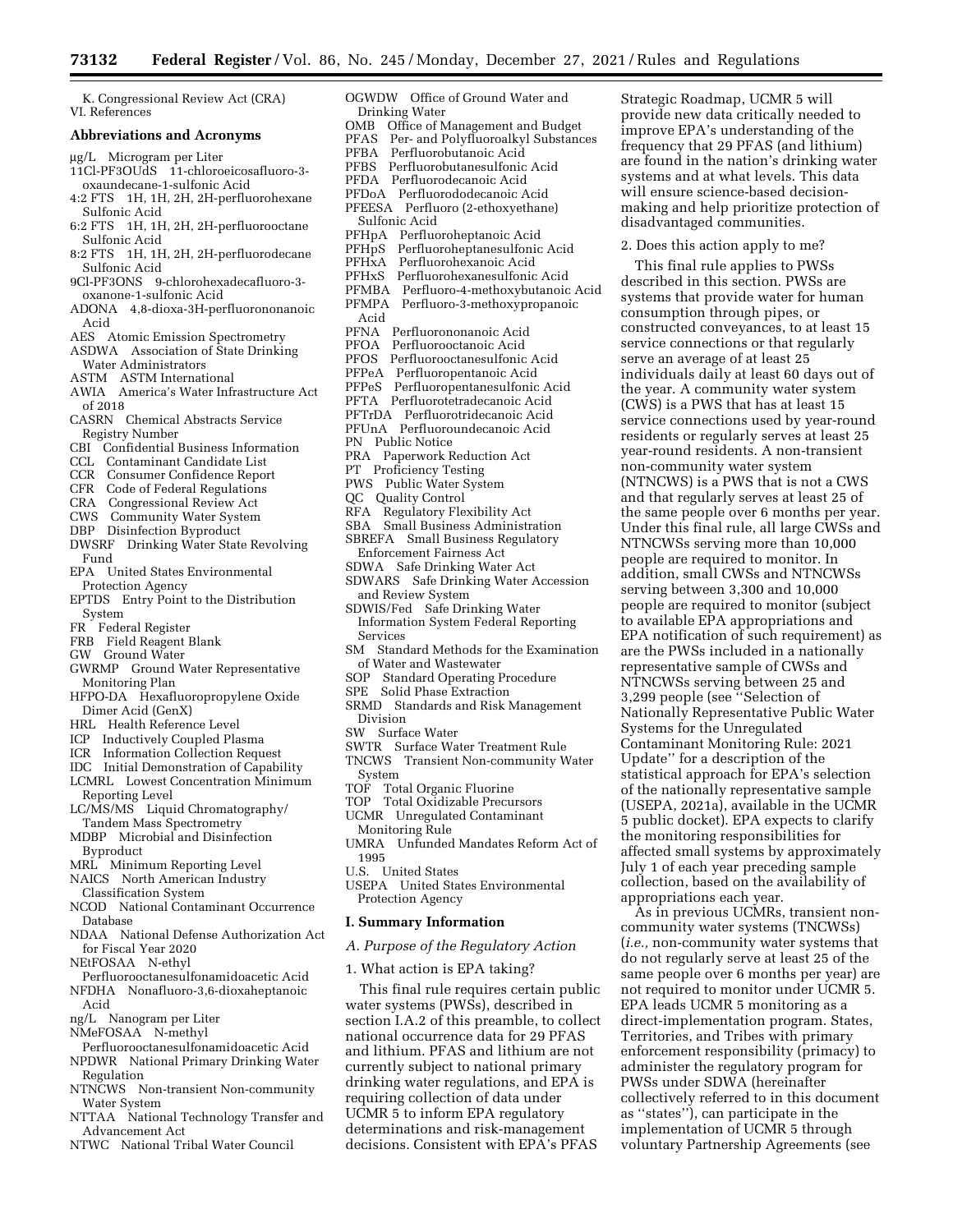K. Congressional Review Act (CRA)
VI. References

## Abbreviations and Acronyms

µg/L Microgram per Liter
11Cl-PF3OUdS 11-chloroeicosafluoro-3-oxaundecane-1-sulfonic Acid
4:2 FTS 1H, 1H, 2H, 2H-perfluorohexane Sulfonic Acid
6:2 FTS 1H, 1H, 2H, 2H-perfluorooctane Sulfonic Acid
8:2 FTS 1H, 1H, 2H, 2H-perfluorodecane Sulfonic Acid
9Cl-PF3ONS 9-chlorohexadecafluoro-3-oxanone-1-sulfonic Acid
ADONA 4,8-dioxa-3H-perfluorononanoic Acid
AES Atomic Emission Spectrometry
ASDWA Association of State Drinking Water Administrators
ASTM ASTM International
AWIA America's Water Infrastructure Act of 2018
CASRN Chemical Abstracts Service Registry Number
CBI Confidential Business Information
CCL Contaminant Candidate List
CCR Consumer Confidence Report
CFR Code of Federal Regulations
CRA Congressional Review Act
CWS Community Water System
DBP Disinfection Byproduct
DWSRF Drinking Water State Revolving Fund
EPA United States Environmental Protection Agency
EPTDS Entry Point to the Distribution System
FR Federal Register
FRB Field Reagent Blank
GW Ground Water
GWRMP Ground Water Representative Monitoring Plan
HFPO-DA Hexafluoropropylene Oxide Dimer Acid (GenX)
HRL Health Reference Level
ICP Inductively Coupled Plasma
ICR Information Collection Request
IDC Initial Demonstration of Capability
LCMRL Lowest Concentration Minimum Reporting Level
LC/MS/MS Liquid Chromatography/Tandem Mass Spectrometry
MDBP Microbial and Disinfection Byproduct
MRL Minimum Reporting Level
NAICS North American Industry Classification System
NCOD National Contaminant Occurrence Database
NDAA National Defense Authorization Act for Fiscal Year 2020
NEtFOSAA N-ethyl Perfluorooctanesulfonamidoacetic Acid
NFDHA Nonafluoro-3,6-dioxaheptanoic Acid
ng/L Nanogram per Liter
NMeFOSAA N-methyl Perfluorooctanesulfonamidoacetic Acid
NPDWR National Primary Drinking Water Regulation
NTNCWS Non-transient Non-community Water System
NTTAA National Technology Transfer and Advancement Act
NTWC National Tribal Water Council
OGWDW Office of Ground Water and Drinking Water
OMB Office of Management and Budget
PFAS Per- and Polyfluoroalkyl Substances
PFBA Perfluorobutanoic Acid
PFBS Perfluorobutanesulfonic Acid
PFDA Perfluorodecanoic Acid
PFDoA Perfluorododecanoic Acid
PFEESA Perfluoro (2-ethoxyethane) Sulfonic Acid
PFHpA Perfluoroheptanoic Acid
PFHpS Perfluoroheptanesulfonic Acid
PFHxA Perfluorohexanoic Acid
PFHxS Perfluorohexanesulfonic Acid
PFMBA Perfluoro-4-methoxybutanoic Acid
PFMPA Perfluoro-3-methoxypropanoic Acid
PFNA Perfluorononanoic Acid
PFOA Perfluorooctanoic Acid
PFOS Perfluorooctanesulfonic Acid
PFPeA Perfluoropentanoic Acid
PFPeS Perfluoropentanesulfonic Acid
PFTA Perfluorotetradecanoic Acid
PFTrDA Perfluorotridecanoic Acid
PFUnA Perfluoroundecanoic Acid
PN Public Notice
PRA Paperwork Reduction Act
PT Proficiency Testing
PWS Public Water System
QC Quality Control
RFA Regulatory Flexibility Act
SBA Small Business Administration
SBREFA Small Business Regulatory Enforcement Fairness Act
SDWA Safe Drinking Water Act
SDWARS Safe Drinking Water Accession and Review System
SDWIS/Fed Safe Drinking Water Information System Federal Reporting Services
SM Standard Methods for the Examination of Water and Wastewater
SOP Standard Operating Procedure
SPE Solid Phase Extraction
SRMD Standards and Risk Management Division
SW Surface Water
SWTR Surface Water Treatment Rule
TNCWS Transient Non-community Water System
TOF Total Organic Fluorine
TOP Total Oxidizable Precursors
UCMR Unregulated Contaminant Monitoring Rule
UMRA Unfunded Mandates Reform Act of 1995
U.S. United States
USEPA United States Environmental Protection Agency

## I. Summary Information

### *A. Purpose of the Regulatory Action*

#### 1. What action is EPA taking?

This final rule requires certain public water systems (PWSs), described in section I.A.2 of this preamble, to collect national occurrence data for 29 PFAS and lithium. PFAS and lithium are not currently subject to national primary drinking water regulations, and EPA is requiring collection of data under UCMR 5 to inform EPA regulatory determinations and risk-management decisions. Consistent with EPA's PFAS Strategic Roadmap, UCMR 5 will provide new data critically needed to improve EPA's understanding of the frequency that 29 PFAS (and lithium) are found in the nation's drinking water systems and at what levels. This data will ensure science-based decision-making and help prioritize protection of disadvantaged communities.

#### 2. Does this action apply to me?

This final rule applies to PWSs described in this section. PWSs are systems that provide water for human consumption through pipes, or constructed conveyances, to at least 15 service connections or that regularly serve an average of at least 25 individuals daily at least 60 days out of the year. A community water system (CWS) is a PWS that has at least 15 service connections used by year-round residents or regularly serves at least 25 year-round residents. A non-transient non-community water system (NTNCWS) is a PWS that is not a CWS and that regularly serves at least 25 of the same people over 6 months per year. Under this final rule, all large CWSs and NTNCWSs serving more than 10,000 people are required to monitor. In addition, small CWSs and NTNCWSs serving between 3,300 and 10,000 people are required to monitor (subject to available EPA appropriations and EPA notification of such requirement) as are the PWSs included in a nationally representative sample of CWSs and NTNCWSs serving between 25 and 3,299 people (see "Selection of Nationally Representative Public Water Systems for the Unregulated Contaminant Monitoring Rule: 2021 Update" for a description of the statistical approach for EPA's selection of the nationally representative sample (USEPA, 2021a), available in the UCMR 5 public docket). EPA expects to clarify the monitoring responsibilities for affected small systems by approximately July 1 of each year preceding sample collection, based on the availability of appropriations each year.

As in previous UCMRs, transient non-community water systems (TNCWSs) (*i.e.,* non-community water systems that do not regularly serve at least 25 of the same people over 6 months per year) are not required to monitor under UCMR 5. EPA leads UCMR 5 monitoring as a direct-implementation program. States, Territories, and Tribes with primary enforcement responsibility (primacy) to administer the regulatory program for PWSs under SDWA (hereinafter collectively referred to in this document as "states"), can participate in the implementation of UCMR 5 through voluntary Partnership Agreements (see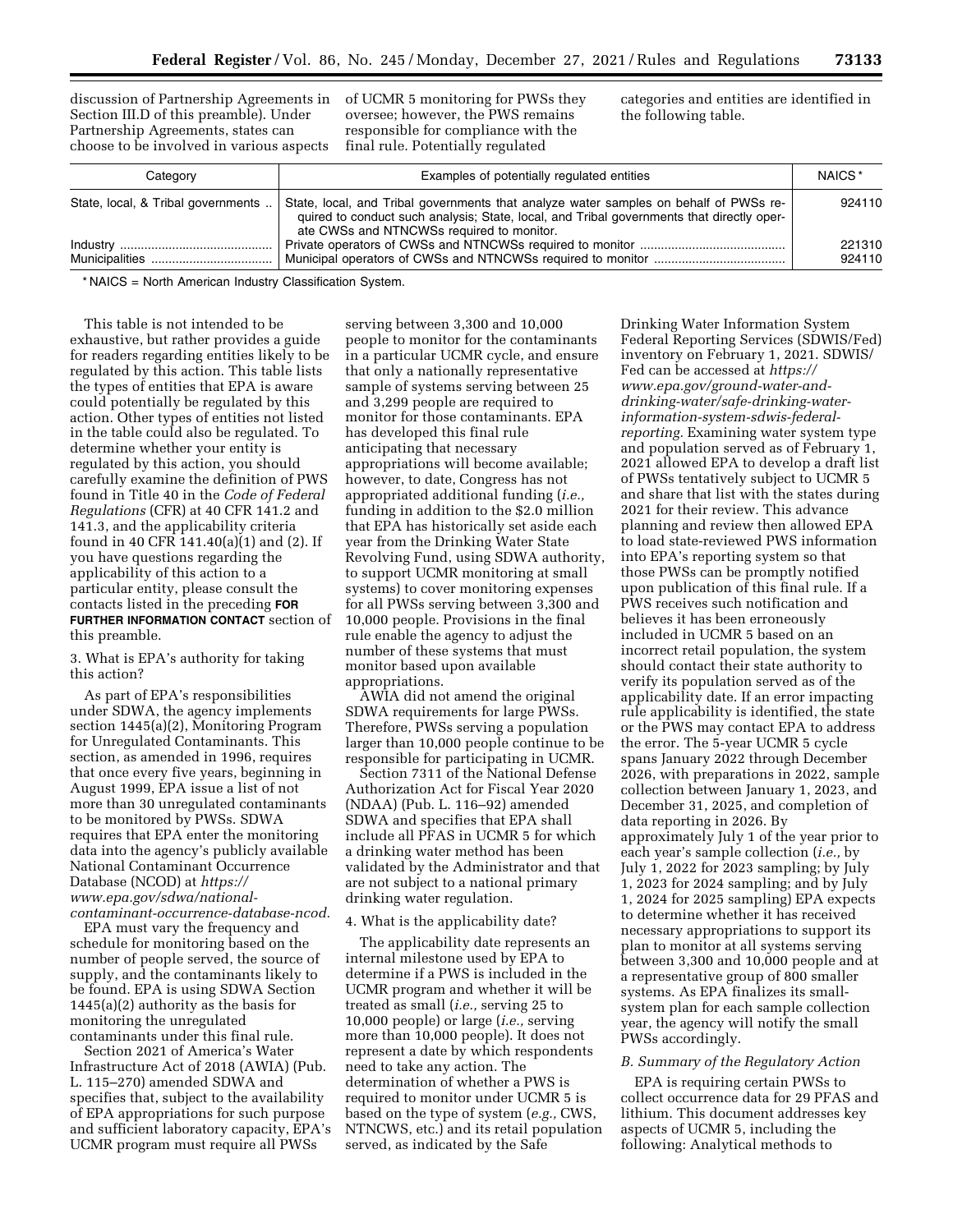discussion of Partnership Agreements in Section III.D of this preamble). Under Partnership Agreements, states can choose to be involved in various aspects of UCMR 5 monitoring for PWSs they oversee; however, the PWS remains responsible for compliance with the final rule. Potentially regulated categories and entities are identified in the following table.

| Category | Examples of potentially regulated entities | NAICS * |
|---|---|---|
| State, local, & Tribal governments | State, local, and Tribal governments that analyze water samples on behalf of PWSs required to conduct such analysis; State, local, and Tribal governments that directly operate CWSs and NTNCWSs required to monitor. | 924110 |
| Industry | Private operators of CWSs and NTNCWSs required to monitor | 221310 |
| Municipalities | Municipal operators of CWSs and NTNCWSs required to monitor | 924110 |

* NAICS = North American Industry Classification System.

This table is not intended to be exhaustive, but rather provides a guide for readers regarding entities likely to be regulated by this action. This table lists the types of entities that EPA is aware could potentially be regulated by this action. Other types of entities not listed in the table could also be regulated. To determine whether your entity is regulated by this action, you should carefully examine the definition of PWS found in Title 40 in the *Code of Federal Regulations* (CFR) at 40 CFR 141.2 and 141.3, and the applicability criteria found in 40 CFR 141.40(a)(1) and (2). If you have questions regarding the applicability of this action to a particular entity, please consult the contacts listed in the preceding **FOR FURTHER INFORMATION CONTACT** section of this preamble.

3. What is EPA's authority for taking this action?

As part of EPA's responsibilities under SDWA, the agency implements section 1445(a)(2), Monitoring Program for Unregulated Contaminants. This section, as amended in 1996, requires that once every five years, beginning in August 1999, EPA issue a list of not more than 30 unregulated contaminants to be monitored by PWSs. SDWA requires that EPA enter the monitoring data into the agency's publicly available National Contaminant Occurrence Database (NCOD) at *https://www.epa.gov/sdwa/national-contaminant-occurrence-database-ncod.*

EPA must vary the frequency and schedule for monitoring based on the number of people served, the source of supply, and the contaminants likely to be found. EPA is using SDWA Section 1445(a)(2) authority as the basis for monitoring the unregulated contaminants under this final rule.

Section 2021 of America's Water Infrastructure Act of 2018 (AWIA) (Pub. L. 115–270) amended SDWA and specifies that, subject to the availability of EPA appropriations for such purpose and sufficient laboratory capacity, EPA's UCMR program must require all PWSs serving between 3,300 and 10,000 people to monitor for the contaminants in a particular UCMR cycle, and ensure that only a nationally representative sample of systems serving between 25 and 3,299 people are required to monitor for those contaminants. EPA has developed this final rule anticipating that necessary appropriations will become available; however, to date, Congress has not appropriated additional funding (*i.e.,* funding in addition to the $2.0 million that EPA has historically set aside each year from the Drinking Water State Revolving Fund, using SDWA authority, to support UCMR monitoring at small systems) to cover monitoring expenses for all PWSs serving between 3,300 and 10,000 people. Provisions in the final rule enable the agency to adjust the number of these systems that must monitor based upon available appropriations.

AWIA did not amend the original SDWA requirements for large PWSs. Therefore, PWSs serving a population larger than 10,000 people continue to be responsible for participating in UCMR.

Section 7311 of the National Defense Authorization Act for Fiscal Year 2020 (NDAA) (Pub. L. 116–92) amended SDWA and specifies that EPA shall include all PFAS in UCMR 5 for which a drinking water method has been validated by the Administrator and that are not subject to a national primary drinking water regulation.

4. What is the applicability date?

The applicability date represents an internal milestone used by EPA to determine if a PWS is included in the UCMR program and whether it will be treated as small (*i.e.,* serving 25 to 10,000 people) or large (*i.e.,* serving more than 10,000 people). It does not represent a date by which respondents need to take any action. The determination of whether a PWS is required to monitor under UCMR 5 is based on the type of system (*e.g.,* CWS, NTNCWS, etc.) and its retail population served, as indicated by the Safe Drinking Water Information System Federal Reporting Services (SDWIS/Fed) inventory on February 1, 2021. SDWIS/Fed can be accessed at *https://www.epa.gov/ground-water-and-drinking-water/safe-drinking-water-information-system-sdwis-federal-reporting.* Examining water system type and population served as of February 1, 2021 allowed EPA to develop a draft list of PWSs tentatively subject to UCMR 5 and share that list with the states during 2021 for their review. This advance planning and review then allowed EPA to load state-reviewed PWS information into EPA's reporting system so that those PWSs can be promptly notified upon publication of this final rule. If a PWS receives such notification and believes it has been erroneously included in UCMR 5 based on an incorrect retail population, the system should contact their state authority to verify its population served as of the applicability date. If an error impacting rule applicability is identified, the state or the PWS may contact EPA to address the error. The 5-year UCMR 5 cycle spans January 2022 through December 2026, with preparations in 2022, sample collection between January 1, 2023, and December 31, 2025, and completion of data reporting in 2026. By approximately July 1 of the year prior to each year's sample collection (*i.e.,* by July 1, 2022 for 2023 sampling; by July 1, 2023 for 2024 sampling; and by July 1, 2024 for 2025 sampling) EPA expects to determine whether it has received necessary appropriations to support its plan to monitor at all systems serving between 3,300 and 10,000 people and at a representative group of 800 smaller systems. As EPA finalizes its small-system plan for each sample collection year, the agency will notify the small PWSs accordingly.

### *B. Summary of the Regulatory Action*

EPA is requiring certain PWSs to collect occurrence data for 29 PFAS and lithium. This document addresses key aspects of UCMR 5, including the following: Analytical methods to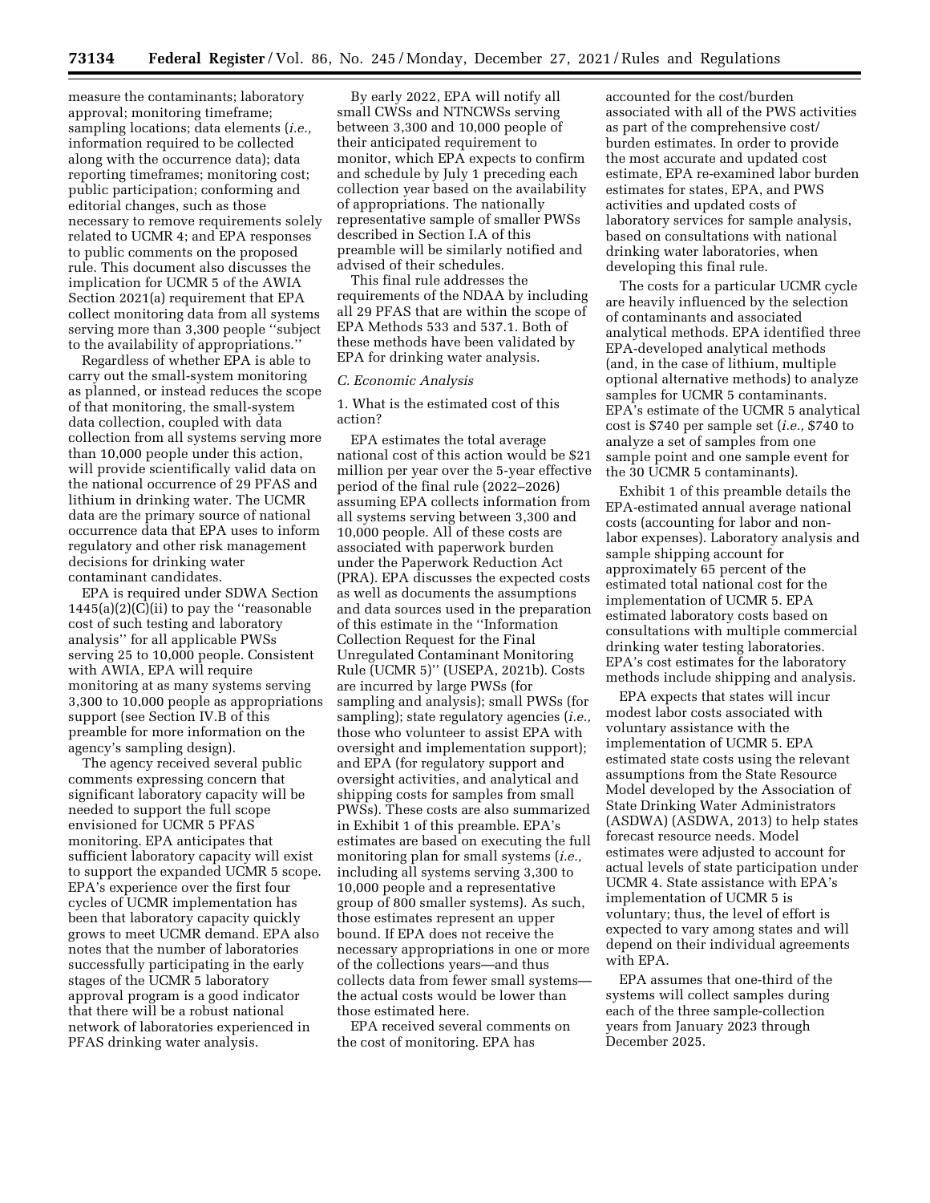measure the contaminants; laboratory approval; monitoring timeframe; sampling locations; data elements (*i.e.,* information required to be collected along with the occurrence data); data reporting timeframes; monitoring cost; public participation; conforming and editorial changes, such as those necessary to remove requirements solely related to UCMR 4; and EPA responses to public comments on the proposed rule. This document also discusses the implication for UCMR 5 of the AWIA Section 2021(a) requirement that EPA collect monitoring data from all systems serving more than 3,300 people ''subject to the availability of appropriations.''

Regardless of whether EPA is able to carry out the small-system monitoring as planned, or instead reduces the scope of that monitoring, the small-system data collection, coupled with data collection from all systems serving more than 10,000 people under this action, will provide scientifically valid data on the national occurrence of 29 PFAS and lithium in drinking water. The UCMR data are the primary source of national occurrence data that EPA uses to inform regulatory and other risk management decisions for drinking water contaminant candidates.

EPA is required under SDWA Section 1445(a)(2)(C)(ii) to pay the ''reasonable cost of such testing and laboratory analysis'' for all applicable PWSs serving 25 to 10,000 people. Consistent with AWIA, EPA will require monitoring at as many systems serving 3,300 to 10,000 people as appropriations support (see Section IV.B of this preamble for more information on the agency's sampling design).

The agency received several public comments expressing concern that significant laboratory capacity will be needed to support the full scope envisioned for UCMR 5 PFAS monitoring. EPA anticipates that sufficient laboratory capacity will exist to support the expanded UCMR 5 scope. EPA's experience over the first four cycles of UCMR implementation has been that laboratory capacity quickly grows to meet UCMR demand. EPA also notes that the number of laboratories successfully participating in the early stages of the UCMR 5 laboratory approval program is a good indicator that there will be a robust national network of laboratories experienced in PFAS drinking water analysis.

By early 2022, EPA will notify all small CWSs and NTNCWSs serving between 3,300 and 10,000 people of their anticipated requirement to monitor, which EPA expects to confirm and schedule by July 1 preceding each collection year based on the availability of appropriations. The nationally representative sample of smaller PWSs described in Section I.A of this preamble will be similarly notified and advised of their schedules.

This final rule addresses the requirements of the NDAA by including all 29 PFAS that are within the scope of EPA Methods 533 and 537.1. Both of these methods have been validated by EPA for drinking water analysis.

### C. Economic Analysis

1. What is the estimated cost of this action?

EPA estimates the total average national cost of this action would be $21 million per year over the 5-year effective period of the final rule (2022–2026) assuming EPA collects information from all systems serving between 3,300 and 10,000 people. All of these costs are associated with paperwork burden under the Paperwork Reduction Act (PRA). EPA discusses the expected costs as well as documents the assumptions and data sources used in the preparation of this estimate in the ''Information Collection Request for the Final Unregulated Contaminant Monitoring Rule (UCMR 5)'' (USEPA, 2021b). Costs are incurred by large PWSs (for sampling and analysis); small PWSs (for sampling); state regulatory agencies (*i.e.,* those who volunteer to assist EPA with oversight and implementation support); and EPA (for regulatory support and oversight activities, and analytical and shipping costs for samples from small PWSs). These costs are also summarized in Exhibit 1 of this preamble. EPA's estimates are based on executing the full monitoring plan for small systems (*i.e.,* including all systems serving 3,300 to 10,000 people and a representative group of 800 smaller systems). As such, those estimates represent an upper bound. If EPA does not receive the necessary appropriations in one or more of the collections years—and thus collects data from fewer small systems—the actual costs would be lower than those estimated here.

EPA received several comments on the cost of monitoring. EPA has accounted for the cost/burden associated with all of the PWS activities as part of the comprehensive cost/burden estimates. In order to provide the most accurate and updated cost estimate, EPA re-examined labor burden estimates for states, EPA, and PWS activities and updated costs of laboratory services for sample analysis, based on consultations with national drinking water laboratories, when developing this final rule.

The costs for a particular UCMR cycle are heavily influenced by the selection of contaminants and associated analytical methods. EPA identified three EPA-developed analytical methods (and, in the case of lithium, multiple optional alternative methods) to analyze samples for UCMR 5 contaminants. EPA's estimate of the UCMR 5 analytical cost is $740 per sample set (*i.e.,* $740 to analyze a set of samples from one sample point and one sample event for the 30 UCMR 5 contaminants).

Exhibit 1 of this preamble details the EPA-estimated annual average national costs (accounting for labor and non-labor expenses). Laboratory analysis and sample shipping account for approximately 65 percent of the estimated total national cost for the implementation of UCMR 5. EPA estimated laboratory costs based on consultations with multiple commercial drinking water testing laboratories. EPA's cost estimates for the laboratory methods include shipping and analysis.

EPA expects that states will incur modest labor costs associated with voluntary assistance with the implementation of UCMR 5. EPA estimated state costs using the relevant assumptions from the State Resource Model developed by the Association of State Drinking Water Administrators (ASDWA) (ASDWA, 2013) to help states forecast resource needs. Model estimates were adjusted to account for actual levels of state participation under UCMR 4. State assistance with EPA's implementation of UCMR 5 is voluntary; thus, the level of effort is expected to vary among states and will depend on their individual agreements with EPA.

EPA assumes that one-third of the systems will collect samples during each of the three sample-collection years from January 2023 through December 2025.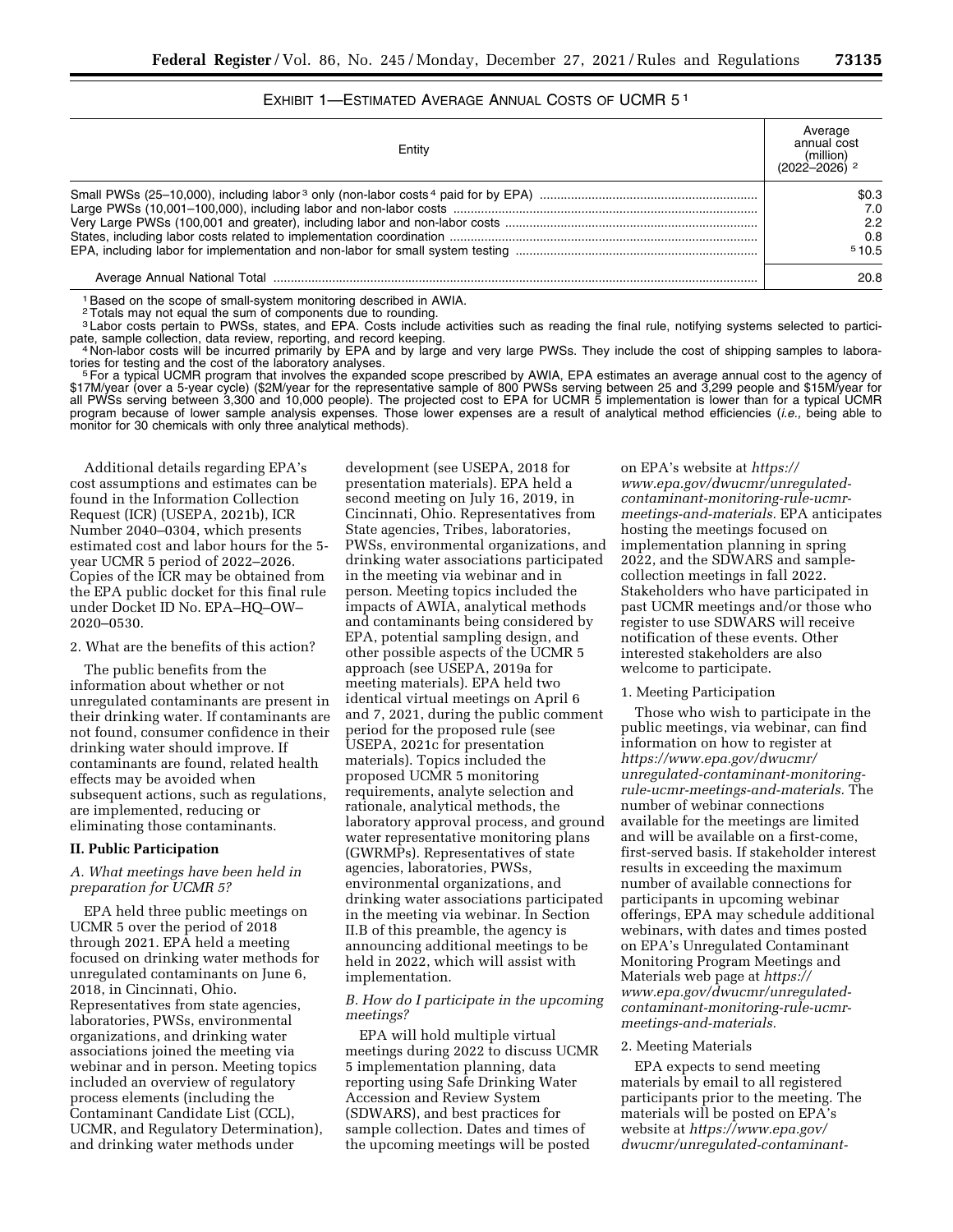EXHIBIT 1—ESTIMATED AVERAGE ANNUAL COSTS OF UCMR 5 [1]

| Entity | Average annual cost (million) (2022–2026) [2] |
| --- | --- |
| Small PWSs (25–10,000), including labor [3] only (non-labor costs [4] paid for by EPA) | $0.3 |
| Large PWSs (10,001–100,000), including labor and non-labor costs | 7.0 |
| Very Large PWSs (100,001 and greater), including labor and non-labor costs | 2.2 |
| States, including labor costs related to implementation coordination | 0.8 |
| EPA, including labor for implementation and non-labor for small system testing | [5] 10.5 |
| Average Annual National Total | 20.8 |

[1] Based on the scope of small-system monitoring described in AWIA.

[2] Totals may not equal the sum of components due to rounding.

[3] Labor costs pertain to PWSs, states, and EPA. Costs include activities such as reading the final rule, notifying systems selected to participate, sample collection, data review, reporting, and record keeping.

[4] Non-labor costs will be incurred primarily by EPA and by large and very large PWSs. They include the cost of shipping samples to laboratories for testing and the cost of the laboratory analyses.

[5] For a typical UCMR program that involves the expanded scope prescribed by AWIA, EPA estimates an average annual cost to the agency of $17M/year (over a 5-year cycle) ($2M/year for the representative sample of 800 PWSs serving between 25 and 3,299 people and $15M/year for all PWSs serving between 3,300 and 10,000 people). The projected cost to EPA for UCMR 5 implementation is lower than for a typical UCMR program because of lower sample analysis expenses. Those lower expenses are a result of analytical method efficiencies (*i.e.,* being able to monitor for 30 chemicals with only three analytical methods).

Additional details regarding EPA's cost assumptions and estimates can be found in the Information Collection Request (ICR) (USEPA, 2021b), ICR Number 2040–0304, which presents estimated cost and labor hours for the 5-year UCMR 5 period of 2022–2026. Copies of the ICR may be obtained from the EPA public docket for this final rule under Docket ID No. EPA–HQ–OW–2020–0530.

2. What are the benefits of this action?

The public benefits from the information about whether or not unregulated contaminants are present in their drinking water. If contaminants are not found, consumer confidence in their drinking water should improve. If contaminants are found, related health effects may be avoided when subsequent actions, such as regulations, are implemented, reducing or eliminating those contaminants.

## II. Public Participation

### *A. What meetings have been held in preparation for UCMR 5?*

EPA held three public meetings on UCMR 5 over the period of 2018 through 2021. EPA held a meeting focused on drinking water methods for unregulated contaminants on June 6, 2018, in Cincinnati, Ohio. Representatives from state agencies, laboratories, PWSs, environmental organizations, and drinking water associations joined the meeting via webinar and in person. Meeting topics included an overview of regulatory process elements (including the Contaminant Candidate List (CCL), UCMR, and Regulatory Determination), and drinking water methods under development (see USEPA, 2018 for presentation materials). EPA held a second meeting on July 16, 2019, in Cincinnati, Ohio. Representatives from State agencies, Tribes, laboratories, PWSs, environmental organizations, and drinking water associations participated in the meeting via webinar and in person. Meeting topics included the impacts of AWIA, analytical methods and contaminants being considered by EPA, potential sampling design, and other possible aspects of the UCMR 5 approach (see USEPA, 2019a for meeting materials). EPA held two identical virtual meetings on April 6 and 7, 2021, during the public comment period for the proposed rule (see USEPA, 2021c for presentation materials). Topics included the proposed UCMR 5 monitoring requirements, analyte selection and rationale, analytical methods, the laboratory approval process, and ground water representative monitoring plans (GWRMPs). Representatives of state agencies, laboratories, PWSs, environmental organizations, and drinking water associations participated in the meeting via webinar. In Section II.B of this preamble, the agency is announcing additional meetings to be held in 2022, which will assist with implementation.

### *B. How do I participate in the upcoming meetings?*

EPA will hold multiple virtual meetings during 2022 to discuss UCMR 5 implementation planning, data reporting using Safe Drinking Water Accession and Review System (SDWARS), and best practices for sample collection. Dates and times of the upcoming meetings will be posted on EPA's website at *https://www.epa.gov/dwucmr/unregulated-contaminant-monitoring-rule-ucmr-meetings-and-materials.* EPA anticipates hosting the meetings focused on implementation planning in spring 2022, and the SDWARS and sample-collection meetings in fall 2022. Stakeholders who have participated in past UCMR meetings and/or those who register to use SDWARS will receive notification of these events. Other interested stakeholders are also welcome to participate.

1. Meeting Participation

Those who wish to participate in the public meetings, via webinar, can find information on how to register at *https://www.epa.gov/dwucmr/unregulated-contaminant-monitoring-rule-ucmr-meetings-and-materials.* The number of webinar connections available for the meetings are limited and will be available on a first-come, first-served basis. If stakeholder interest results in exceeding the maximum number of available connections for participants in upcoming webinar offerings, EPA may schedule additional webinars, with dates and times posted on EPA's Unregulated Contaminant Monitoring Program Meetings and Materials web page at *https://www.epa.gov/dwucmr/unregulated-contaminant-monitoring-rule-ucmr-meetings-and-materials.*

2. Meeting Materials

EPA expects to send meeting materials by email to all registered participants prior to the meeting. The materials will be posted on EPA's website at *https://www.epa.gov/dwucmr/unregulated-contaminant-*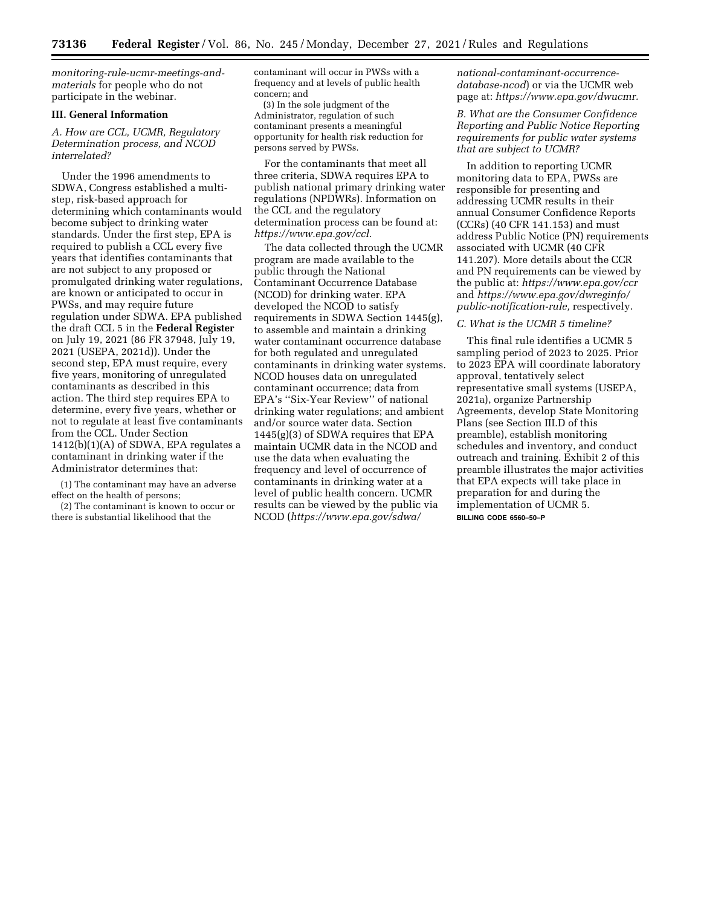*monitoring-rule-ucmr-meetings-and-materials* for people who do not participate in the webinar.

## III. General Information

### *A. How are CCL, UCMR, Regulatory Determination process, and NCOD interrelated?*

Under the 1996 amendments to SDWA, Congress established a multi-step, risk-based approach for determining which contaminants would become subject to drinking water standards. Under the first step, EPA is required to publish a CCL every five years that identifies contaminants that are not subject to any proposed or promulgated drinking water regulations, are known or anticipated to occur in PWSs, and may require future regulation under SDWA. EPA published the draft CCL 5 in the **Federal Register** on July 19, 2021 (86 FR 37948, July 19, 2021 (USEPA, 2021d)). Under the second step, EPA must require, every five years, monitoring of unregulated contaminants as described in this action. The third step requires EPA to determine, every five years, whether or not to regulate at least five contaminants from the CCL. Under Section 1412(b)(1)(A) of SDWA, EPA regulates a contaminant in drinking water if the Administrator determines that:

(1) The contaminant may have an adverse effect on the health of persons;

(2) The contaminant is known to occur or there is substantial likelihood that the contaminant will occur in PWSs with a frequency and at levels of public health concern; and

(3) In the sole judgment of the Administrator, regulation of such contaminant presents a meaningful opportunity for health risk reduction for persons served by PWSs.

For the contaminants that meet all three criteria, SDWA requires EPA to publish national primary drinking water regulations (NPDWRs). Information on the CCL and the regulatory determination process can be found at: *https://www.epa.gov/ccl.*

The data collected through the UCMR program are made available to the public through the National Contaminant Occurrence Database (NCOD) for drinking water. EPA developed the NCOD to satisfy requirements in SDWA Section 1445(g), to assemble and maintain a drinking water contaminant occurrence database for both regulated and unregulated contaminants in drinking water systems. NCOD houses data on unregulated contaminant occurrence; data from EPA's "Six-Year Review" of national drinking water regulations; and ambient and/or source water data. Section 1445(g)(3) of SDWA requires that EPA maintain UCMR data in the NCOD and use the data when evaluating the frequency and level of occurrence of contaminants in drinking water at a level of public health concern. UCMR results can be viewed by the public via NCOD (*https://www.epa.gov/sdwa/national-contaminant-occurrence-database-ncod*) or via the UCMR web page at: *https://www.epa.gov/dwucmr.*

### *B. What are the Consumer Confidence Reporting and Public Notice Reporting requirements for public water systems that are subject to UCMR?*

In addition to reporting UCMR monitoring data to EPA, PWSs are responsible for presenting and addressing UCMR results in their annual Consumer Confidence Reports (CCRs) (40 CFR 141.153) and must address Public Notice (PN) requirements associated with UCMR (40 CFR 141.207). More details about the CCR and PN requirements can be viewed by the public at: *https://www.epa.gov/ccr* and *https://www.epa.gov/dwreginfo/public-notification-rule,* respectively.

### *C. What is the UCMR 5 timeline?*

This final rule identifies a UCMR 5 sampling period of 2023 to 2025. Prior to 2023 EPA will coordinate laboratory approval, tentatively select representative small systems (USEPA, 2021a), organize Partnership Agreements, develop State Monitoring Plans (see Section III.D of this preamble), establish monitoring schedules and inventory, and conduct outreach and training. Exhibit 2 of this preamble illustrates the major activities that EPA expects will take place in preparation for and during the implementation of UCMR 5.

BILLING CODE 6560–50–P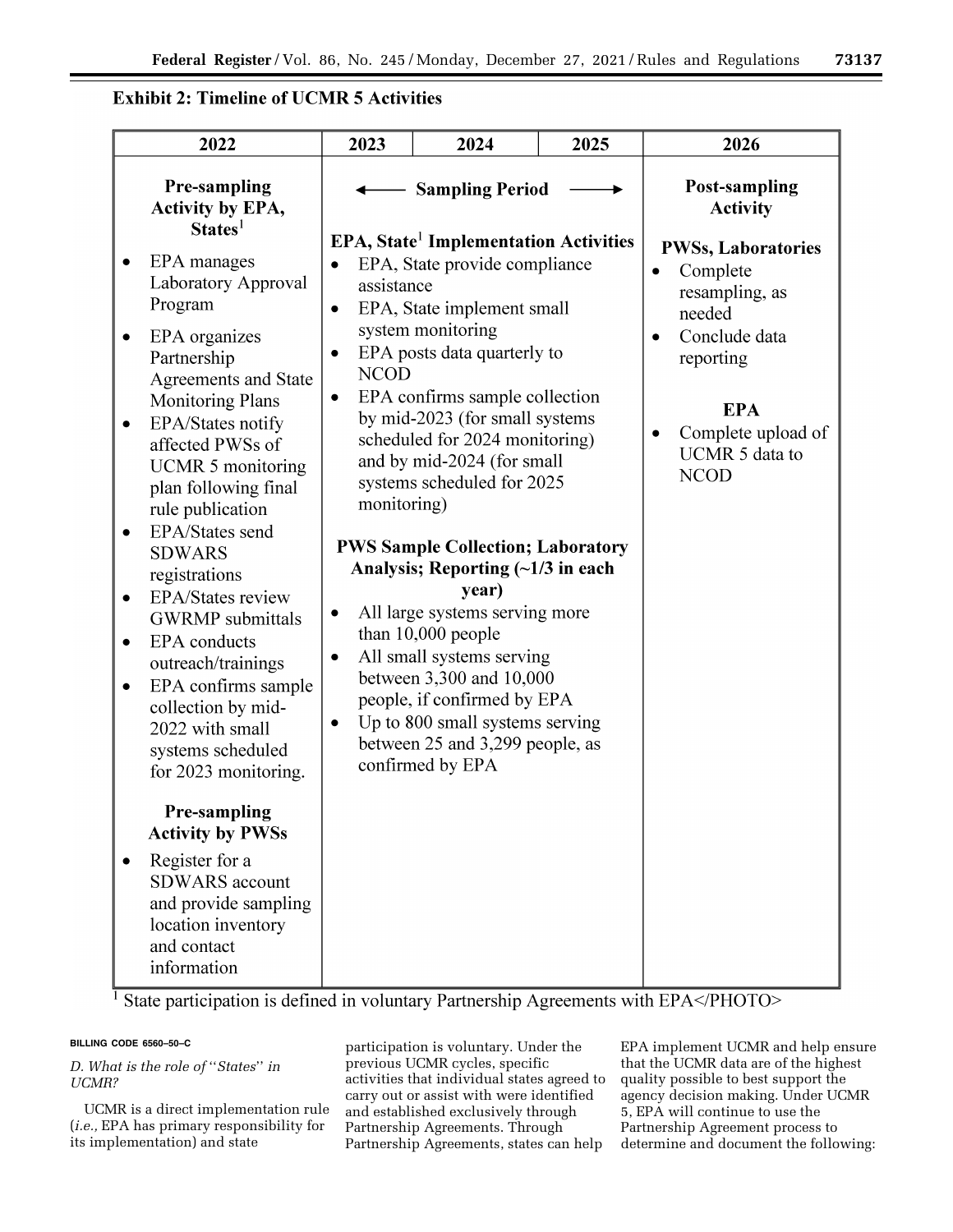**Exhibit 2: Timeline of UCMR 5 Activities**

| 2022 | 2023 | 2024 | 2025 | 2026 |
|---|---|---|---|---|
| **Pre-sampling Activity by EPA, States**[1]<br>• EPA manages Laboratory Approval Program<br>• EPA organizes Partnership Agreements and State Monitoring Plans<br>• EPA/States notify affected PWSs of UCMR 5 monitoring plan following final rule publication<br>• EPA/States send SDWARS registrations<br>• EPA/States review GWRMP submittals<br>• EPA conducts outreach/trainings<br>• EPA confirms sample collection by mid-2022 with small systems scheduled for 2023 monitoring.<br><br>**Pre-sampling Activity by PWSs**<br>• Register for a SDWARS account and provide sampling location inventory and contact information | ← **Sampling Period** →<br><br>**EPA, State**[1] **Implementation Activities**<br>• EPA, State provide compliance assistance<br>• EPA, State implement small system monitoring<br>• EPA posts data quarterly to NCOD<br>• EPA confirms sample collection by mid-2023 (for small systems scheduled for 2024 monitoring) and by mid-2024 (for small systems scheduled for 2025 monitoring)<br><br>**PWS Sample Collection; Laboratory Analysis; Reporting (~1/3 in each year)**<br>• All large systems serving more than 10,000 people<br>• All small systems serving between 3,300 and 10,000 people, if confirmed by EPA<br>• Up to 800 small systems serving between 25 and 3,299 people, as confirmed by EPA | | | **Post-sampling Activity**<br><br>**PWSs, Laboratories**<br>• Complete resampling, as needed<br>• Conclude data reporting<br><br>**EPA**<br>• Complete upload of UCMR 5 data to NCOD |

[1] State participation is defined in voluntary Partnership Agreements with EPA</PHOTO>

BILLING CODE 6560–50–C

*D. What is the role of "States" in UCMR?*

UCMR is a direct implementation rule (*i.e.,* EPA has primary responsibility for its implementation) and state participation is voluntary. Under the previous UCMR cycles, specific activities that individual states agreed to carry out or assist with were identified and established exclusively through Partnership Agreements. Through Partnership Agreements, states can help EPA implement UCMR and help ensure that the UCMR data are of the highest quality possible to best support the agency decision making. Under UCMR 5, EPA will continue to use the Partnership Agreement process to determine and document the following: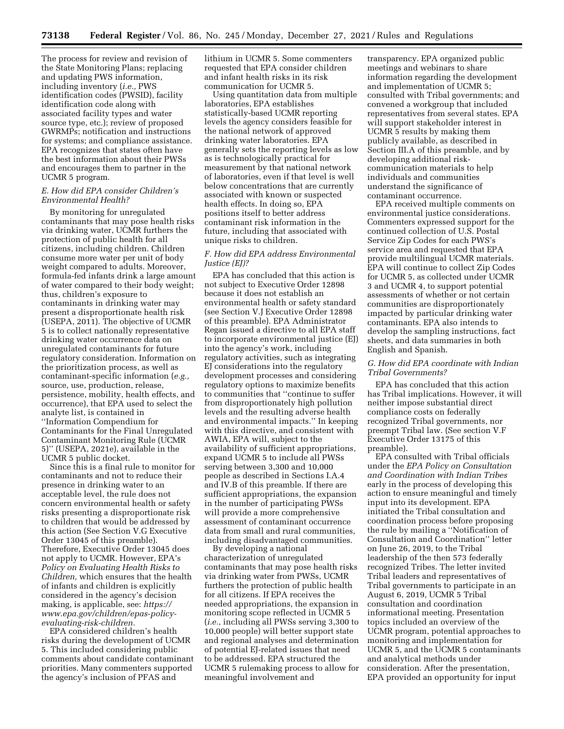The process for review and revision of the State Monitoring Plans; replacing and updating PWS information, including inventory (*i.e.,* PWS identification codes (PWSID), facility identification code along with associated facility types and water source type, etc.); review of proposed GWRMPs; notification and instructions for systems; and compliance assistance. EPA recognizes that states often have the best information about their PWSs and encourages them to partner in the UCMR 5 program.

### *E. How did EPA consider Children's Environmental Health?*

By monitoring for unregulated contaminants that may pose health risks via drinking water, UCMR furthers the protection of public health for all citizens, including children. Children consume more water per unit of body weight compared to adults. Moreover, formula-fed infants drink a large amount of water compared to their body weight; thus, children's exposure to contaminants in drinking water may present a disproportionate health risk (USEPA, 2011). The objective of UCMR 5 is to collect nationally representative drinking water occurrence data on unregulated contaminants for future regulatory consideration. Information on the prioritization process, as well as contaminant-specific information (*e.g.,* source, use, production, release, persistence, mobility, health effects, and occurrence), that EPA used to select the analyte list, is contained in ''Information Compendium for Contaminants for the Final Unregulated Contaminant Monitoring Rule (UCMR 5)'' (USEPA, 2021e), available in the UCMR 5 public docket.

Since this is a final rule to monitor for contaminants and not to reduce their presence in drinking water to an acceptable level, the rule does not concern environmental health or safety risks presenting a disproportionate risk to children that would be addressed by this action (See Section V.G Executive Order 13045 of this preamble). Therefore, Executive Order 13045 does not apply to UCMR. However, EPA's *Policy on Evaluating Health Risks to Children,* which ensures that the health of infants and children is explicitly considered in the agency's decision making, is applicable, see: *https://www.epa.gov/children/epas-policy-evaluating-risk-children.*

EPA considered children's health risks during the development of UCMR 5. This included considering public comments about candidate contaminant priorities. Many commenters supported the agency's inclusion of PFAS and lithium in UCMR 5. Some commenters requested that EPA consider children and infant health risks in its risk communication for UCMR 5.

Using quantitation data from multiple laboratories, EPA establishes statistically-based UCMR reporting levels the agency considers feasible for the national network of approved drinking water laboratories. EPA generally sets the reporting levels as low as is technologically practical for measurement by that national network of laboratories, even if that level is well below concentrations that are currently associated with known or suspected health effects. In doing so, EPA positions itself to better address contaminant risk information in the future, including that associated with unique risks to children.

### *F. How did EPA address Environmental Justice (EJ)?*

EPA has concluded that this action is not subject to Executive Order 12898 because it does not establish an environmental health or safety standard (see Section V.J Executive Order 12898 of this preamble). EPA Administrator Regan issued a directive to all EPA staff to incorporate environmental justice (EJ) into the agency's work, including regulatory activities, such as integrating EJ considerations into the regulatory development processes and considering regulatory options to maximize benefits to communities that ''continue to suffer from disproportionately high pollution levels and the resulting adverse health and environmental impacts.'' In keeping with this directive, and consistent with AWIA, EPA will, subject to the availability of sufficient appropriations, expand UCMR 5 to include all PWSs serving between 3,300 and 10,000 people as described in Sections I.A.4 and IV.B of this preamble. If there are sufficient appropriations, the expansion in the number of participating PWSs will provide a more comprehensive assessment of contaminant occurrence data from small and rural communities, including disadvantaged communities.

By developing a national characterization of unregulated contaminants that may pose health risks via drinking water from PWSs, UCMR furthers the protection of public health for all citizens. If EPA receives the needed appropriations, the expansion in monitoring scope reflected in UCMR 5 (*i.e.,* including all PWSs serving 3,300 to 10,000 people) will better support state and regional analyses and determination of potential EJ-related issues that need to be addressed. EPA structured the UCMR 5 rulemaking process to allow for meaningful involvement and transparency. EPA organized public meetings and webinars to share information regarding the development and implementation of UCMR 5; consulted with Tribal governments; and convened a workgroup that included representatives from several states. EPA will support stakeholder interest in UCMR 5 results by making them publicly available, as described in Section III.A of this preamble, and by developing additional risk-communication materials to help individuals and communities understand the significance of contaminant occurrence.

EPA received multiple comments on environmental justice considerations. Commenters expressed support for the continued collection of U.S. Postal Service Zip Codes for each PWS's service area and requested that EPA provide multilingual UCMR materials. EPA will continue to collect Zip Codes for UCMR 5, as collected under UCMR 3 and UCMR 4, to support potential assessments of whether or not certain communities are disproportionately impacted by particular drinking water contaminants. EPA also intends to develop the sampling instructions, fact sheets, and data summaries in both English and Spanish.

### *G. How did EPA coordinate with Indian Tribal Governments?*

EPA has concluded that this action has Tribal implications. However, it will neither impose substantial direct compliance costs on federally recognized Tribal governments, nor preempt Tribal law. (See section V.F Executive Order 13175 of this preamble).

EPA consulted with Tribal officials under the *EPA Policy on Consultation and Coordination with Indian Tribes* early in the process of developing this action to ensure meaningful and timely input into its development. EPA initiated the Tribal consultation and coordination process before proposing the rule by mailing a ''Notification of Consultation and Coordination'' letter on June 26, 2019, to the Tribal leadership of the then 573 federally recognized Tribes. The letter invited Tribal leaders and representatives of Tribal governments to participate in an August 6, 2019, UCMR 5 Tribal consultation and coordination informational meeting. Presentation topics included an overview of the UCMR program, potential approaches to monitoring and implementation for UCMR 5, and the UCMR 5 contaminants and analytical methods under consideration. After the presentation, EPA provided an opportunity for input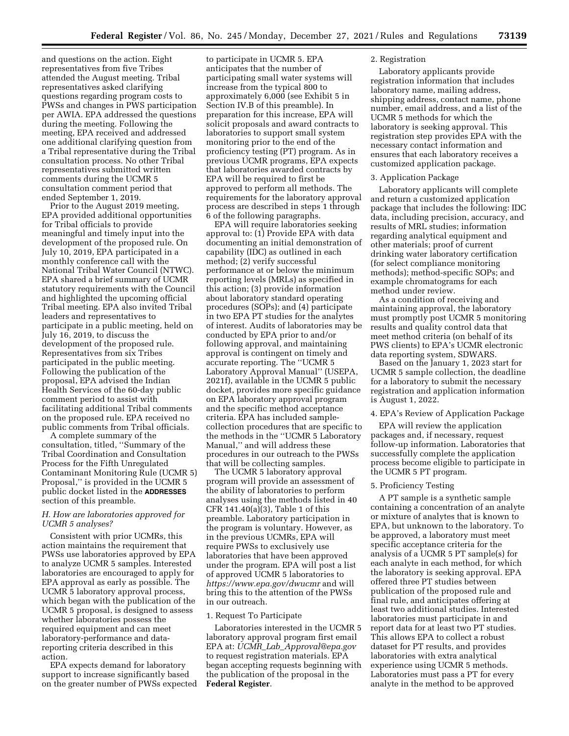and questions on the action. Eight representatives from five Tribes attended the August meeting. Tribal representatives asked clarifying questions regarding program costs to PWSs and changes in PWS participation per AWIA. EPA addressed the questions during the meeting. Following the meeting, EPA received and addressed one additional clarifying question from a Tribal representative during the Tribal consultation process. No other Tribal representatives submitted written comments during the UCMR 5 consultation comment period that ended September 1, 2019.

Prior to the August 2019 meeting, EPA provided additional opportunities for Tribal officials to provide meaningful and timely input into the development of the proposed rule. On July 10, 2019, EPA participated in a monthly conference call with the National Tribal Water Council (NTWC). EPA shared a brief summary of UCMR statutory requirements with the Council and highlighted the upcoming official Tribal meeting. EPA also invited Tribal leaders and representatives to participate in a public meeting, held on July 16, 2019, to discuss the development of the proposed rule. Representatives from six Tribes participated in the public meeting. Following the publication of the proposal, EPA advised the Indian Health Services of the 60-day public comment period to assist with facilitating additional Tribal comments on the proposed rule. EPA received no public comments from Tribal officials.

A complete summary of the consultation, titled, ''Summary of the Tribal Coordination and Consultation Process for the Fifth Unregulated Contaminant Monitoring Rule (UCMR 5) Proposal,'' is provided in the UCMR 5 public docket listed in the **ADDRESSES** section of this preamble.

### *H. How are laboratories approved for UCMR 5 analyses?*

Consistent with prior UCMRs, this action maintains the requirement that PWSs use laboratories approved by EPA to analyze UCMR 5 samples. Interested laboratories are encouraged to apply for EPA approval as early as possible. The UCMR 5 laboratory approval process, which began with the publication of the UCMR 5 proposal, is designed to assess whether laboratories possess the required equipment and can meet laboratory-performance and data-reporting criteria described in this action.

EPA expects demand for laboratory support to increase significantly based on the greater number of PWSs expected to participate in UCMR 5. EPA anticipates that the number of participating small water systems will increase from the typical 800 to approximately 6,000 (see Exhibit 5 in Section IV.B of this preamble). In preparation for this increase, EPA will solicit proposals and award contracts to laboratories to support small system monitoring prior to the end of the proficiency testing (PT) program. As in previous UCMR programs, EPA expects that laboratories awarded contracts by EPA will be required to first be approved to perform all methods. The requirements for the laboratory approval process are described in steps 1 through 6 of the following paragraphs.

EPA will require laboratories seeking approval to: (1) Provide EPA with data documenting an initial demonstration of capability (IDC) as outlined in each method; (2) verify successful performance at or below the minimum reporting levels (MRLs) as specified in this action; (3) provide information about laboratory standard operating procedures (SOPs); and (4) participate in two EPA PT studies for the analytes of interest. Audits of laboratories may be conducted by EPA prior to and/or following approval, and maintaining approval is contingent on timely and accurate reporting. The ''UCMR 5 Laboratory Approval Manual'' (USEPA, 2021f), available in the UCMR 5 public docket, provides more specific guidance on EPA laboratory approval program and the specific method acceptance criteria. EPA has included sample-collection procedures that are specific to the methods in the ''UCMR 5 Laboratory Manual,'' and will address these procedures in our outreach to the PWSs that will be collecting samples.

The UCMR 5 laboratory approval program will provide an assessment of the ability of laboratories to perform analyses using the methods listed in 40 CFR 141.40(a)(3), Table 1 of this preamble. Laboratory participation in the program is voluntary. However, as in the previous UCMRs, EPA will require PWSs to exclusively use laboratories that have been approved under the program. EPA will post a list of approved UCMR 5 laboratories to *https://www.epa.gov/dwucmr* and will bring this to the attention of the PWSs in our outreach.

#### 1. Request To Participate

Laboratories interested in the UCMR 5 laboratory approval program first email EPA at: *UCMR_Lab_Approval@epa.gov* to request registration materials. EPA began accepting requests beginning with the publication of the proposal in the **Federal Register**.

#### 2. Registration

Laboratory applicants provide registration information that includes laboratory name, mailing address, shipping address, contact name, phone number, email address, and a list of the UCMR 5 methods for which the laboratory is seeking approval. This registration step provides EPA with the necessary contact information and ensures that each laboratory receives a customized application package.

#### 3. Application Package

Laboratory applicants will complete and return a customized application package that includes the following: IDC data, including precision, accuracy, and results of MRL studies; information regarding analytical equipment and other materials; proof of current drinking water laboratory certification (for select compliance monitoring methods); method-specific SOPs; and example chromatograms for each method under review.

As a condition of receiving and maintaining approval, the laboratory must promptly post UCMR 5 monitoring results and quality control data that meet method criteria (on behalf of its PWS clients) to EPA's UCMR electronic data reporting system, SDWARS.

Based on the January 1, 2023 start for UCMR 5 sample collection, the deadline for a laboratory to submit the necessary registration and application information is August 1, 2022.

#### 4. EPA's Review of Application Package

EPA will review the application packages and, if necessary, request follow-up information. Laboratories that successfully complete the application process become eligible to participate in the UCMR 5 PT program.

#### 5. Proficiency Testing

A PT sample is a synthetic sample containing a concentration of an analyte or mixture of analytes that is known to EPA, but unknown to the laboratory. To be approved, a laboratory must meet specific acceptance criteria for the analysis of a UCMR 5 PT sample(s) for each analyte in each method, for which the laboratory is seeking approval. EPA offered three PT studies between publication of the proposed rule and final rule, and anticipates offering at least two additional studies. Interested laboratories must participate in and report data for at least two PT studies. This allows EPA to collect a robust dataset for PT results, and provides laboratories with extra analytical experience using UCMR 5 methods. Laboratories must pass a PT for every analyte in the method to be approved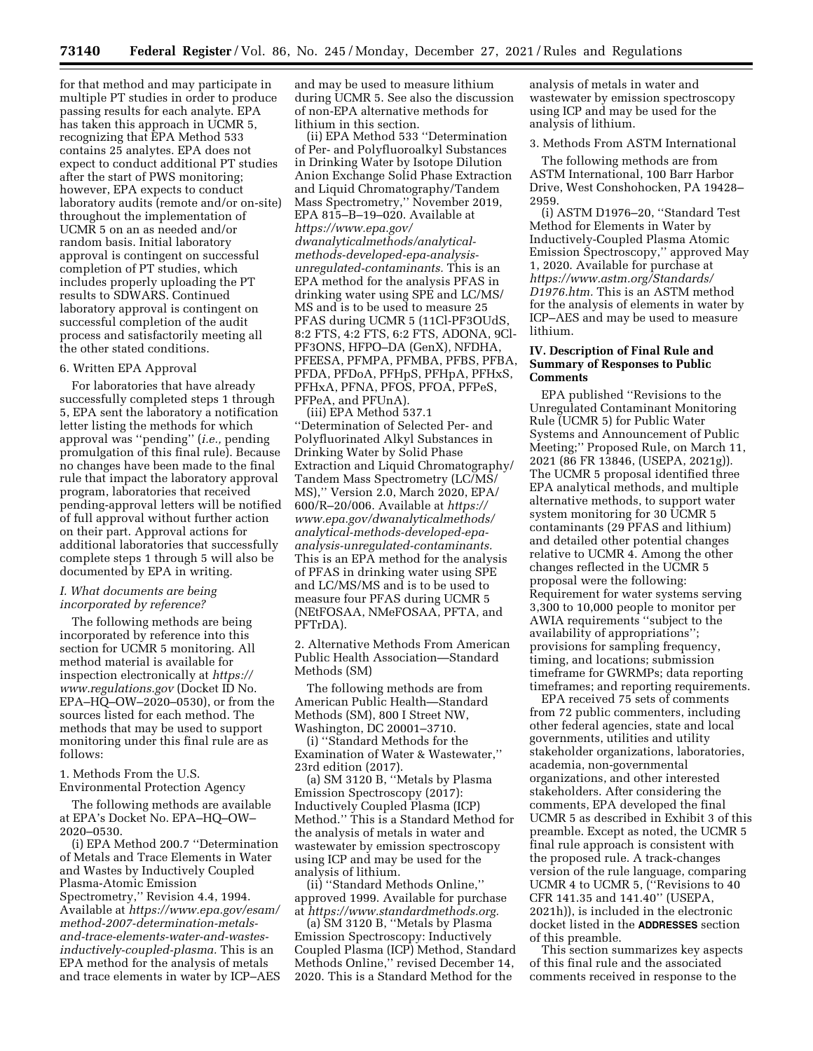for that method and may participate in multiple PT studies in order to produce passing results for each analyte. EPA has taken this approach in UCMR 5, recognizing that EPA Method 533 contains 25 analytes. EPA does not expect to conduct additional PT studies after the start of PWS monitoring; however, EPA expects to conduct laboratory audits (remote and/or on-site) throughout the implementation of UCMR 5 on an as needed and/or random basis. Initial laboratory approval is contingent on successful completion of PT studies, which includes properly uploading the PT results to SDWARS. Continued laboratory approval is contingent on successful completion of the audit process and satisfactorily meeting all the other stated conditions.

6. Written EPA Approval

For laboratories that have already successfully completed steps 1 through 5, EPA sent the laboratory a notification letter listing the methods for which approval was ''pending'' (*i.e.,* pending promulgation of this final rule). Because no changes have been made to the final rule that impact the laboratory approval program, laboratories that received pending-approval letters will be notified of full approval without further action on their part. Approval actions for additional laboratories that successfully complete steps 1 through 5 will also be documented by EPA in writing.

### *I. What documents are being incorporated by reference?*

The following methods are being incorporated by reference into this section for UCMR 5 monitoring. All method material is available for inspection electronically at *https://www.regulations.gov* (Docket ID No. EPA–HQ–OW–2020–0530), or from the sources listed for each method. The methods that may be used to support monitoring under this final rule are as follows:

1. Methods From the U.S. Environmental Protection Agency

The following methods are available at EPA's Docket No. EPA–HQ–OW–2020–0530.

(i) EPA Method 200.7 ''Determination of Metals and Trace Elements in Water and Wastes by Inductively Coupled Plasma-Atomic Emission Spectrometry,'' Revision 4.4, 1994. Available at *https://www.epa.gov/esam/method-2007-determination-metals-and-trace-elements-water-and-wastes-inductively-coupled-plasma.* This is an EPA method for the analysis of metals and trace elements in water by ICP–AES and may be used to measure lithium during UCMR 5. See also the discussion of non-EPA alternative methods for lithium in this section.

(ii) EPA Method 533 ''Determination of Per- and Polyfluoroalkyl Substances in Drinking Water by Isotope Dilution Anion Exchange Solid Phase Extraction and Liquid Chromatography/Tandem Mass Spectrometry,'' November 2019, EPA 815–B–19–020. Available at *https://www.epa.gov/dwanalyticalmethods/analytical-methods-developed-epa-analysis-unregulated-contaminants.* This is an EPA method for the analysis PFAS in drinking water using SPE and LC/MS/MS and is to be used to measure 25 PFAS during UCMR 5 (11Cl-PF3OUdS, 8:2 FTS, 4:2 FTS, 6:2 FTS, ADONA, 9Cl-PF3ONS, HFPO–DA (GenX), NFDHA, PFEESA, PFMPA, PFMBA, PFBS, PFBA, PFDA, PFDoA, PFHpS, PFHpA, PFHxS, PFHxA, PFNA, PFOS, PFOA, PFPeS, PFPeA, and PFUnA).

(iii) EPA Method 537.1 ''Determination of Selected Per- and Polyfluorinated Alkyl Substances in Drinking Water by Solid Phase Extraction and Liquid Chromatography/Tandem Mass Spectrometry (LC/MS/MS),'' Version 2.0, March 2020, EPA/600/R–20/006. Available at *https://www.epa.gov/dwanalyticalmethods/analytical-methods-developed-epa-analysis-unregulated-contaminants.* This is an EPA method for the analysis of PFAS in drinking water using SPE and LC/MS/MS and is to be used to measure four PFAS during UCMR 5 (NEtFOSAA, NMeFOSAA, PFTA, and PFTrDA).

2. Alternative Methods From American Public Health Association—Standard Methods (SM)

The following methods are from American Public Health—Standard Methods (SM), 800 I Street NW, Washington, DC 20001–3710.

(i) ''Standard Methods for the Examination of Water & Wastewater,'' 23rd edition (2017).

(a) SM 3120 B, ''Metals by Plasma Emission Spectroscopy (2017): Inductively Coupled Plasma (ICP) Method.'' This is a Standard Method for the analysis of metals in water and wastewater by emission spectroscopy using ICP and may be used for the analysis of lithium.

(ii) ''Standard Methods Online,'' approved 1999. Available for purchase at *https://www.standardmethods.org.*

(a) SM 3120 B, ''Metals by Plasma Emission Spectroscopy: Inductively Coupled Plasma (ICP) Method, Standard Methods Online,'' revised December 14, 2020. This is a Standard Method for the analysis of metals in water and wastewater by emission spectroscopy using ICP and may be used for the analysis of lithium.

3. Methods From ASTM International

The following methods are from ASTM International, 100 Barr Harbor Drive, West Conshohocken, PA 19428–2959.

(i) ASTM D1976–20, ''Standard Test Method for Elements in Water by Inductively-Coupled Plasma Atomic Emission Spectroscopy,'' approved May 1, 2020. Available for purchase at *https://www.astm.org/Standards/D1976.htm.* This is an ASTM method for the analysis of elements in water by ICP–AES and may be used to measure lithium.

## IV. Description of Final Rule and Summary of Responses to Public Comments

EPA published ''Revisions to the Unregulated Contaminant Monitoring Rule (UCMR 5) for Public Water Systems and Announcement of Public Meeting;'' Proposed Rule, on March 11, 2021 (86 FR 13846, (USEPA, 2021g)). The UCMR 5 proposal identified three EPA analytical methods, and multiple alternative methods, to support water system monitoring for 30 UCMR 5 contaminants (29 PFAS and lithium) and detailed other potential changes relative to UCMR 4. Among the other changes reflected in the UCMR 5 proposal were the following: Requirement for water systems serving 3,300 to 10,000 people to monitor per AWIA requirements ''subject to the availability of appropriations''; provisions for sampling frequency, timing, and locations; submission timeframe for GWRMPs; data reporting timeframes; and reporting requirements.

EPA received 75 sets of comments from 72 public commenters, including other federal agencies, state and local governments, utilities and utility stakeholder organizations, laboratories, academia, non-governmental organizations, and other interested stakeholders. After considering the comments, EPA developed the final UCMR 5 as described in Exhibit 3 of this preamble. Except as noted, the UCMR 5 final rule approach is consistent with the proposed rule. A track-changes version of the rule language, comparing UCMR 4 to UCMR 5, (''Revisions to 40 CFR 141.35 and 141.40'' (USEPA, 2021h)), is included in the electronic docket listed in the **ADDRESSES** section of this preamble.

This section summarizes key aspects of this final rule and the associated comments received in response to the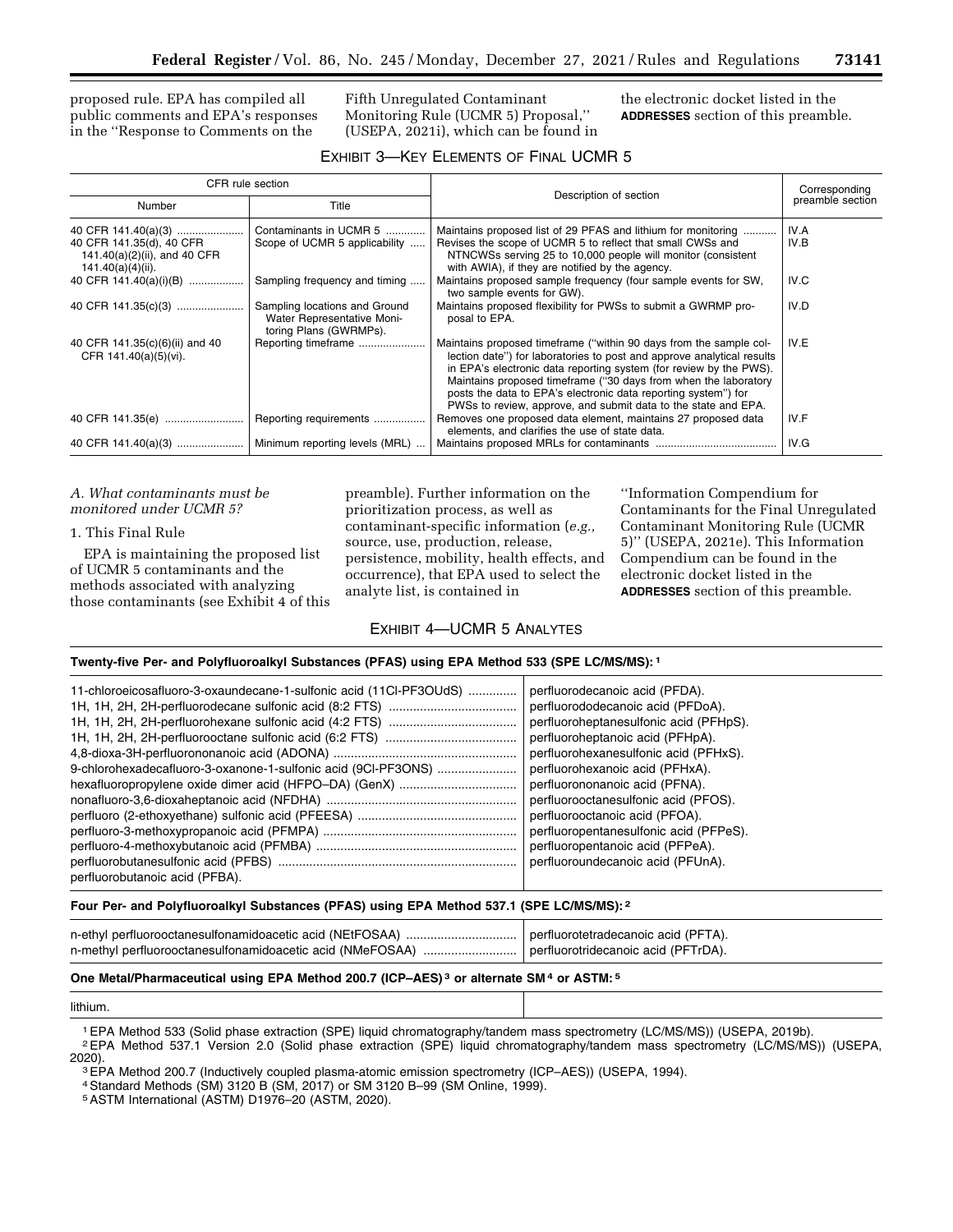proposed rule. EPA has compiled all public comments and EPA's responses in the "Response to Comments on the Fifth Unregulated Contaminant Monitoring Rule (UCMR 5) Proposal," (USEPA, 2021i), which can be found in the electronic docket listed in the **ADDRESSES** section of this preamble.

EXHIBIT 3—KEY ELEMENTS OF FINAL UCMR 5

| CFR rule section | | Description of section | Corresponding preamble section |
|---|---|---|---|
| Number | Title | | |
| 40 CFR 141.40(a)(3) | Contaminants in UCMR 5 | Maintains proposed list of 29 PFAS and lithium for monitoring | IV.A |
| 40 CFR 141.35(d), 40 CFR 141.40(a)(2)(ii), and 40 CFR 141.40(a)(4)(ii). | Scope of UCMR 5 applicability | Revises the scope of UCMR 5 to reflect that small CWSs and NTNCWSs serving 25 to 10,000 people will monitor (consistent with AWIA), if they are notified by the agency. | IV.B |
| 40 CFR 141.40(a)(i)(B) | Sampling frequency and timing | Maintains proposed sample frequency (four sample events for SW, two sample events for GW). | IV.C |
| 40 CFR 141.35(c)(3) | Sampling locations and Ground Water Representative Monitoring Plans (GWRMPs). | Maintains proposed flexibility for PWSs to submit a GWRMP proposal to EPA. | IV.D |
| 40 CFR 141.35(c)(6)(ii) and 40 CFR 141.40(a)(5)(vi). | Reporting timeframe | Maintains proposed timeframe ("within 90 days from the sample collection date") for laboratories to post and approve analytical results in EPA's electronic data reporting system (for review by the PWS). Maintains proposed timeframe ("30 days from when the laboratory posts the data to EPA's electronic data reporting system") for PWSs to review, approve, and submit data to the state and EPA. | IV.E |
| 40 CFR 141.35(e) | Reporting requirements | Removes one proposed data element, maintains 27 proposed data elements, and clarifies the use of state data. | IV.F |
| 40 CFR 141.40(a)(3) | Minimum reporting levels (MRL) | Maintains proposed MRLs for contaminants | IV.G |

*A. What contaminants must be monitored under UCMR 5?*

1. This Final Rule

EPA is maintaining the proposed list of UCMR 5 contaminants and the methods associated with analyzing those contaminants (see Exhibit 4 of this preamble). Further information on the prioritization process, as well as contaminant-specific information (*e.g.,* source, use, production, release, persistence, mobility, health effects, and occurrence), that EPA used to select the analyte list, is contained in "Information Compendium for Contaminants for the Final Unregulated Contaminant Monitoring Rule (UCMR 5)" (USEPA, 2021e). This Information Compendium can be found in the electronic docket listed in the **ADDRESSES** section of this preamble.

EXHIBIT 4—UCMR 5 ANALYTES

| **Twenty-five Per- and Polyfluoroalkyl Substances (PFAS) using EPA Method 533 (SPE LC/MS/MS):** [1] | |
|---|---|
| 11-chloroeicosafluoro-3-oxaundecane-1-sulfonic acid (11Cl-PF3OUdS) | perfluorodecanoic acid (PFDA). |
| 1H, 1H, 2H, 2H-perfluorodecane sulfonic acid (8:2 FTS) | perfluorododecanoic acid (PFDoA). |
| 1H, 1H, 2H, 2H-perfluorohexane sulfonic acid (4:2 FTS) | perfluoroheptanesulfonic acid (PFHpS). |
| 1H, 1H, 2H, 2H-perfluorooctane sulfonic acid (6:2 FTS) | perfluoroheptanoic acid (PFHpA). |
| 4,8-dioxa-3H-perfluorononanoic acid (ADONA) | perfluorohexanesulfonic acid (PFHxS). |
| 9-chlorohexadecafluoro-3-oxanone-1-sulfonic acid (9Cl-PF3ONS) | perfluorohexanoic acid (PFHxA). |
| hexafluoropropylene oxide dimer acid (HFPO–DA) (GenX) | perfluorononanoic acid (PFNA). |
| nonafluoro-3,6-dioxaheptanoic acid (NFDHA) | perfluorooctanesulfonic acid (PFOS). |
| perfluoro (2-ethoxyethane) sulfonic acid (PFEESA) | perfluorooctanoic acid (PFOA). |
| perfluoro-3-methoxypropanoic acid (PFMPA) | perfluoropentanesulfonic acid (PFPeS). |
| perfluoro-4-methoxybutanoic acid (PFMBA) | perfluoropentanoic acid (PFPeA). |
| perfluorobutanesulfonic acid (PFBS) | perfluoroundecanoic acid (PFUnA). |
| perfluorobutanoic acid (PFBA). | |
| **Four Per- and Polyfluoroalkyl Substances (PFAS) using EPA Method 537.1 (SPE LC/MS/MS):** [2] | |
| n-ethyl perfluorooctanesulfonamidoacetic acid (NEtFOSAA) | perfluorotetradecanoic acid (PFTA). |
| n-methyl perfluorooctanesulfonamidoacetic acid (NMeFOSAA) | perfluorotridecanoic acid (PFTrDA). |
| **One Metal/Pharmaceutical using EPA Method 200.7 (ICP–AES)** [3] **or alternate SM** [4] **or ASTM:** [5] | |
| lithium. | |

[1] EPA Method 533 (Solid phase extraction (SPE) liquid chromatography/tandem mass spectrometry (LC/MS/MS)) (USEPA, 2019b).

[2] EPA Method 537.1 Version 2.0 (Solid phase extraction (SPE) liquid chromatography/tandem mass spectrometry (LC/MS/MS)) (USEPA, 2020).

[3] EPA Method 200.7 (Inductively coupled plasma-atomic emission spectrometry (ICP–AES)) (USEPA, 1994).

[4] Standard Methods (SM) 3120 B (SM, 2017) or SM 3120 B–99 (SM Online, 1999).

[5] ASTM International (ASTM) D1976–20 (ASTM, 2020).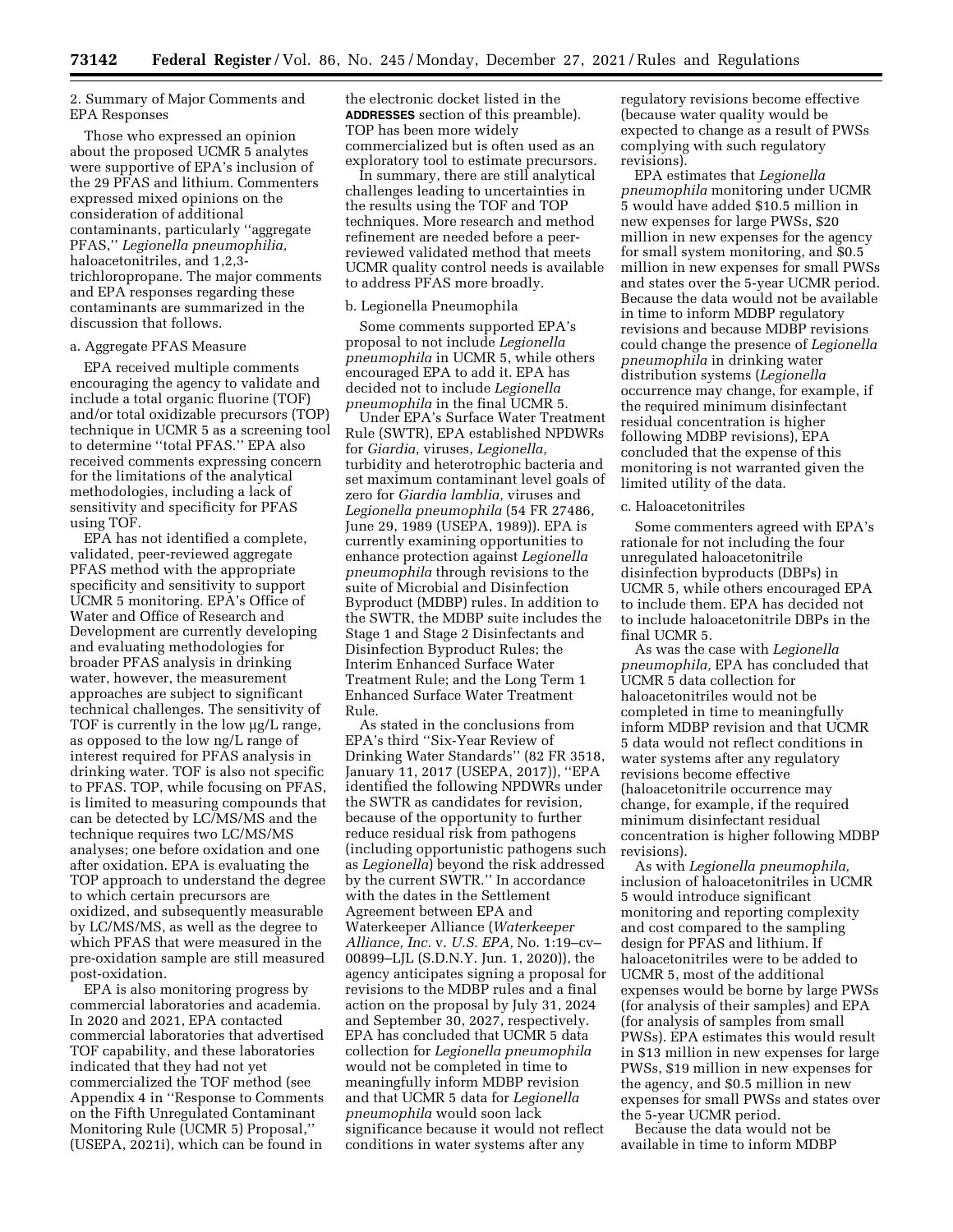2. Summary of Major Comments and EPA Responses

Those who expressed an opinion about the proposed UCMR 5 analytes were supportive of EPA's inclusion of the 29 PFAS and lithium. Commenters expressed mixed opinions on the consideration of additional contaminants, particularly ''aggregate PFAS,'' *Legionella pneumophilia,* haloacetonitriles, and 1,2,3-trichloropropane. The major comments and EPA responses regarding these contaminants are summarized in the discussion that follows.

a. Aggregate PFAS Measure

EPA received multiple comments encouraging the agency to validate and include a total organic fluorine (TOF) and/or total oxidizable precursors (TOP) technique in UCMR 5 as a screening tool to determine ''total PFAS.'' EPA also received comments expressing concern for the limitations of the analytical methodologies, including a lack of sensitivity and specificity for PFAS using TOF.

EPA has not identified a complete, validated, peer-reviewed aggregate PFAS method with the appropriate specificity and sensitivity to support UCMR 5 monitoring. EPA's Office of Water and Office of Research and Development are currently developing and evaluating methodologies for broader PFAS analysis in drinking water, however, the measurement approaches are subject to significant technical challenges. The sensitivity of TOF is currently in the low µg/L range, as opposed to the low ng/L range of interest required for PFAS analysis in drinking water. TOF is also not specific to PFAS. TOP, while focusing on PFAS, is limited to measuring compounds that can be detected by LC/MS/MS and the technique requires two LC/MS/MS analyses; one before oxidation and one after oxidation. EPA is evaluating the TOP approach to understand the degree to which certain precursors are oxidized, and subsequently measurable by LC/MS/MS, as well as the degree to which PFAS that were measured in the pre-oxidation sample are still measured post-oxidation.

EPA is also monitoring progress by commercial laboratories and academia. In 2020 and 2021, EPA contacted commercial laboratories that advertised TOF capability, and these laboratories indicated that they had not yet commercialized the TOF method (see Appendix 4 in ''Response to Comments on the Fifth Unregulated Contaminant Monitoring Rule (UCMR 5) Proposal,'' (USEPA, 2021i), which can be found in the electronic docket listed in the **ADDRESSES** section of this preamble). TOP has been more widely commercialized but is often used as an exploratory tool to estimate precursors.

In summary, there are still analytical challenges leading to uncertainties in the results using the TOF and TOP techniques. More research and method refinement are needed before a peer-reviewed validated method that meets UCMR quality control needs is available to address PFAS more broadly.

b. Legionella Pneumophila

Some comments supported EPA's proposal to not include *Legionella pneumophila* in UCMR 5, while others encouraged EPA to add it. EPA has decided not to include *Legionella pneumophila* in the final UCMR 5.

Under EPA's Surface Water Treatment Rule (SWTR), EPA established NPDWRs for *Giardia,* viruses, *Legionella,* turbidity and heterotrophic bacteria and set maximum contaminant level goals of zero for *Giardia lamblia,* viruses and *Legionella pneumophila* (54 FR 27486, June 29, 1989 (USEPA, 1989)). EPA is currently examining opportunities to enhance protection against *Legionella pneumophila* through revisions to the suite of Microbial and Disinfection Byproduct (MDBP) rules. In addition to the SWTR, the MDBP suite includes the Stage 1 and Stage 2 Disinfectants and Disinfection Byproduct Rules; the Interim Enhanced Surface Water Treatment Rule; and the Long Term 1 Enhanced Surface Water Treatment Rule.

As stated in the conclusions from EPA's third ''Six-Year Review of Drinking Water Standards'' (82 FR 3518, January 11, 2017 (USEPA, 2017)), ''EPA identified the following NPDWRs under the SWTR as candidates for revision, because of the opportunity to further reduce residual risk from pathogens (including opportunistic pathogens such as *Legionella*) beyond the risk addressed by the current SWTR.'' In accordance with the dates in the Settlement Agreement between EPA and Waterkeeper Alliance (*Waterkeeper Alliance, Inc.* v. *U.S. EPA,* No. 1:19–cv–00899–LJL (S.D.N.Y. Jun. 1, 2020)), the agency anticipates signing a proposal for revisions to the MDBP rules and a final action on the proposal by July 31, 2024 and September 30, 2027, respectively. EPA has concluded that UCMR 5 data collection for *Legionella pneumophila* would not be completed in time to meaningfully inform MDBP revision and that UCMR 5 data for *Legionella pneumophila* would soon lack significance because it would not reflect conditions in water systems after any regulatory revisions become effective (because water quality would be expected to change as a result of PWSs complying with such regulatory revisions).

EPA estimates that *Legionella pneumophila* monitoring under UCMR 5 would have added $10.5 million in new expenses for large PWSs, $20 million in new expenses for the agency for small system monitoring, and $0.5 million in new expenses for small PWSs and states over the 5-year UCMR period. Because the data would not be available in time to inform MDBP regulatory revisions and because MDBP revisions could change the presence of *Legionella pneumophila* in drinking water distribution systems (*Legionella* occurrence may change, for example, if the required minimum disinfectant residual concentration is higher following MDBP revisions), EPA concluded that the expense of this monitoring is not warranted given the limited utility of the data.

c. Haloacetonitriles

Some commenters agreed with EPA's rationale for not including the four unregulated haloacetonitrile disinfection byproducts (DBPs) in UCMR 5, while others encouraged EPA to include them. EPA has decided not to include haloacetonitrile DBPs in the final UCMR 5.

As was the case with *Legionella pneumophila,* EPA has concluded that UCMR 5 data collection for haloacetonitriles would not be completed in time to meaningfully inform MDBP revision and that UCMR 5 data would not reflect conditions in water systems after any regulatory revisions become effective (haloacetonitrile occurrence may change, for example, if the required minimum disinfectant residual concentration is higher following MDBP revisions).

As with *Legionella pneumophila,* inclusion of haloacetonitriles in UCMR 5 would introduce significant monitoring and reporting complexity and cost compared to the sampling design for PFAS and lithium. If haloacetonitriles were to be added to UCMR 5, most of the additional expenses would be borne by large PWSs (for analysis of their samples) and EPA (for analysis of samples from small PWSs). EPA estimates this would result in $13 million in new expenses for large PWSs, $19 million in new expenses for the agency, and $0.5 million in new expenses for small PWSs and states over the 5-year UCMR period.

Because the data would not be available in time to inform MDBP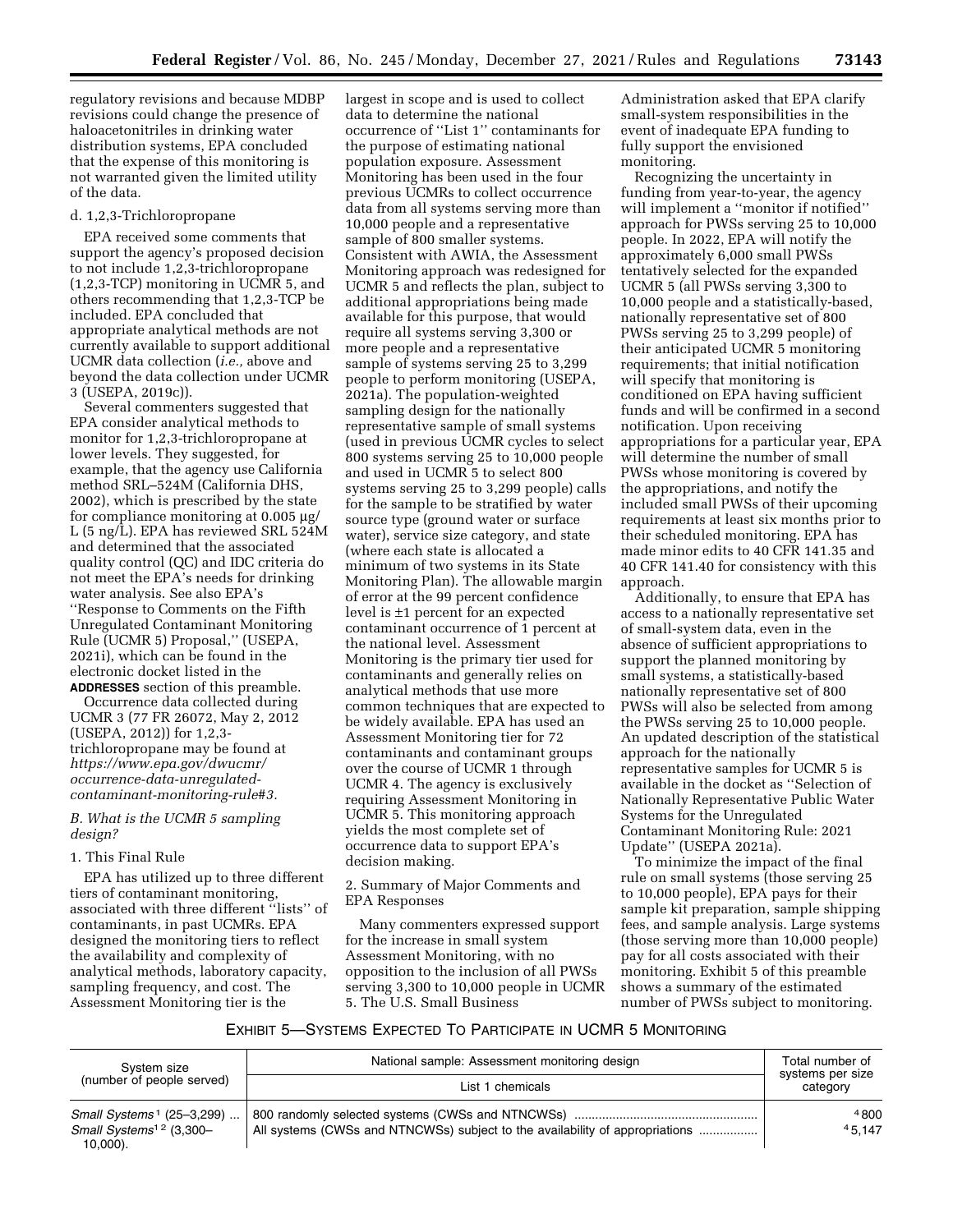regulatory revisions and because MDBP revisions could change the presence of haloacetonitriles in drinking water distribution systems, EPA concluded that the expense of this monitoring is not warranted given the limited utility of the data.

d. 1,2,3-Trichloropropane

EPA received some comments that support the agency's proposed decision to not include 1,2,3-trichloropropane (1,2,3-TCP) monitoring in UCMR 5, and others recommending that 1,2,3-TCP be included. EPA concluded that appropriate analytical methods are not currently available to support additional UCMR data collection (*i.e.,* above and beyond the data collection under UCMR 3 (USEPA, 2019c)).

Several commenters suggested that EPA consider analytical methods to monitor for 1,2,3-trichloropropane at lower levels. They suggested, for example, that the agency use California method SRL–524M (California DHS, 2002), which is prescribed by the state for compliance monitoring at 0.005 µg/L (5 ng/L). EPA has reviewed SRL 524M and determined that the associated quality control (QC) and IDC criteria do not meet the EPA's needs for drinking water analysis. See also EPA's ''Response to Comments on the Fifth Unregulated Contaminant Monitoring Rule (UCMR 5) Proposal,'' (USEPA, 2021i), which can be found in the electronic docket listed in the **ADDRESSES** section of this preamble.

Occurrence data collected during UCMR 3 (77 FR 26072, May 2, 2012 (USEPA, 2012)) for 1,2,3-trichloropropane may be found at *https://www.epa.gov/dwucmr/occurrence-data-unregulated-contaminant-monitoring-rule#3.*

### *B. What is the UCMR 5 sampling design?*

1. This Final Rule

EPA has utilized up to three different tiers of contaminant monitoring, associated with three different ''lists'' of contaminants, in past UCMRs. EPA designed the monitoring tiers to reflect the availability and complexity of analytical methods, laboratory capacity, sampling frequency, and cost. The Assessment Monitoring tier is the largest in scope and is used to collect data to determine the national occurrence of ''List 1'' contaminants for the purpose of estimating national population exposure. Assessment Monitoring has been used in the four previous UCMRs to collect occurrence data from all systems serving more than 10,000 people and a representative sample of 800 smaller systems. Consistent with AWIA, the Assessment Monitoring approach was redesigned for UCMR 5 and reflects the plan, subject to additional appropriations being made available for this purpose, that would require all systems serving 3,300 or more people and a representative sample of systems serving 25 to 3,299 people to perform monitoring (USEPA, 2021a). The population-weighted sampling design for the nationally representative sample of small systems (used in previous UCMR cycles to select 800 systems serving 25 to 10,000 people and used in UCMR 5 to select 800 systems serving 25 to 3,299 people) calls for the sample to be stratified by water source type (ground water or surface water), service size category, and state (where each state is allocated a minimum of two systems in its State Monitoring Plan). The allowable margin of error at the 99 percent confidence level is ±1 percent for an expected contaminant occurrence of 1 percent at the national level. Assessment Monitoring is the primary tier used for contaminants and generally relies on analytical methods that use more common techniques that are expected to be widely available. EPA has used an Assessment Monitoring tier for 72 contaminants and contaminant groups over the course of UCMR 1 through UCMR 4. The agency is exclusively requiring Assessment Monitoring in UCMR 5. This monitoring approach yields the most complete set of occurrence data to support EPA's decision making.

2. Summary of Major Comments and EPA Responses

Many commenters expressed support for the increase in small system Assessment Monitoring, with no opposition to the inclusion of all PWSs serving 3,300 to 10,000 people in UCMR 5. The U.S. Small Business Administration asked that EPA clarify small-system responsibilities in the event of inadequate EPA funding to fully support the envisioned monitoring.

Recognizing the uncertainty in funding from year-to-year, the agency will implement a ''monitor if notified'' approach for PWSs serving 25 to 10,000 people. In 2022, EPA will notify the approximately 6,000 small PWSs tentatively selected for the expanded UCMR 5 (all PWSs serving 3,300 to 10,000 people and a statistically-based, nationally representative set of 800 PWSs serving 25 to 3,299 people) of their anticipated UCMR 5 monitoring requirements; that initial notification will specify that monitoring is conditioned on EPA having sufficient funds and will be confirmed in a second notification. Upon receiving appropriations for a particular year, EPA will determine the number of small PWSs whose monitoring is covered by the appropriations, and notify the included small PWSs of their upcoming requirements at least six months prior to their scheduled monitoring. EPA has made minor edits to 40 CFR 141.35 and 40 CFR 141.40 for consistency with this approach.

Additionally, to ensure that EPA has access to a nationally representative set of small-system data, even in the absence of sufficient appropriations to support the planned monitoring by small systems, a statistically-based nationally representative set of 800 PWSs will also be selected from among the PWSs serving 25 to 10,000 people. An updated description of the statistical approach for the nationally representative samples for UCMR 5 is available in the docket as ''Selection of Nationally Representative Public Water Systems for the Unregulated Contaminant Monitoring Rule: 2021 Update'' (USEPA 2021a).

To minimize the impact of the final rule on small systems (those serving 25 to 10,000 people), EPA pays for their sample kit preparation, sample shipping fees, and sample analysis. Large systems (those serving more than 10,000 people) pay for all costs associated with their monitoring. Exhibit 5 of this preamble shows a summary of the estimated number of PWSs subject to monitoring.

EXHIBIT 5—SYSTEMS EXPECTED TO PARTICIPATE IN UCMR 5 MONITORING

| System size (number of people served) | National sample: Assessment monitoring design | Total number of systems per size category |
|---|---|---|
| | List 1 chemicals | |
| *Small Systems* [1] (25–3,299) | 800 randomly selected systems (CWSs and NTNCWSs) | [4] 800 |
| *Small Systems* [1] [2] (3,300–10,000). | All systems (CWSs and NTNCWSs) subject to the availability of appropriations | [4] 5,147 |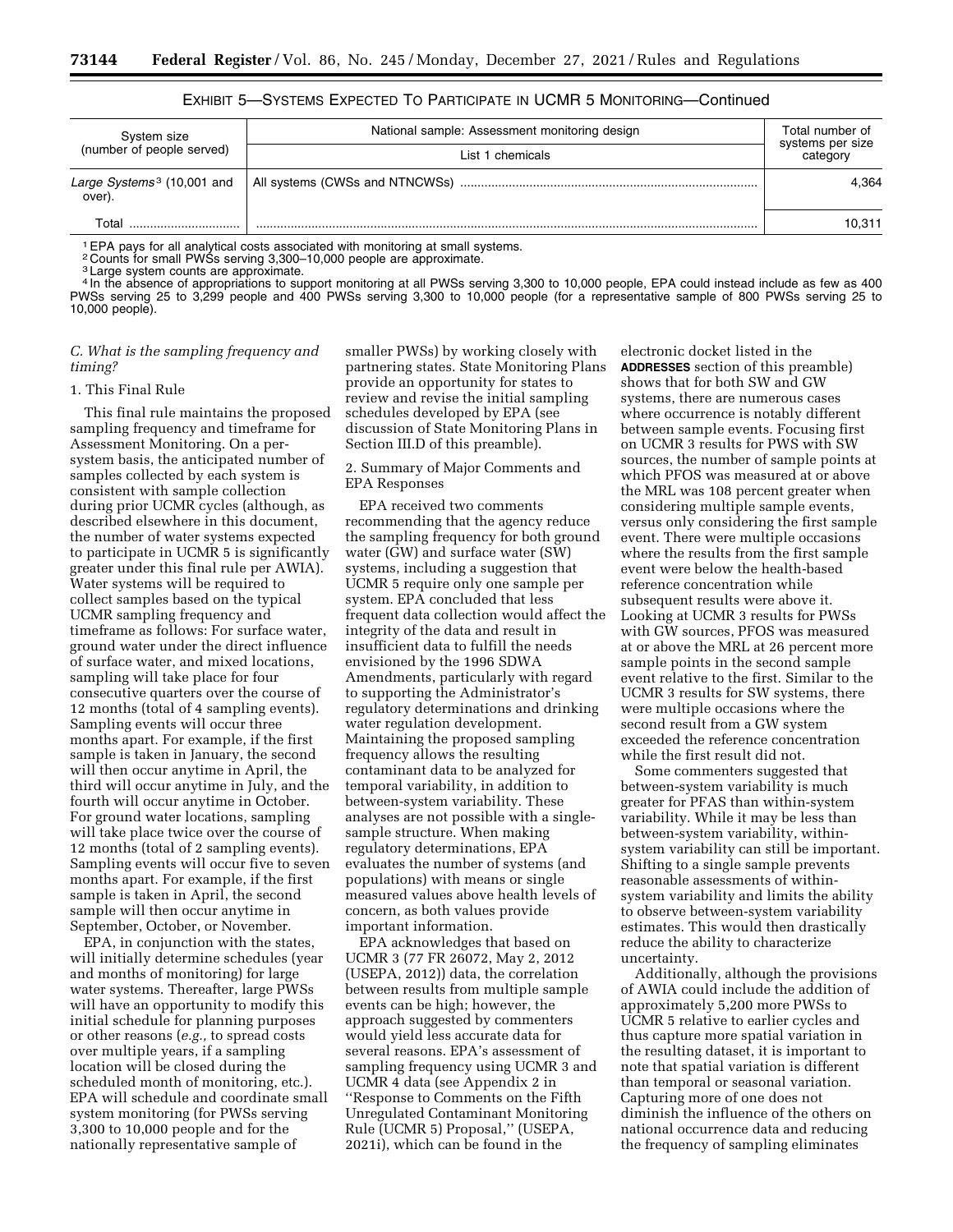EXHIBIT 5—SYSTEMS EXPECTED TO PARTICIPATE IN UCMR 5 MONITORING—Continued

| System size (number of people served) | National sample: Assessment monitoring design | Total number of systems per size category |
|---|---|---|
| | List 1 chemicals | |
| *Large Systems*[3] (10,001 and over). | All systems (CWSs and NTNCWSs) | 4,364 |
| Total | | 10,311 |

[1] EPA pays for all analytical costs associated with monitoring at small systems.
[2] Counts for small PWSs serving 3,300–10,000 people are approximate.
[3] Large system counts are approximate.
[4] In the absence of appropriations to support monitoring at all PWSs serving 3,300 to 10,000 people, EPA could instead include as few as 400 PWSs serving 25 to 3,299 people and 400 PWSs serving 3,300 to 10,000 people (for a representative sample of 800 PWSs serving 25 to 10,000 people).

### *C. What is the sampling frequency and timing?*

1. This Final Rule

This final rule maintains the proposed sampling frequency and timeframe for Assessment Monitoring. On a per-system basis, the anticipated number of samples collected by each system is consistent with sample collection during prior UCMR cycles (although, as described elsewhere in this document, the number of water systems expected to participate in UCMR 5 is significantly greater under this final rule per AWIA). Water systems will be required to collect samples based on the typical UCMR sampling frequency and timeframe as follows: For surface water, ground water under the direct influence of surface water, and mixed locations, sampling will take place for four consecutive quarters over the course of 12 months (total of 4 sampling events). Sampling events will occur three months apart. For example, if the first sample is taken in January, the second will then occur anytime in April, the third will occur anytime in July, and the fourth will occur anytime in October. For ground water locations, sampling will take place twice over the course of 12 months (total of 2 sampling events). Sampling events will occur five to seven months apart. For example, if the first sample is taken in April, the second sample will then occur anytime in September, October, or November.

EPA, in conjunction with the states, will initially determine schedules (year and months of monitoring) for large water systems. Thereafter, large PWSs will have an opportunity to modify this initial schedule for planning purposes or other reasons (*e.g.,* to spread costs over multiple years, if a sampling location will be closed during the scheduled month of monitoring, etc.). EPA will schedule and coordinate small system monitoring (for PWSs serving 3,300 to 10,000 people and for the nationally representative sample of smaller PWSs) by working closely with partnering states. State Monitoring Plans provide an opportunity for states to review and revise the initial sampling schedules developed by EPA (see discussion of State Monitoring Plans in Section III.D of this preamble).

2. Summary of Major Comments and EPA Responses

EPA received two comments recommending that the agency reduce the sampling frequency for both ground water (GW) and surface water (SW) systems, including a suggestion that UCMR 5 require only one sample per system. EPA concluded that less frequent data collection would affect the integrity of the data and result in insufficient data to fulfill the needs envisioned by the 1996 SDWA Amendments, particularly with regard to supporting the Administrator's regulatory determinations and drinking water regulation development. Maintaining the proposed sampling frequency allows the resulting contaminant data to be analyzed for temporal variability, in addition to between-system variability. These analyses are not possible with a single-sample structure. When making regulatory determinations, EPA evaluates the number of systems (and populations) with means or single measured values above health levels of concern, as both values provide important information.

EPA acknowledges that based on UCMR 3 (77 FR 26072, May 2, 2012 (USEPA, 2012)) data, the correlation between results from multiple sample events can be high; however, the approach suggested by commenters would yield less accurate data for several reasons. EPA's assessment of sampling frequency using UCMR 3 and UCMR 4 data (see Appendix 2 in "Response to Comments on the Fifth Unregulated Contaminant Monitoring Rule (UCMR 5) Proposal," (USEPA, 2021i), which can be found in the electronic docket listed in the **ADDRESSES** section of this preamble) shows that for both SW and GW systems, there are numerous cases where occurrence is notably different between sample events. Focusing first on UCMR 3 results for PWS with SW sources, the number of sample points at which PFOS was measured at or above the MRL was 108 percent greater when considering multiple sample events, versus only considering the first sample event. There were multiple occasions where the results from the first sample event were below the health-based reference concentration while subsequent results were above it. Looking at UCMR 3 results for PWSs with GW sources, PFOS was measured at or above the MRL at 26 percent more sample points in the second sample event relative to the first. Similar to the UCMR 3 results for SW systems, there were multiple occasions where the second result from a GW system exceeded the reference concentration while the first result did not.

Some commenters suggested that between-system variability is much greater for PFAS than within-system variability. While it may be less than between-system variability, within-system variability can still be important. Shifting to a single sample prevents reasonable assessments of within-system variability and limits the ability to observe between-system variability estimates. This would then drastically reduce the ability to characterize uncertainty.

Additionally, although the provisions of AWIA could include the addition of approximately 5,200 more PWSs to UCMR 5 relative to earlier cycles and thus capture more spatial variation in the resulting dataset, it is important to note that spatial variation is different than temporal or seasonal variation. Capturing more of one does not diminish the influence of the others on national occurrence data and reducing the frequency of sampling eliminates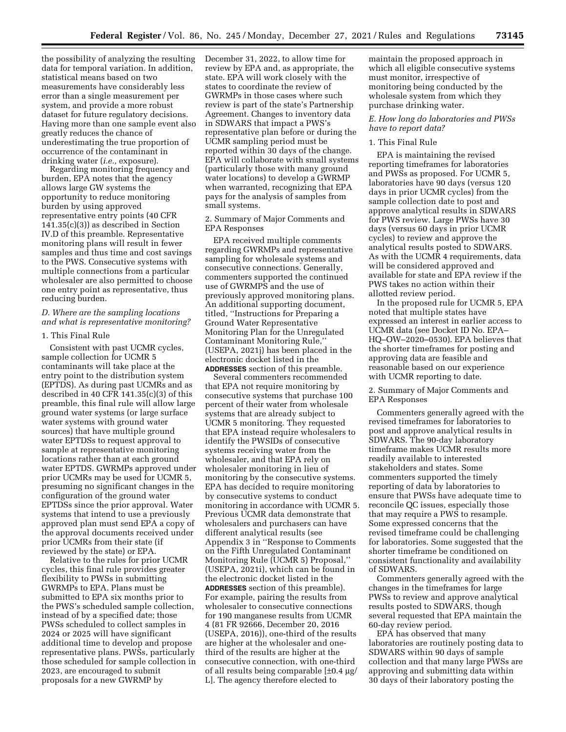the possibility of analyzing the resulting data for temporal variation. In addition, statistical means based on two measurements have considerably less error than a single measurement per system, and provide a more robust dataset for future regulatory decisions. Having more than one sample event also greatly reduces the chance of underestimating the true proportion of occurrence of the contaminant in drinking water (*i.e.,* exposure).

Regarding monitoring frequency and burden, EPA notes that the agency allows large GW systems the opportunity to reduce monitoring burden by using approved representative entry points (40 CFR 141.35(c)(3)) as described in Section IV.D of this preamble. Representative monitoring plans will result in fewer samples and thus time and cost savings to the PWS. Consecutive systems with multiple connections from a particular wholesaler are also permitted to choose one entry point as representative, thus reducing burden.

### *D. Where are the sampling locations and what is representative monitoring?*

#### 1. This Final Rule

Consistent with past UCMR cycles, sample collection for UCMR 5 contaminants will take place at the entry point to the distribution system (EPTDS). As during past UCMRs and as described in 40 CFR 141.35(c)(3) of this preamble, this final rule will allow large ground water systems (or large surface water systems with ground water sources) that have multiple ground water EPTDSs to request approval to sample at representative monitoring locations rather than at each ground water EPTDS. GWRMPs approved under prior UCMRs may be used for UCMR 5, presuming no significant changes in the configuration of the ground water EPTDSs since the prior approval. Water systems that intend to use a previously approved plan must send EPA a copy of the approval documents received under prior UCMRs from their state (if reviewed by the state) or EPA.

Relative to the rules for prior UCMR cycles, this final rule provides greater flexibility to PWSs in submitting GWRMPs to EPA. Plans must be submitted to EPA six months prior to the PWS's scheduled sample collection, instead of by a specified date; those PWSs scheduled to collect samples in 2024 or 2025 will have significant additional time to develop and propose representative plans. PWSs, particularly those scheduled for sample collection in 2023, are encouraged to submit proposals for a new GWRMP by December 31, 2022, to allow time for review by EPA and, as appropriate, the state. EPA will work closely with the states to coordinate the review of GWRMPs in those cases where such review is part of the state's Partnership Agreement. Changes to inventory data in SDWARS that impact a PWS's representative plan before or during the UCMR sampling period must be reported within 30 days of the change. EPA will collaborate with small systems (particularly those with many ground water locations) to develop a GWRMP when warranted, recognizing that EPA pays for the analysis of samples from small systems.

#### 2. Summary of Major Comments and EPA Responses

EPA received multiple comments regarding GWRMPs and representative sampling for wholesale systems and consecutive connections. Generally, commenters supported the continued use of GWRMPS and the use of previously approved monitoring plans. An additional supporting document, titled, ''Instructions for Preparing a Ground Water Representative Monitoring Plan for the Unregulated Contaminant Monitoring Rule,'' (USEPA, 2021j) has been placed in the electronic docket listed in the **ADDRESSES** section of this preamble.

Several commenters recommended that EPA not require monitoring by consecutive systems that purchase 100 percent of their water from wholesale systems that are already subject to UCMR 5 monitoring. They requested that EPA instead require wholesalers to identify the PWSIDs of consecutive systems receiving water from the wholesaler, and that EPA rely on wholesaler monitoring in lieu of monitoring by the consecutive systems. EPA has decided to require monitoring by consecutive systems to conduct monitoring in accordance with UCMR 5. Previous UCMR data demonstrate that wholesalers and purchasers can have different analytical results (see Appendix 3 in ''Response to Comments on the Fifth Unregulated Contaminant Monitoring Rule (UCMR 5) Proposal,'' (USEPA, 2021i), which can be found in the electronic docket listed in the **ADDRESSES** section of this preamble). For example, pairing the results from wholesaler to consecutive connections for 190 manganese results from UCMR 4 (81 FR 92666, December 20, 2016 (USEPA, 2016)), one-third of the results are higher at the wholesaler and one-third of the results are higher at the consecutive connection, with one-third of all results being comparable [±0.4 µg/L]. The agency therefore elected to maintain the proposed approach in which all eligible consecutive systems must monitor, irrespective of monitoring being conducted by the wholesale system from which they purchase drinking water.

### *E. How long do laboratories and PWSs have to report data?*

#### 1. This Final Rule

EPA is maintaining the revised reporting timeframes for laboratories and PWSs as proposed. For UCMR 5, laboratories have 90 days (versus 120 days in prior UCMR cycles) from the sample collection date to post and approve analytical results in SDWARS for PWS review. Large PWSs have 30 days (versus 60 days in prior UCMR cycles) to review and approve the analytical results posted to SDWARS. As with the UCMR 4 requirements, data will be considered approved and available for state and EPA review if the PWS takes no action within their allotted review period.

In the proposed rule for UCMR 5, EPA noted that multiple states have expressed an interest in earlier access to UCMR data (see Docket ID No. EPA–HQ–OW–2020–0530). EPA believes that the shorter timeframes for posting and approving data are feasible and reasonable based on our experience with UCMR reporting to date.

#### 2. Summary of Major Comments and EPA Responses

Commenters generally agreed with the revised timeframes for laboratories to post and approve analytical results in SDWARS. The 90-day laboratory timeframe makes UCMR results more readily available to interested stakeholders and states. Some commenters supported the timely reporting of data by laboratories to ensure that PWSs have adequate time to reconcile QC issues, especially those that may require a PWS to resample. Some expressed concerns that the revised timeframe could be challenging for laboratories. Some suggested that the shorter timeframe be conditioned on consistent functionality and availability of SDWARS.

Commenters generally agreed with the changes in the timeframes for large PWSs to review and approve analytical results posted to SDWARS, though several requested that EPA maintain the 60-day review period.

EPA has observed that many laboratories are routinely posting data to SDWARS within 90 days of sample collection and that many large PWSs are approving and submitting data within 30 days of their laboratory posting the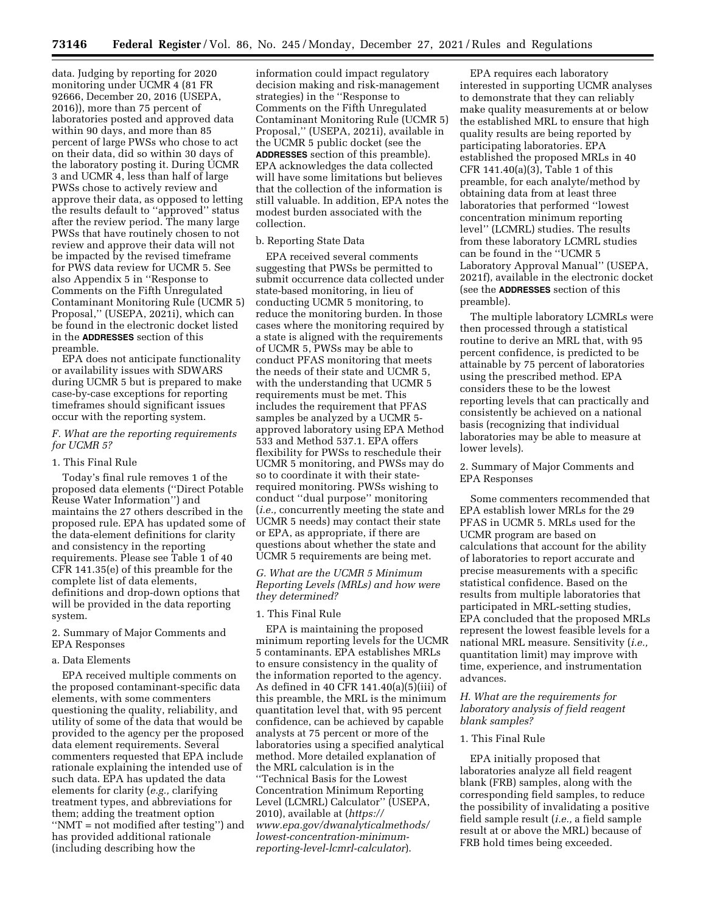data. Judging by reporting for 2020 monitoring under UCMR 4 (81 FR 92666, December 20, 2016 (USEPA, 2016)), more than 75 percent of laboratories posted and approved data within 90 days, and more than 85 percent of large PWSs who chose to act on their data, did so within 30 days of the laboratory posting it. During UCMR 3 and UCMR 4, less than half of large PWSs chose to actively review and approve their data, as opposed to letting the results default to ''approved'' status after the review period. The many large PWSs that have routinely chosen to not review and approve their data will not be impacted by the revised timeframe for PWS data review for UCMR 5. See also Appendix 5 in ''Response to Comments on the Fifth Unregulated Contaminant Monitoring Rule (UCMR 5) Proposal,'' (USEPA, 2021i), which can be found in the electronic docket listed in the **ADDRESSES** section of this preamble.

EPA does not anticipate functionality or availability issues with SDWARS during UCMR 5 but is prepared to make case-by-case exceptions for reporting timeframes should significant issues occur with the reporting system.

### *F. What are the reporting requirements for UCMR 5?*

1. This Final Rule

Today's final rule removes 1 of the proposed data elements (''Direct Potable Reuse Water Information'') and maintains the 27 others described in the proposed rule. EPA has updated some of the data-element definitions for clarity and consistency in the reporting requirements. Please see Table 1 of 40 CFR 141.35(e) of this preamble for the complete list of data elements, definitions and drop-down options that will be provided in the data reporting system.

2. Summary of Major Comments and EPA Responses

a. Data Elements

EPA received multiple comments on the proposed contaminant-specific data elements, with some commenters questioning the quality, reliability, and utility of some of the data that would be provided to the agency per the proposed data element requirements. Several commenters requested that EPA include rationale explaining the intended use of such data. EPA has updated the data elements for clarity (*e.g.,* clarifying treatment types, and abbreviations for them; adding the treatment option ''NMT = not modified after testing'') and has provided additional rationale (including describing how the information could impact regulatory decision making and risk-management strategies) in the ''Response to Comments on the Fifth Unregulated Contaminant Monitoring Rule (UCMR 5) Proposal,'' (USEPA, 2021i), available in the UCMR 5 public docket (see the **ADDRESSES** section of this preamble). EPA acknowledges the data collected will have some limitations but believes that the collection of the information is still valuable. In addition, EPA notes the modest burden associated with the collection.

b. Reporting State Data

EPA received several comments suggesting that PWSs be permitted to submit occurrence data collected under state-based monitoring, in lieu of conducting UCMR 5 monitoring, to reduce the monitoring burden. In those cases where the monitoring required by a state is aligned with the requirements of UCMR 5, PWSs may be able to conduct PFAS monitoring that meets the needs of their state and UCMR 5, with the understanding that UCMR 5 requirements must be met. This includes the requirement that PFAS samples be analyzed by a UCMR 5-approved laboratory using EPA Method 533 and Method 537.1. EPA offers flexibility for PWSs to reschedule their UCMR 5 monitoring, and PWSs may do so to coordinate it with their state-required monitoring. PWSs wishing to conduct ''dual purpose'' monitoring (*i.e.,* concurrently meeting the state and UCMR 5 needs) may contact their state or EPA, as appropriate, if there are questions about whether the state and UCMR 5 requirements are being met.

### *G. What are the UCMR 5 Minimum Reporting Levels (MRLs) and how were they determined?*

1. This Final Rule

EPA is maintaining the proposed minimum reporting levels for the UCMR 5 contaminants. EPA establishes MRLs to ensure consistency in the quality of the information reported to the agency. As defined in 40 CFR 141.40(a)(5)(iii) of this preamble, the MRL is the minimum quantitation level that, with 95 percent confidence, can be achieved by capable analysts at 75 percent or more of the laboratories using a specified analytical method. More detailed explanation of the MRL calculation is in the ''Technical Basis for the Lowest Concentration Minimum Reporting Level (LCMRL) Calculator'' (USEPA, 2010), available at (*https://www.epa.gov/dwanalyticalmethods/lowest-concentration-minimum-reporting-level-lcmrl-calculator*).

EPA requires each laboratory interested in supporting UCMR analyses to demonstrate that they can reliably make quality measurements at or below the established MRL to ensure that high quality results are being reported by participating laboratories. EPA established the proposed MRLs in 40 CFR 141.40(a)(3), Table 1 of this preamble, for each analyte/method by obtaining data from at least three laboratories that performed ''lowest concentration minimum reporting level'' (LCMRL) studies. The results from these laboratory LCMRL studies can be found in the ''UCMR 5 Laboratory Approval Manual'' (USEPA, 2021f), available in the electronic docket (see the **ADDRESSES** section of this preamble).

The multiple laboratory LCMRLs were then processed through a statistical routine to derive an MRL that, with 95 percent confidence, is predicted to be attainable by 75 percent of laboratories using the prescribed method. EPA considers these to be the lowest reporting levels that can practically and consistently be achieved on a national basis (recognizing that individual laboratories may be able to measure at lower levels).

2. Summary of Major Comments and EPA Responses

Some commenters recommended that EPA establish lower MRLs for the 29 PFAS in UCMR 5. MRLs used for the UCMR program are based on calculations that account for the ability of laboratories to report accurate and precise measurements with a specific statistical confidence. Based on the results from multiple laboratories that participated in MRL-setting studies, EPA concluded that the proposed MRLs represent the lowest feasible levels for a national MRL measure. Sensitivity (*i.e.,* quantitation limit) may improve with time, experience, and instrumentation advances.

### *H. What are the requirements for laboratory analysis of field reagent blank samples?*

1. This Final Rule

EPA initially proposed that laboratories analyze all field reagent blank (FRB) samples, along with the corresponding field samples, to reduce the possibility of invalidating a positive field sample result (*i.e.,* a field sample result at or above the MRL) because of FRB hold times being exceeded.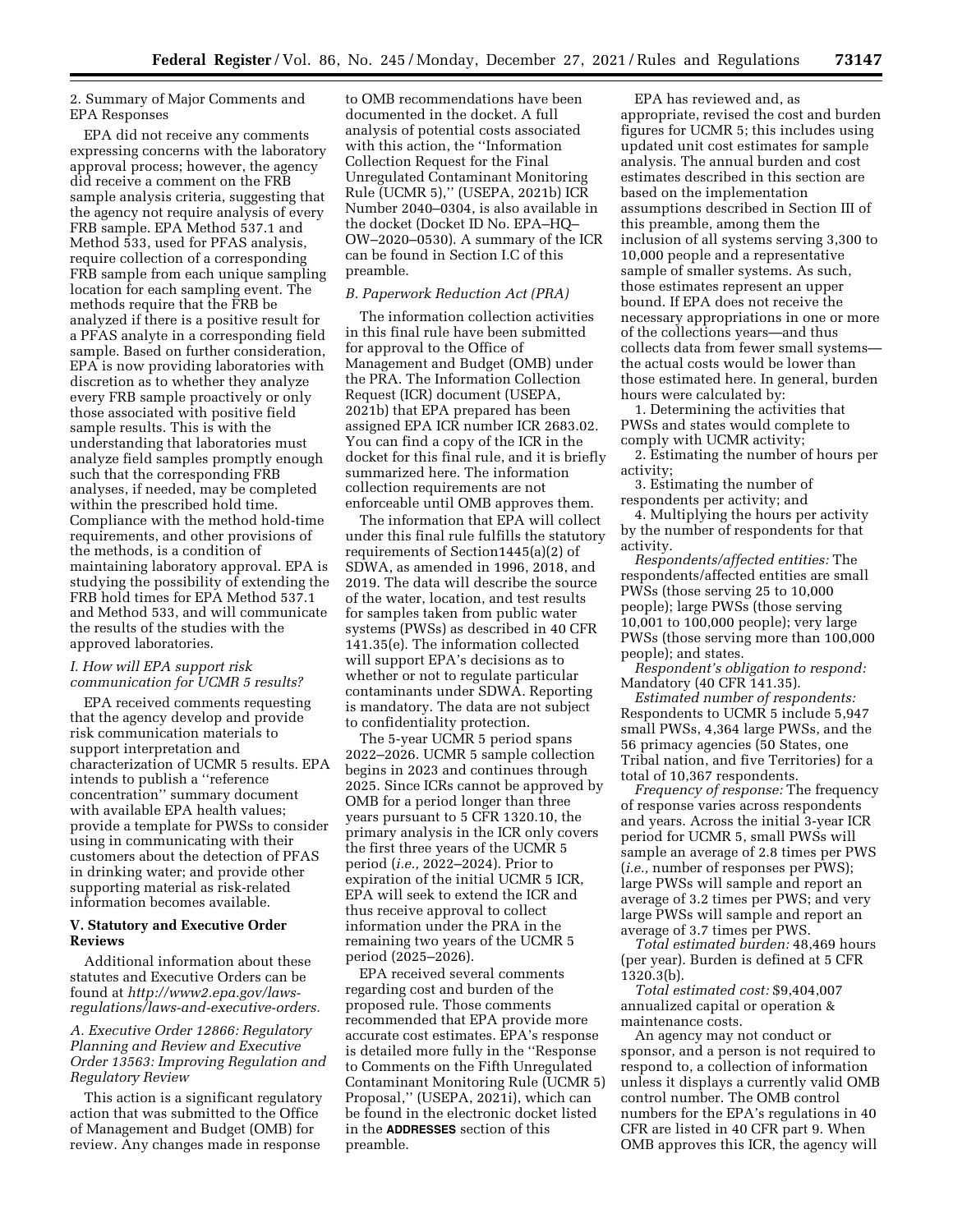2. Summary of Major Comments and EPA Responses

EPA did not receive any comments expressing concerns with the laboratory approval process; however, the agency did receive a comment on the FRB sample analysis criteria, suggesting that the agency not require analysis of every FRB sample. EPA Method 537.1 and Method 533, used for PFAS analysis, require collection of a corresponding FRB sample from each unique sampling location for each sampling event. The methods require that the FRB be analyzed if there is a positive result for a PFAS analyte in a corresponding field sample. Based on further consideration, EPA is now providing laboratories with discretion as to whether they analyze every FRB sample proactively or only those associated with positive field sample results. This is with the understanding that laboratories must analyze field samples promptly enough such that the corresponding FRB analyses, if needed, may be completed within the prescribed hold time. Compliance with the method hold-time requirements, and other provisions of the methods, is a condition of maintaining laboratory approval. EPA is studying the possibility of extending the FRB hold times for EPA Method 537.1 and Method 533, and will communicate the results of the studies with the approved laboratories.

### I. How will EPA support risk communication for UCMR 5 results?

EPA received comments requesting that the agency develop and provide risk communication materials to support interpretation and characterization of UCMR 5 results. EPA intends to publish a ''reference concentration'' summary document with available EPA health values; provide a template for PWSs to consider using in communicating with their customers about the detection of PFAS in drinking water; and provide other supporting material as risk-related information becomes available.

## V. Statutory and Executive Order Reviews

Additional information about these statutes and Executive Orders can be found at *http://www2.epa.gov/laws-regulations/laws-and-executive-orders.*

### A. Executive Order 12866: Regulatory Planning and Review and Executive Order 13563: Improving Regulation and Regulatory Review

This action is a significant regulatory action that was submitted to the Office of Management and Budget (OMB) for review. Any changes made in response to OMB recommendations have been documented in the docket. A full analysis of potential costs associated with this action, the ''Information Collection Request for the Final Unregulated Contaminant Monitoring Rule (UCMR 5),'' (USEPA, 2021b) ICR Number 2040–0304, is also available in the docket (Docket ID No. EPA–HQ–OW–2020–0530). A summary of the ICR can be found in Section I.C of this preamble.

### B. Paperwork Reduction Act (PRA)

The information collection activities in this final rule have been submitted for approval to the Office of Management and Budget (OMB) under the PRA. The Information Collection Request (ICR) document (USEPA, 2021b) that EPA prepared has been assigned EPA ICR number ICR 2683.02. You can find a copy of the ICR in the docket for this final rule, and it is briefly summarized here. The information collection requirements are not enforceable until OMB approves them.

The information that EPA will collect under this final rule fulfills the statutory requirements of Section1445(a)(2) of SDWA, as amended in 1996, 2018, and 2019. The data will describe the source of the water, location, and test results for samples taken from public water systems (PWSs) as described in 40 CFR 141.35(e). The information collected will support EPA's decisions as to whether or not to regulate particular contaminants under SDWA. Reporting is mandatory. The data are not subject to confidentiality protection.

The 5-year UCMR 5 period spans 2022–2026. UCMR 5 sample collection begins in 2023 and continues through 2025. Since ICRs cannot be approved by OMB for a period longer than three years pursuant to 5 CFR 1320.10, the primary analysis in the ICR only covers the first three years of the UCMR 5 period (*i.e.,* 2022–2024). Prior to expiration of the initial UCMR 5 ICR, EPA will seek to extend the ICR and thus receive approval to collect information under the PRA in the remaining two years of the UCMR 5 period (2025–2026).

EPA received several comments regarding cost and burden of the proposed rule. Those comments recommended that EPA provide more accurate cost estimates. EPA's response is detailed more fully in the ''Response to Comments on the Fifth Unregulated Contaminant Monitoring Rule (UCMR 5) Proposal,'' (USEPA, 2021i), which can be found in the electronic docket listed in the **ADDRESSES** section of this preamble.

EPA has reviewed and, as appropriate, revised the cost and burden figures for UCMR 5; this includes using updated unit cost estimates for sample analysis. The annual burden and cost estimates described in this section are based on the implementation assumptions described in Section III of this preamble, among them the inclusion of all systems serving 3,300 to 10,000 people and a representative sample of smaller systems. As such, those estimates represent an upper bound. If EPA does not receive the necessary appropriations in one or more of the collections years—and thus collects data from fewer small systems—the actual costs would be lower than those estimated here. In general, burden hours were calculated by:

1. Determining the activities that PWSs and states would complete to comply with UCMR activity;
2. Estimating the number of hours per activity;
3. Estimating the number of respondents per activity; and
4. Multiplying the hours per activity by the number of respondents for that activity.

*Respondents/affected entities:* The respondents/affected entities are small PWSs (those serving 25 to 10,000 people); large PWSs (those serving 10,001 to 100,000 people); very large PWSs (those serving more than 100,000 people); and states.

*Respondent's obligation to respond:* Mandatory (40 CFR 141.35).

*Estimated number of respondents:* Respondents to UCMR 5 include 5,947 small PWSs, 4,364 large PWSs, and the 56 primacy agencies (50 States, one Tribal nation, and five Territories) for a total of 10,367 respondents.

*Frequency of response:* The frequency of response varies across respondents and years. Across the initial 3-year ICR period for UCMR 5, small PWSs will sample an average of 2.8 times per PWS (*i.e.,* number of responses per PWS); large PWSs will sample and report an average of 3.2 times per PWS; and very large PWSs will sample and report an average of 3.7 times per PWS.

*Total estimated burden:* 48,469 hours (per year). Burden is defined at 5 CFR 1320.3(b).

*Total estimated cost:* $9,404,007 annualized capital or operation & maintenance costs.

An agency may not conduct or sponsor, and a person is not required to respond to, a collection of information unless it displays a currently valid OMB control number. The OMB control numbers for the EPA's regulations in 40 CFR are listed in 40 CFR part 9. When OMB approves this ICR, the agency will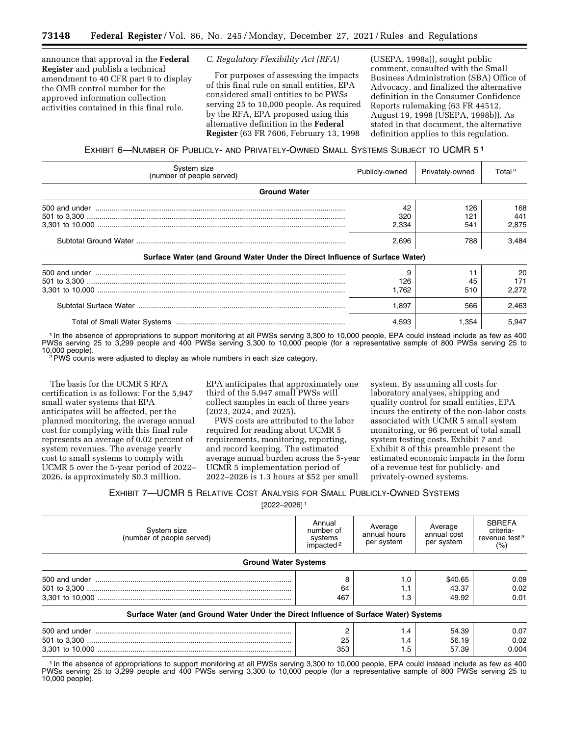announce that approval in the **Federal Register** and publish a technical amendment to 40 CFR part 9 to display the OMB control number for the approved information collection activities contained in this final rule.

*C. Regulatory Flexibility Act (RFA)*

For purposes of assessing the impacts of this final rule on small entities, EPA considered small entities to be PWSs serving 25 to 10,000 people. As required by the RFA, EPA proposed using this alternative definition in the **Federal Register** (63 FR 7606, February 13, 1998 (USEPA, 1998a)), sought public comment, consulted with the Small Business Administration (SBA) Office of Advocacy, and finalized the alternative definition in the Consumer Confidence Reports rulemaking (63 FR 44512, August 19, 1998 (USEPA, 1998b)). As stated in that document, the alternative definition applies to this regulation.

EXHIBIT 6—NUMBER OF PUBLICLY- AND PRIVATELY-OWNED SMALL SYSTEMS SUBJECT TO UCMR 5 [1]

| System size (number of people served) | Publicly-owned | Privately-owned | Total [2] |
|---|---|---|---|
| **Ground Water** | | | |
| 500 and under | 42 | 126 | 168 |
| 501 to 3,300 | 320 | 121 | 441 |
| 3,301 to 10,000 | 2,334 | 541 | 2,875 |
| Subtotal Ground Water | 2,696 | 788 | 3,484 |
| **Surface Water (and Ground Water Under the Direct Influence of Surface Water)** | | | |
| 500 and under | 9 | 11 | 20 |
| 501 to 3,300 | 126 | 45 | 171 |
| 3,301 to 10,000 | 1,762 | 510 | 2,272 |
| Subtotal Surface Water | 1,897 | 566 | 2,463 |
| Total of Small Water Systems | 4,593 | 1,354 | 5,947 |

[1] In the absence of appropriations to support monitoring at all PWSs serving 3,300 to 10,000 people, EPA could instead include as few as 400 PWSs serving 25 to 3,299 people and 400 PWSs serving 3,300 to 10,000 people (for a representative sample of 800 PWSs serving 25 to 10,000 people).

[2] PWS counts were adjusted to display as whole numbers in each size category.

The basis for the UCMR 5 RFA certification is as follows: For the 5,947 small water systems that EPA anticipates will be affected, per the planned monitoring, the average annual cost for complying with this final rule represents an average of 0.02 percent of system revenues. The average yearly cost to small systems to comply with UCMR 5 over the 5-year period of 2022–2026, is approximately $0.3 million. EPA anticipates that approximately one third of the 5,947 small PWSs will collect samples in each of three years (2023, 2024, and 2025).

PWS costs are attributed to the labor required for reading about UCMR 5 requirements, monitoring, reporting, and record keeping. The estimated average annual burden across the 5-year UCMR 5 implementation period of 2022–2026 is 1.3 hours at $52 per small system. By assuming all costs for laboratory analyses, shipping and quality control for small entities, EPA incurs the entirety of the non-labor costs associated with UCMR 5 small system monitoring, or 96 percent of total small system testing costs. Exhibit 7 and Exhibit 8 of this preamble present the estimated economic impacts in the form of a revenue test for publicly- and privately-owned systems.

EXHIBIT 7—UCMR 5 RELATIVE COST ANALYSIS FOR SMALL PUBLICLY-OWNED SYSTEMS

[2022–2026] [1]

| System size (number of people served) | Annual number of systems impacted [2] | Average annual hours per system | Average annual cost per system | SBREFA criteria-revenue test [3] (%) |
|---|---|---|---|---|
| **Ground Water Systems** | | | | |
| 500 and under | 8 | 1.0 | $40.65 | 0.09 |
| 501 to 3,300 | 64 | 1.1 | 43.37 | 0.02 |
| 3,301 to 10,000 | 467 | 1.3 | 49.92 | 0.01 |
| **Surface Water (and Ground Water Under the Direct Influence of Surface Water) Systems** | | | | |
| 500 and under | 2 | 1.4 | 54.39 | 0.07 |
| 501 to 3,300 | 25 | 1.4 | 56.19 | 0.02 |
| 3,301 to 10,000 | 353 | 1.5 | 57.39 | 0.004 |

[1] In the absence of appropriations to support monitoring at all PWSs serving 3,300 to 10,000 people, EPA could instead include as few as 400 PWSs serving 25 to 3,299 people and 400 PWSs serving 3,300 to 10,000 people (for a representative sample of 800 PWSs serving 25 to 10,000 people).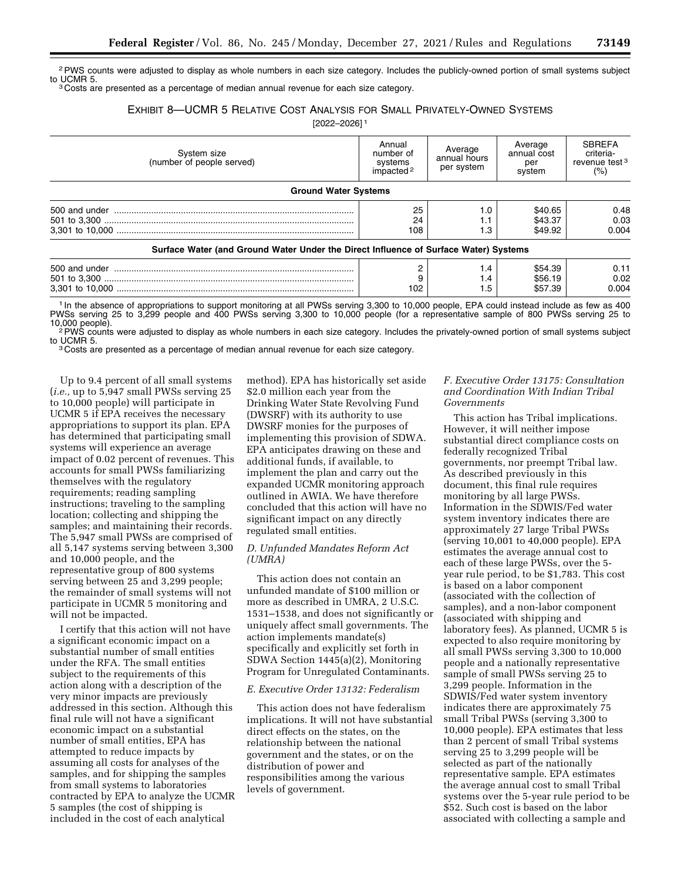[2] PWS counts were adjusted to display as whole numbers in each size category. Includes the publicly-owned portion of small systems subject to UCMR 5.

[3] Costs are presented as a percentage of median annual revenue for each size category.

EXHIBIT 8—UCMR 5 RELATIVE COST ANALYSIS FOR SMALL PRIVATELY-OWNED SYSTEMS

[2022–2026] [1]

| System size (number of people served) | Annual number of systems impacted [2] | Average annual hours per system | Average annual cost per system | SBREFA criteria-revenue test [3] (%) |
|---|---|---|---|---|
| **Ground Water Systems** | | | | |
| 500 and under | 25 | 1.0 | $40.65 | 0.48 |
| 501 to 3,300 | 24 | 1.1 | $43.37 | 0.03 |
| 3,301 to 10,000 | 108 | 1.3 | $49.92 | 0.004 |
| **Surface Water (and Ground Water Under the Direct Influence of Surface Water) Systems** | | | | |
| 500 and under | 2 | 1.4 | $54.39 | 0.11 |
| 501 to 3,300 | 9 | 1.4 | $56.19 | 0.02 |
| 3,301 to 10,000 | 102 | 1.5 | $57.39 | 0.004 |

[1] In the absence of appropriations to support monitoring at all PWSs serving 3,300 to 10,000 people, EPA could instead include as few as 400 PWSs serving 25 to 3,299 people and 400 PWSs serving 3,300 to 10,000 people (for a representative sample of 800 PWSs serving 25 to 10,000 people).

[2] PWS counts were adjusted to display as whole numbers in each size category. Includes the privately-owned portion of small systems subject to UCMR 5.

[3] Costs are presented as a percentage of median annual revenue for each size category.

Up to 9.4 percent of all small systems (*i.e.,* up to 5,947 small PWSs serving 25 to 10,000 people) will participate in UCMR 5 if EPA receives the necessary appropriations to support its plan. EPA has determined that participating small systems will experience an average impact of 0.02 percent of revenues. This accounts for small PWSs familiarizing themselves with the regulatory requirements; reading sampling instructions; traveling to the sampling location; collecting and shipping the samples; and maintaining their records. The 5,947 small PWSs are comprised of all 5,147 systems serving between 3,300 and 10,000 people, and the representative group of 800 systems serving between 25 and 3,299 people; the remainder of small systems will not participate in UCMR 5 monitoring and will not be impacted.

I certify that this action will not have a significant economic impact on a substantial number of small entities under the RFA. The small entities subject to the requirements of this action along with a description of the very minor impacts are previously addressed in this section. Although this final rule will not have a significant economic impact on a substantial number of small entities, EPA has attempted to reduce impacts by assuming all costs for analyses of the samples, and for shipping the samples from small systems to laboratories contracted by EPA to analyze the UCMR 5 samples (the cost of shipping is included in the cost of each analytical method). EPA has historically set aside $2.0 million each year from the Drinking Water State Revolving Fund (DWSRF) with its authority to use DWSRF monies for the purposes of implementing this provision of SDWA. EPA anticipates drawing on these and additional funds, if available, to implement the plan and carry out the expanded UCMR monitoring approach outlined in AWIA. We have therefore concluded that this action will have no significant impact on any directly regulated small entities.

### D. Unfunded Mandates Reform Act (UMRA)

This action does not contain an unfunded mandate of $100 million or more as described in UMRA, 2 U.S.C. 1531–1538, and does not significantly or uniquely affect small governments. The action implements mandate(s) specifically and explicitly set forth in SDWA Section 1445(a)(2), Monitoring Program for Unregulated Contaminants.

### E. Executive Order 13132: Federalism

This action does not have federalism implications. It will not have substantial direct effects on the states, on the relationship between the national government and the states, or on the distribution of power and responsibilities among the various levels of government.

### F. Executive Order 13175: Consultation and Coordination With Indian Tribal Governments

This action has Tribal implications. However, it will neither impose substantial direct compliance costs on federally recognized Tribal governments, nor preempt Tribal law. As described previously in this document, this final rule requires monitoring by all large PWSs. Information in the SDWIS/Fed water system inventory indicates there are approximately 27 large Tribal PWSs (serving 10,001 to 40,000 people). EPA estimates the average annual cost to each of these large PWSs, over the 5-year rule period, to be $1,783. This cost is based on a labor component (associated with the collection of samples), and a non-labor component (associated with shipping and laboratory fees). As planned, UCMR 5 is expected to also require monitoring by all small PWSs serving 3,300 to 10,000 people and a nationally representative sample of small PWSs serving 25 to 3,299 people. Information in the SDWIS/Fed water system inventory indicates there are approximately 75 small Tribal PWSs (serving 3,300 to 10,000 people). EPA estimates that less than 2 percent of small Tribal systems serving 25 to 3,299 people will be selected as part of the nationally representative sample. EPA estimates the average annual cost to small Tribal systems over the 5-year rule period to be $52. Such cost is based on the labor associated with collecting a sample and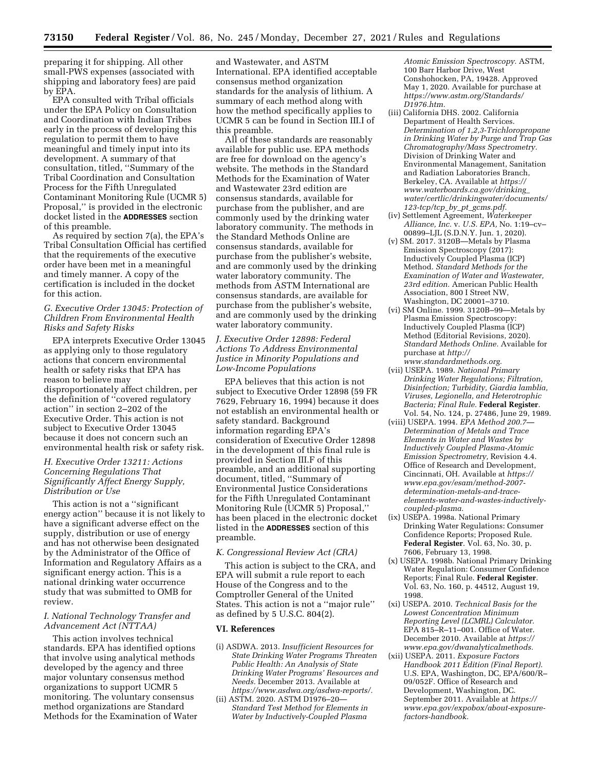preparing it for shipping. All other small-PWS expenses (associated with shipping and laboratory fees) are paid by EPA.

EPA consulted with Tribal officials under the EPA Policy on Consultation and Coordination with Indian Tribes early in the process of developing this regulation to permit them to have meaningful and timely input into its development. A summary of that consultation, titled, ''Summary of the Tribal Coordination and Consultation Process for the Fifth Unregulated Contaminant Monitoring Rule (UCMR 5) Proposal,'' is provided in the electronic docket listed in the **ADDRESSES** section of this preamble.

As required by section 7(a), the EPA's Tribal Consultation Official has certified that the requirements of the executive order have been met in a meaningful and timely manner. A copy of the certification is included in the docket for this action.

### *G. Executive Order 13045: Protection of Children From Environmental Health Risks and Safety Risks*

EPA interprets Executive Order 13045 as applying only to those regulatory actions that concern environmental health or safety risks that EPA has reason to believe may disproportionately affect children, per the definition of ''covered regulatory action'' in section 2–202 of the Executive Order. This action is not subject to Executive Order 13045 because it does not concern such an environmental health risk or safety risk.

### *H. Executive Order 13211: Actions Concerning Regulations That Significantly Affect Energy Supply, Distribution or Use*

This action is not a ''significant energy action'' because it is not likely to have a significant adverse effect on the supply, distribution or use of energy and has not otherwise been designated by the Administrator of the Office of Information and Regulatory Affairs as a significant energy action. This is a national drinking water occurrence study that was submitted to OMB for review.

### *I. National Technology Transfer and Advancement Act (NTTAA)*

This action involves technical standards. EPA has identified options that involve using analytical methods developed by the agency and three major voluntary consensus method organizations to support UCMR 5 monitoring. The voluntary consensus method organizations are Standard Methods for the Examination of Water and Wastewater, and ASTM International. EPA identified acceptable consensus method organization standards for the analysis of lithium. A summary of each method along with how the method specifically applies to UCMR 5 can be found in Section III.I of this preamble.

All of these standards are reasonably available for public use. EPA methods are free for download on the agency's website. The methods in the Standard Methods for the Examination of Water and Wastewater 23rd edition are consensus standards, available for purchase from the publisher, and are commonly used by the drinking water laboratory community. The methods in the Standard Methods Online are consensus standards, available for purchase from the publisher's website, and are commonly used by the drinking water laboratory community. The methods from ASTM International are consensus standards, are available for purchase from the publisher's website, and are commonly used by the drinking water laboratory community.

### *J. Executive Order 12898: Federal Actions To Address Environmental Justice in Minority Populations and Low-Income Populations*

EPA believes that this action is not subject to Executive Order 12898 (59 FR 7629, February 16, 1994) because it does not establish an environmental health or safety standard. Background information regarding EPA's consideration of Executive Order 12898 in the development of this final rule is provided in Section III.F of this preamble, and an additional supporting document, titled, ''Summary of Environmental Justice Considerations for the Fifth Unregulated Contaminant Monitoring Rule (UCMR 5) Proposal,'' has been placed in the electronic docket listed in the **ADDRESSES** section of this preamble.

### *K. Congressional Review Act (CRA)*

This action is subject to the CRA, and EPA will submit a rule report to each House of the Congress and to the Comptroller General of the United States. This action is not a ''major rule'' as defined by 5 U.S.C. 804(2).

## VI. References

- (i) ASDWA. 2013. *Insufficient Resources for State Drinking Water Programs Threaten Public Health: An Analysis of State Drinking Water Programs' Resources and Needs.* December 2013. Available at *https://www.asdwa.org/asdwa-reports/.*
- (ii) ASTM. 2020. ASTM D1976–20—*Standard Test Method for Elements in Water by Inductively-Coupled Plasma Atomic Emission Spectroscopy.* ASTM, 100 Barr Harbor Drive, West Conshohocken, PA, 19428. Approved May 1, 2020. Available for purchase at *https://www.astm.org/Standards/D1976.htm.*
- (iii) California DHS. 2002. California Department of Health Services. *Determination of 1,2,3-Trichloropropane in Drinking Water by Purge and Trap Gas Chromatography/Mass Spectrometry.* Division of Drinking Water and Environmental Management, Sanitation and Radiation Laboratories Branch, Berkeley, CA. Available at *https://www.waterboards.ca.gov/drinking_water/certlic/drinkingwater/documents/123-tcp/tcp_by_pt_gcms.pdf.*
- (iv) Settlement Agreement, *Waterkeeper Alliance, Inc.* v. *U.S. EPA,* No. 1:19–cv–00899–LJL (S.D.N.Y. Jun. 1, 2020).
- (v) SM. 2017. 3120B—Metals by Plasma Emission Spectroscopy (2017): Inductively Coupled Plasma (ICP) Method. *Standard Methods for the Examination of Water and Wastewater, 23rd edition.* American Public Health Association, 800 I Street NW, Washington, DC 20001–3710.
- (vi) SM Online. 1999. 3120B–99—Metals by Plasma Emission Spectroscopy: Inductively Coupled Plasma (ICP) Method (Editorial Revisions, 2020). *Standard Methods Online.* Available for purchase at *http://www.standardmethods.org.*
- (vii) USEPA. 1989. *National Primary Drinking Water Regulations; Filtration, Disinfection; Turbidity, Giardia lamblia, Viruses, Legionella, and Heterotrophic Bacteria; Final Rule.* **Federal Register**. Vol. 54, No. 124, p. 27486, June 29, 1989.
- (viii) USEPA. 1994. *EPA Method 200.7—Determination of Metals and Trace Elements in Water and Wastes by Inductively Coupled Plasma-Atomic Emission Spectrometry,* Revision 4.4. Office of Research and Development, Cincinnati, OH. Available at *https://www.epa.gov/esam/method-2007-determination-metals-and-trace-elements-water-and-wastes-inductively-coupled-plasma.*
- (ix) USEPA. 1998a. National Primary Drinking Water Regulations: Consumer Confidence Reports; Proposed Rule. **Federal Register**. Vol. 63, No. 30, p. 7606, February 13, 1998.
- (x) USEPA. 1998b. National Primary Drinking Water Regulation: Consumer Confidence Reports; Final Rule. **Federal Register**. Vol. 63, No. 160, p. 44512, August 19, 1998.
- (xi) USEPA. 2010. *Technical Basis for the Lowest Concentration Minimum Reporting Level (LCMRL) Calculator.* EPA 815–R–11–001. Office of Water. December 2010. Available at *https://www.epa.gov/dwanalyticalmethods.*
- (xii) USEPA. 2011. *Exposure Factors Handbook 2011 Edition (Final Report).* U.S. EPA, Washington, DC, EPA/600/R–09/052F. Office of Research and Development, Washington, DC. September 2011. Available at *https://www.epa.gov/expobox/about-exposure-factors-handbook.*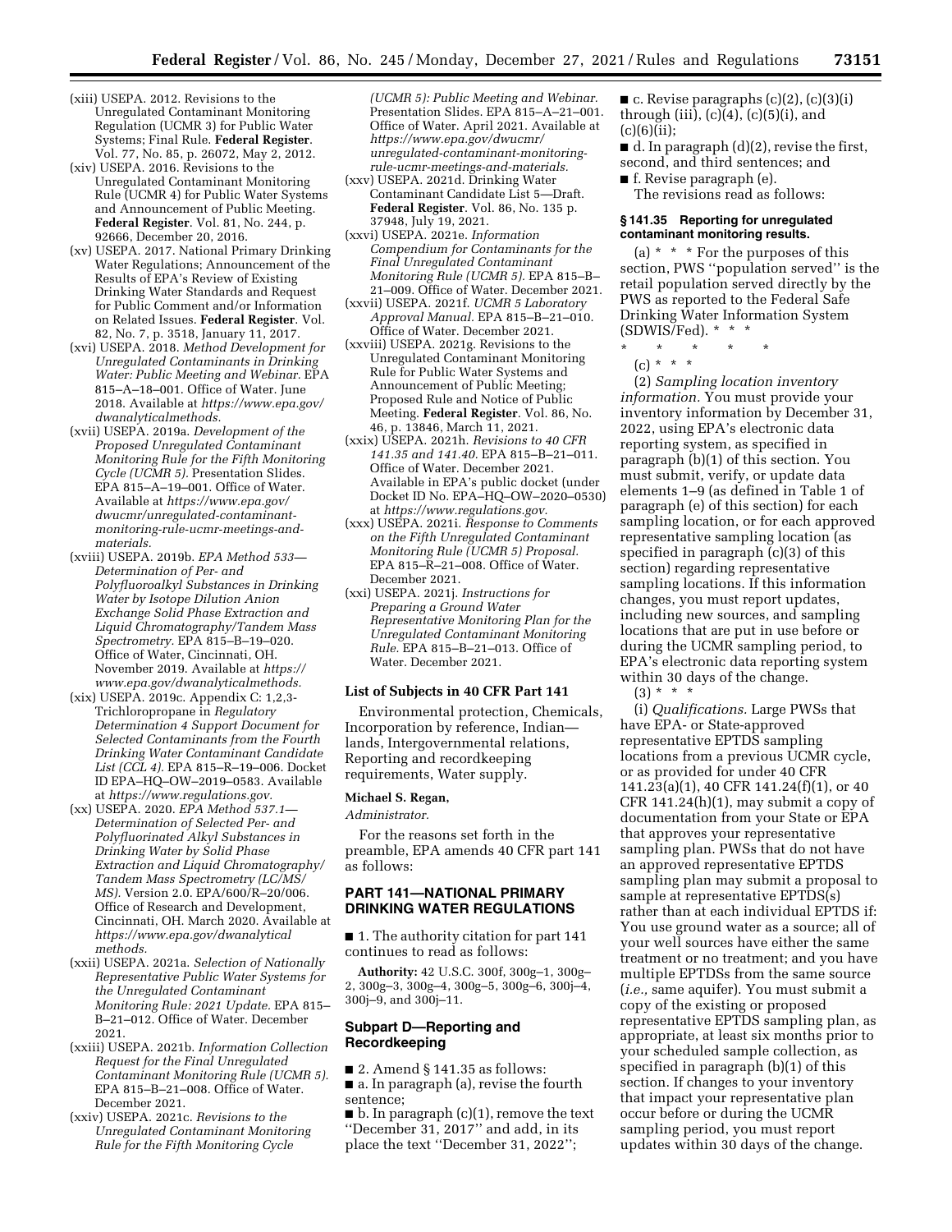(xiii) USEPA. 2012. Revisions to the Unregulated Contaminant Monitoring Regulation (UCMR 3) for Public Water Systems; Final Rule. **Federal Register**. Vol. 77, No. 85, p. 26072, May 2, 2012.

(xiv) USEPA. 2016. Revisions to the Unregulated Contaminant Monitoring Rule (UCMR 4) for Public Water Systems and Announcement of Public Meeting. **Federal Register**. Vol. 81, No. 244, p. 92666, December 20, 2016.

(xv) USEPA. 2017. National Primary Drinking Water Regulations; Announcement of the Results of EPA's Review of Existing Drinking Water Standards and Request for Public Comment and/or Information on Related Issues. **Federal Register**. Vol. 82, No. 7, p. 3518, January 11, 2017.

(xvi) USEPA. 2018. *Method Development for Unregulated Contaminants in Drinking Water: Public Meeting and Webinar*. EPA 815–A–18–001. Office of Water. June 2018. Available at *https://www.epa.gov/dwanalyticalmethods.*

(xvii) USEPA. 2019a. *Development of the Proposed Unregulated Contaminant Monitoring Rule for the Fifth Monitoring Cycle (UCMR 5)*. Presentation Slides. EPA 815–A–19–001. Office of Water. Available at *https://www.epa.gov/dwucmr/unregulated-contaminant-monitoring-rule-ucmr-meetings-and-materials.*

(xviii) USEPA. 2019b. *EPA Method 533—Determination of Per- and Polyfluoroalkyl Substances in Drinking Water by Isotope Dilution Anion Exchange Solid Phase Extraction and Liquid Chromatography/Tandem Mass Spectrometry*. EPA 815–B–19–020. Office of Water, Cincinnati, OH. November 2019. Available at *https://www.epa.gov/dwanalyticalmethods.*

(xix) USEPA. 2019c. Appendix C: 1,2,3-Trichloropropane in *Regulatory Determination 4 Support Document for Selected Contaminants from the Fourth Drinking Water Contaminant Candidate List (CCL 4)*. EPA 815–R–19–006. Docket ID EPA–HQ–OW–2019–0583. Available at *https://www.regulations.gov.*

(xx) USEPA. 2020. *EPA Method 537.1—Determination of Selected Per- and Polyfluorinated Alkyl Substances in Drinking Water by Solid Phase Extraction and Liquid Chromatography/Tandem Mass Spectrometry (LC/MS/MS)*. Version 2.0. EPA/600/R–20/006. Office of Research and Development, Cincinnati, OH. March 2020. Available at *https://www.epa.gov/dwanalytical methods.*

(xxi) USEPA. 2021a. *Selection of Nationally Representative Public Water Systems for the Unregulated Contaminant Monitoring Rule: 2021 Update*. EPA 815–B–21–012. Office of Water. December 2021.

(xxii) USEPA. 2021b. *Information Collection Request for the Final Unregulated Contaminant Monitoring Rule (UCMR 5)*. EPA 815–B–21–008. Office of Water. December 2021.

(xxiv) USEPA. 2021c. *Revisions to the Unregulated Contaminant Monitoring Rule for the Fifth Monitoring Cycle (UCMR 5): Public Meeting and Webinar*. Presentation Slides. EPA 815–A–21–001. Office of Water. April 2021. Available at *https://www.epa.gov/dwucmr/unregulated-contaminant-monitoring-rule-ucmr-meetings-and-materials.*

(xxv) USEPA. 2021d. Drinking Water Contaminant Candidate List 5—Draft. **Federal Register**. Vol. 86, No. 135 p. 37948, July 19, 2021.

(xxvi) USEPA. 2021e. *Information Compendium for Contaminants for the Final Unregulated Contaminant Monitoring Rule (UCMR 5)*. EPA 815–B–21–009. Office of Water. December 2021.

(xxvii) USEPA. 2021f. *UCMR 5 Laboratory Approval Manual*. EPA 815–B–21–010. Office of Water. December 2021.

(xxviii) USEPA. 2021g. Revisions to the Unregulated Contaminant Monitoring Rule for Public Water Systems and Announcement of Public Meeting; Proposed Rule and Notice of Public Meeting. **Federal Register**. Vol. 86, No. 46, p. 13846, March 11, 2021.

(xxix) USEPA. 2021h. *Revisions to 40 CFR 141.35 and 141.40*. EPA 815–B–21–011. Office of Water. December 2021. Available in EPA's public docket (under Docket ID No. EPA–HQ–OW–2020–0530) at *https://www.regulations.gov.*

(xxx) USEPA. 2021i. *Response to Comments on the Fifth Unregulated Contaminant Monitoring Rule (UCMR 5) Proposal*. EPA 815–R–21–008. Office of Water. December 2021.

(xxi) USEPA. 2021j. *Instructions for Preparing a Ground Water Representative Monitoring Plan for the Unregulated Contaminant Monitoring Rule*. EPA 815–B–21–013. Office of Water. December 2021.

## List of Subjects in 40 CFR Part 141

Environmental protection, Chemicals, Incorporation by reference, Indian—lands, Intergovernmental relations, Reporting and recordkeeping requirements, Water supply.

**Michael S. Regan,**

*Administrator.*

For the reasons set forth in the preamble, EPA amends 40 CFR part 141 as follows:

## PART 141—NATIONAL PRIMARY DRINKING WATER REGULATIONS

■ 1. The authority citation for part 141 continues to read as follows:

**Authority:** 42 U.S.C. 300f, 300g–1, 300g–2, 300g–3, 300g–4, 300g–5, 300g–6, 300j–4, 300j–9, and 300j–11.

## Subpart D—Reporting and Recordkeeping

■ 2. Amend § 141.35 as follows:

■ a. In paragraph (a), revise the fourth sentence;

■ b. In paragraph (c)(1), remove the text "December 31, 2017" and add, in its place the text "December 31, 2022";

■ c. Revise paragraphs (c)(2), (c)(3)(i) through (iii), (c)(4), (c)(5)(i), and (c)(6)(ii);

■ d. In paragraph (d)(2), revise the first, second, and third sentences; and

■ f. Revise paragraph (e).

The revisions read as follows:

### § 141.35 Reporting for unregulated contaminant monitoring results.

(a) * * * For the purposes of this section, PWS "population served" is the retail population served directly by the PWS as reported to the Federal Safe Drinking Water Information System (SDWIS/Fed). * * *

\* \* \* \* \*

(c) * * *

(2) *Sampling location inventory information.* You must provide your inventory information by December 31, 2022, using EPA's electronic data reporting system, as specified in paragraph (b)(1) of this section. You must submit, verify, or update data elements 1–9 (as defined in Table 1 of paragraph (e) of this section) for each sampling location, or for each approved representative sampling location (as specified in paragraph (c)(3) of this section) regarding representative sampling locations. If this information changes, you must report updates, including new sources, and sampling locations that are put in use before or during the UCMR sampling period, to EPA's electronic data reporting system within 30 days of the change.

(3) * * *

(i) *Qualifications.* Large PWSs that have EPA- or State-approved representative EPTDS sampling locations from a previous UCMR cycle, or as provided for under 40 CFR 141.23(a)(1), 40 CFR 141.24(f)(1), or 40 CFR 141.24(h)(1), may submit a copy of documentation from your State or EPA that approves your representative sampling plan. PWSs that do not have an approved representative EPTDS sampling plan may submit a proposal to sample at representative EPTDS(s) rather than at each individual EPTDS if: You use ground water as a source; all of your well sources have either the same treatment or no treatment; and you have multiple EPTDSs from the same source (*i.e.,* same aquifer). You must submit a copy of the existing or proposed representative EPTDS sampling plan, as appropriate, at least six months prior to your scheduled sample collection, as specified in paragraph (b)(1) of this section. If changes to your inventory that impact your representative plan occur before or during the UCMR sampling period, you must report updates within 30 days of the change.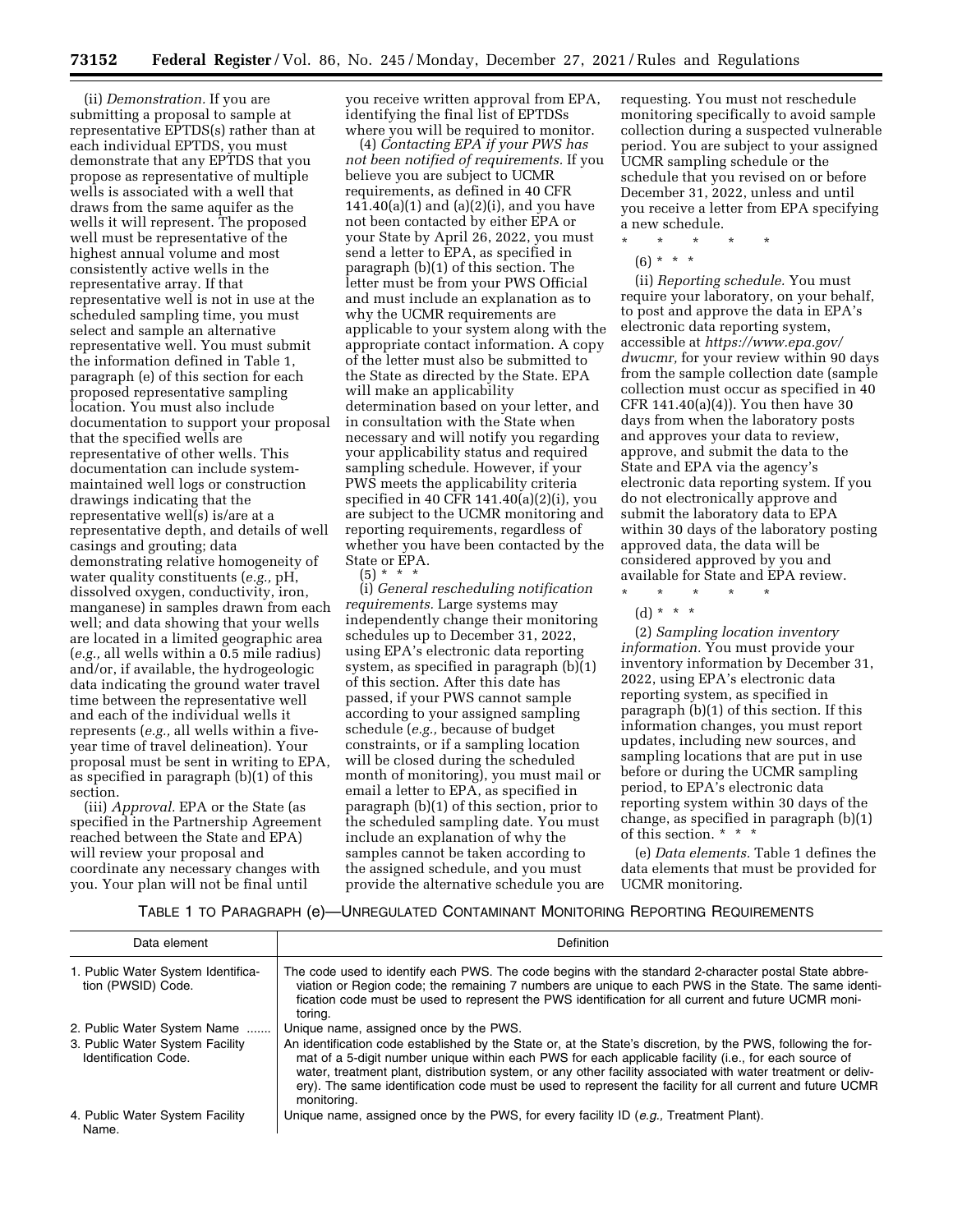(ii) *Demonstration.* If you are submitting a proposal to sample at representative EPTDS(s) rather than at each individual EPTDS, you must demonstrate that any EPTDS that you propose as representative of multiple wells is associated with a well that draws from the same aquifer as the wells it will represent. The proposed well must be representative of the highest annual volume and most consistently active wells in the representative array. If that representative well is not in use at the scheduled sampling time, you must select and sample an alternative representative well. You must submit the information defined in Table 1, paragraph (e) of this section for each proposed representative sampling location. You must also include documentation to support your proposal that the specified wells are representative of other wells. This documentation can include system-maintained well logs or construction drawings indicating that the representative well(s) is/are at a representative depth, and details of well casings and grouting; data demonstrating relative homogeneity of water quality constituents (*e.g.,* pH, dissolved oxygen, conductivity, iron, manganese) in samples drawn from each well; and data showing that your wells are located in a limited geographic area (*e.g.,* all wells within a 0.5 mile radius) and/or, if available, the hydrogeologic data indicating the ground water travel time between the representative well and each of the individual wells it represents (*e.g.,* all wells within a five-year time of travel delineation). Your proposal must be sent in writing to EPA, as specified in paragraph (b)(1) of this section.

(iii) *Approval.* EPA or the State (as specified in the Partnership Agreement reached between the State and EPA) will review your proposal and coordinate any necessary changes with you. Your plan will not be final until you receive written approval from EPA, identifying the final list of EPTDSs where you will be required to monitor.

(4) *Contacting EPA if your PWS has not been notified of requirements.* If you believe you are subject to UCMR requirements, as defined in 40 CFR 141.40(a)(1) and (a)(2)(i), and you have not been contacted by either EPA or your State by April 26, 2022, you must send a letter to EPA, as specified in paragraph (b)(1) of this section. The letter must be from your PWS Official and must include an explanation as to why the UCMR requirements are applicable to your system along with the appropriate contact information. A copy of the letter must also be submitted to the State as directed by the State. EPA will make an applicability determination based on your letter, and in consultation with the State when necessary and will notify you regarding your applicability status and required sampling schedule. However, if your PWS meets the applicability criteria specified in 40 CFR 141.40(a)(2)(i), you are subject to the UCMR monitoring and reporting requirements, regardless of whether you have been contacted by the State or EPA.

(5) * * *

(i) *General rescheduling notification requirements.* Large systems may independently change their monitoring schedules up to December 31, 2022, using EPA's electronic data reporting system, as specified in paragraph (b)(1) of this section. After this date has passed, if your PWS cannot sample according to your assigned sampling schedule (*e.g.,* because of budget constraints, or if a sampling location will be closed during the scheduled month of monitoring), you must mail or email a letter to EPA, as specified in paragraph (b)(1) of this section, prior to the scheduled sampling date. You must include an explanation of why the samples cannot be taken according to the assigned schedule, and you must provide the alternative schedule you are requesting. You must not reschedule monitoring specifically to avoid sample collection during a suspected vulnerable period. You are subject to your assigned UCMR sampling schedule or the schedule that you revised on or before December 31, 2022, unless and until you receive a letter from EPA specifying a new schedule.

\* \* \* \* \*

(6) * * *

(ii) *Reporting schedule.* You must require your laboratory, on your behalf, to post and approve the data in EPA's electronic data reporting system, accessible at *https://www.epa.gov/dwucmr,* for your review within 90 days from the sample collection date (sample collection must occur as specified in 40 CFR 141.40(a)(4)). You then have 30 days from when the laboratory posts and approves your data to review, approve, and submit the data to the State and EPA via the agency's electronic data reporting system. If you do not electronically approve and submit the laboratory data to EPA within 30 days of the laboratory posting approved data, the data will be considered approved by you and available for State and EPA review.

\* \* \* \* \*

(d) * * *

(2) *Sampling location inventory information.* You must provide your inventory information by December 31, 2022, using EPA's electronic data reporting system, as specified in paragraph (b)(1) of this section. If this information changes, you must report updates, including new sources, and sampling locations that are put in use before or during the UCMR sampling period, to EPA's electronic data reporting system within 30 days of the change, as specified in paragraph (b)(1) of this section. * * *

(e) *Data elements.* Table 1 defines the data elements that must be provided for UCMR monitoring.

TABLE 1 TO PARAGRAPH (e)—UNREGULATED CONTAMINANT MONITORING REPORTING REQUIREMENTS

| Data element | Definition |
|---|---|
| 1. Public Water System Identification (PWSID) Code. | The code used to identify each PWS. The code begins with the standard 2-character postal State abbreviation or Region code; the remaining 7 numbers are unique to each PWS in the State. The same identification code must be used to represent the PWS identification for all current and future UCMR monitoring. |
| 2. Public Water System Name | Unique name, assigned once by the PWS. |
| 3. Public Water System Facility Identification Code. | An identification code established by the State or, at the State's discretion, by the PWS, following the format of a 5-digit number unique within each PWS for each applicable facility (i.e., for each source of water, treatment plant, distribution system, or any other facility associated with water treatment or delivery). The same identification code must be used to represent the facility for all current and future UCMR monitoring. |
| 4. Public Water System Facility Name. | Unique name, assigned once by the PWS, for every facility ID (*e.g.,* Treatment Plant). |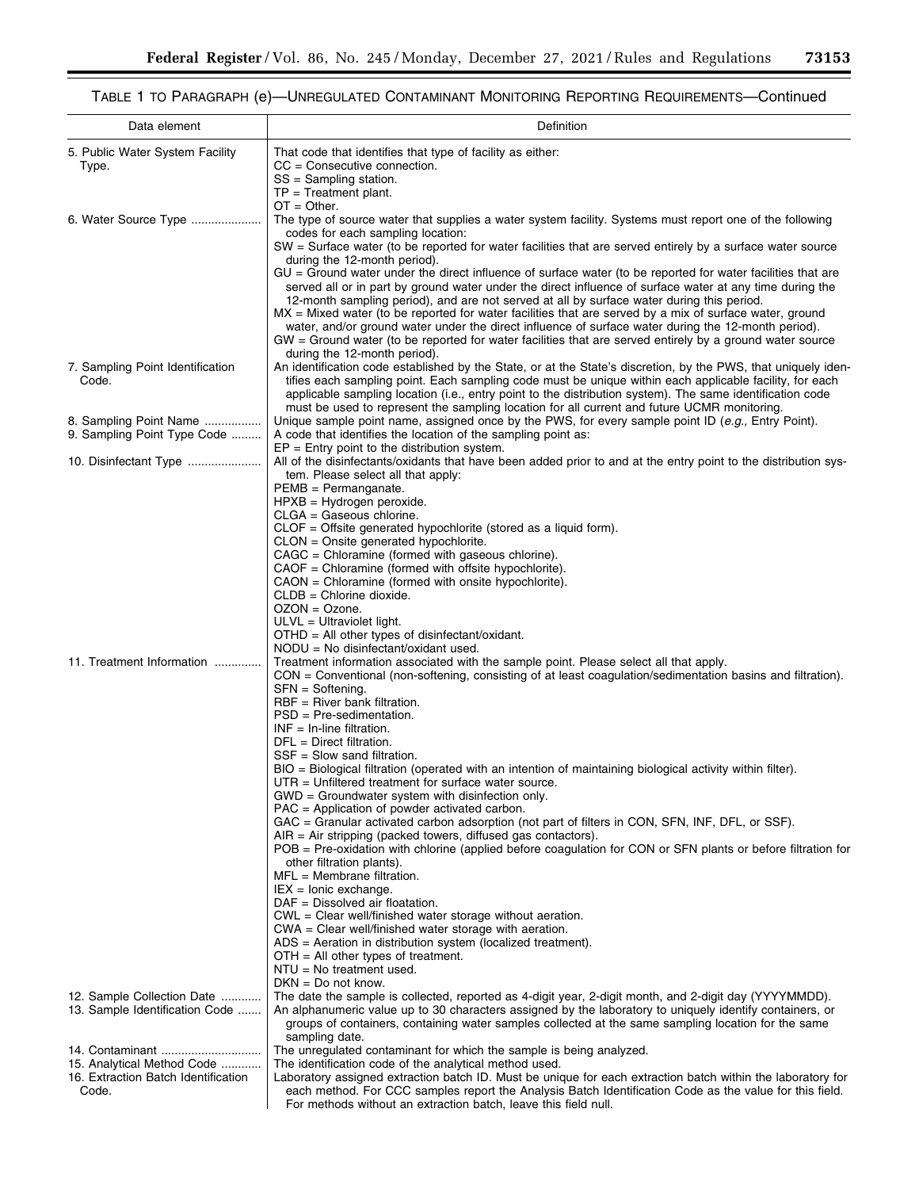TABLE 1 TO PARAGRAPH (e)—UNREGULATED CONTAMINANT MONITORING REPORTING REQUIREMENTS—Continued

| Data element | Definition |
| --- | --- |
| 5. Public Water System Facility Type. | That code that identifies that type of facility as either:<br>CC = Consecutive connection.<br>SS = Sampling station.<br>TP = Treatment plant.<br>OT = Other. |
| 6. Water Source Type | The type of source water that supplies a water system facility. Systems must report one of the following codes for each sampling location:<br>SW = Surface water (to be reported for water facilities that are served entirely by a surface water source during the 12-month period).<br>GU = Ground water under the direct influence of surface water (to be reported for water facilities that are served all or in part by ground water under the direct influence of surface water at any time during the 12-month sampling period), and are not served at all by surface water during this period.<br>MX = Mixed water (to be reported for water facilities that are served by a mix of surface water, ground water, and/or ground water under the direct influence of surface water during the 12-month period).<br>GW = Ground water (to be reported for water facilities that are served entirely by a ground water source during the 12-month period). |
| 7. Sampling Point Identification Code. | An identification code established by the State, or at the State's discretion, by the PWS, that uniquely identifies each sampling point. Each sampling code must be unique within each applicable facility, for each applicable sampling location (i.e., entry point to the distribution system). The same identification code must be used to represent the sampling location for all current and future UCMR monitoring. |
| 8. Sampling Point Name | Unique sample point name, assigned once by the PWS, for every sample point ID (*e.g.,* Entry Point). |
| 9. Sampling Point Type Code | A code that identifies the location of the sampling point as:<br>EP = Entry point to the distribution system. |
| 10. Disinfectant Type | All of the disinfectants/oxidants that have been added prior to and at the entry point to the distribution system. Please select all that apply:<br>PEMB = Permanganate.<br>HPXB = Hydrogen peroxide.<br>CLGA = Gaseous chlorine.<br>CLOF = Offsite generated hypochlorite (stored as a liquid form).<br>CLON = Onsite generated hypochlorite.<br>CAGC = Chloramine (formed with gaseous chlorine).<br>CAOF = Chloramine (formed with offsite hypochlorite).<br>CAON = Chloramine (formed with onsite hypochlorite).<br>CLDB = Chlorine dioxide.<br>OZON = Ozone.<br>ULVL = Ultraviolet light.<br>OTHD = All other types of disinfectant/oxidant.<br>NODU = No disinfectant/oxidant used. |
| 11. Treatment Information | Treatment information associated with the sample point. Please select all that apply.<br>CON = Conventional (non-softening, consisting of at least coagulation/sedimentation basins and filtration).<br>SFN = Softening.<br>RBF = River bank filtration.<br>PSD = Pre-sedimentation.<br>INF = In-line filtration.<br>DFL = Direct filtration.<br>SSF = Slow sand filtration.<br>BIO = Biological filtration (operated with an intention of maintaining biological activity within filter).<br>UTR = Unfiltered treatment for surface water source.<br>GWD = Groundwater system with disinfection only.<br>PAC = Application of powder activated carbon.<br>GAC = Granular activated carbon adsorption (not part of filters in CON, SFN, INF, DFL, or SSF).<br>AIR = Air stripping (packed towers, diffused gas contactors).<br>POB = Pre-oxidation with chlorine (applied before coagulation for CON or SFN plants or before filtration for other filtration plants).<br>MFL = Membrane filtration.<br>IEX = Ionic exchange.<br>DAF = Dissolved air floatation.<br>CWL = Clear well/finished water storage without aeration.<br>CWA = Clear well/finished water storage with aeration.<br>ADS = Aeration in distribution system (localized treatment).<br>OTH = All other types of treatment.<br>NTU = No treatment used.<br>DKN = Do not know. |
| 12. Sample Collection Date | The date the sample is collected, reported as 4-digit year, 2-digit month, and 2-digit day (YYYYMMDD). |
| 13. Sample Identification Code | An alphanumeric value up to 30 characters assigned by the laboratory to uniquely identify containers, or groups of containers, containing water samples collected at the same sampling location for the same sampling date. |
| 14. Contaminant | The unregulated contaminant for which the sample is being analyzed. |
| 15. Analytical Method Code | The identification code of the analytical method used. |
| 16. Extraction Batch Identification Code. | Laboratory assigned extraction batch ID. Must be unique for each extraction batch within the laboratory for each method. For CCC samples report the Analysis Batch Identification Code as the value for this field. For methods without an extraction batch, leave this field null. |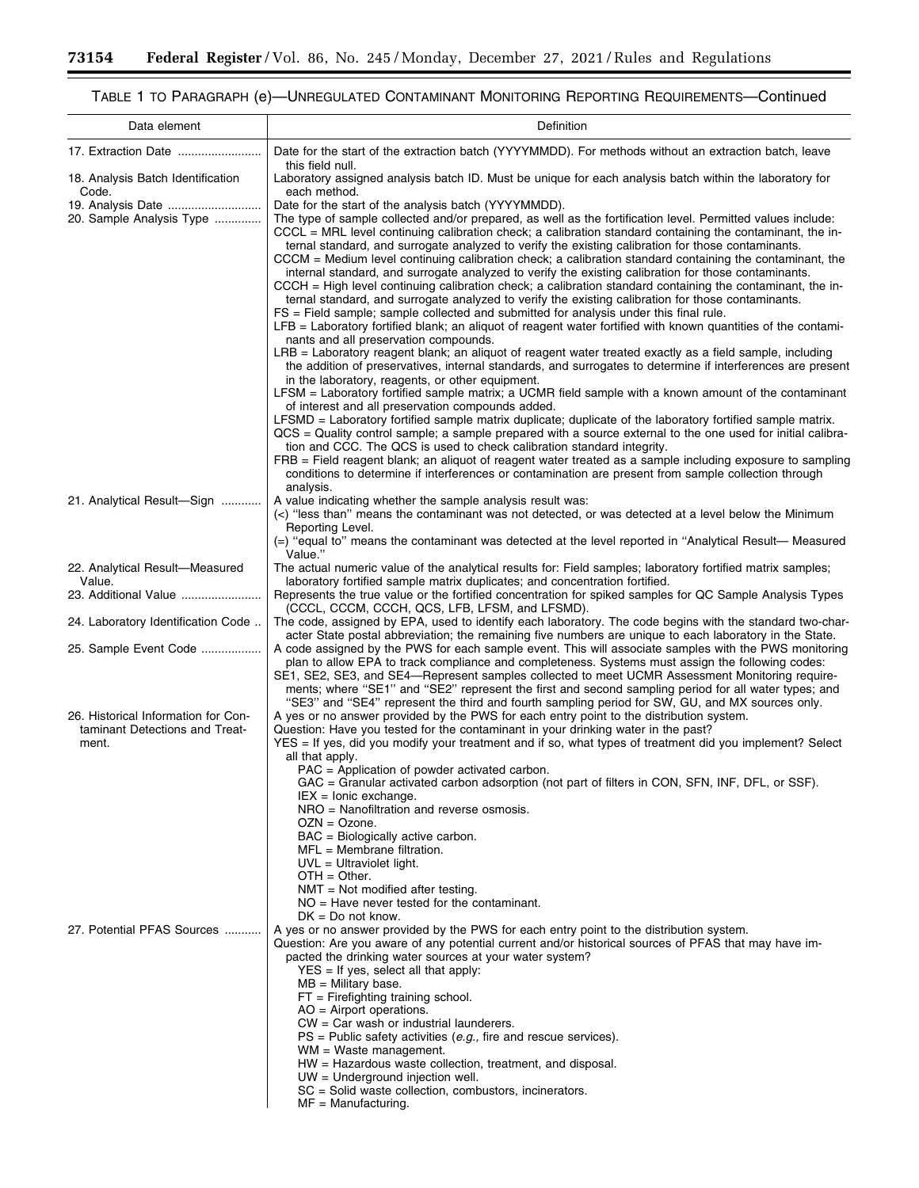## TABLE 1 TO PARAGRAPH (e)—UNREGULATED CONTAMINANT MONITORING REPORTING REQUIREMENTS—Continued

| Data element | Definition |
| --- | --- |
| 17. Extraction Date | Date for the start of the extraction batch (YYYYMMDD). For methods without an extraction batch, leave this field null. |
| 18. Analysis Batch Identification Code. | Laboratory assigned analysis batch ID. Must be unique for each analysis batch within the laboratory for each method. |
| 19. Analysis Date | Date for the start of the analysis batch (YYYYMMDD). |
| 20. Sample Analysis Type | The type of sample collected and/or prepared, as well as the fortification level. Permitted values include:<br>CCCL = MRL level continuing calibration check; a calibration standard containing the contaminant, the internal standard, and surrogate analyzed to verify the existing calibration for those contaminants.<br>CCCM = Medium level continuing calibration check; a calibration standard containing the contaminant, the internal standard, and surrogate analyzed to verify the existing calibration for those contaminants.<br>CCCH = High level continuing calibration check; a calibration standard containing the contaminant, the internal standard, and surrogate analyzed to verify the existing calibration for those contaminants.<br>FS = Field sample; sample collected and submitted for analysis under this final rule.<br>LFB = Laboratory fortified blank; an aliquot of reagent water fortified with known quantities of the contaminants and all preservation compounds.<br>LRB = Laboratory reagent blank; an aliquot of reagent water treated exactly as a field sample, including the addition of preservatives, internal standards, and surrogates to determine if interferences are present in the laboratory, reagents, or other equipment.<br>LFSM = Laboratory fortified sample matrix; a UCMR field sample with a known amount of the contaminant of interest and all preservation compounds added.<br>LFSMD = Laboratory fortified sample matrix duplicate; duplicate of the laboratory fortified sample matrix.<br>QCS = Quality control sample; a sample prepared with a source external to the one used for initial calibration and CCC. The QCS is used to check calibration standard integrity.<br>FRB = Field reagent blank; an aliquot of reagent water treated as a sample including exposure to sampling conditions to determine if interferences or contamination are present from sample collection through analysis. |
| 21. Analytical Result—Sign | A value indicating whether the sample analysis result was:<br>(<) "less than" means the contaminant was not detected, or was detected at a level below the Minimum Reporting Level.<br>(=) "equal to" means the contaminant was detected at the level reported in "Analytical Result— Measured Value." |
| 22. Analytical Result—Measured Value. | The actual numeric value of the analytical results for: Field samples; laboratory fortified matrix samples; laboratory fortified sample matrix duplicates; and concentration fortified. |
| 23. Additional Value | Represents the true value or the fortified concentration for spiked samples for QC Sample Analysis Types (CCCL, CCCM, CCCH, QCS, LFB, LFSM, and LFSMD). |
| 24. Laboratory Identification Code | The code, assigned by EPA, used to identify each laboratory. The code begins with the standard two-character State postal abbreviation; the remaining five numbers are unique to each laboratory in the State. |
| 25. Sample Event Code | A code assigned by the PWS for each sample event. This will associate samples with the PWS monitoring plan to allow EPA to track compliance and completeness. Systems must assign the following codes:<br>SE1, SE2, SE3, and SE4—Represent samples collected to meet UCMR Assessment Monitoring requirements; where "SE1" and "SE2" represent the first and second sampling period for all water types; and "SE3" and "SE4" represent the third and fourth sampling period for SW, GU, and MX sources only. |
| 26. Historical Information for Contaminant Detections and Treatment. | A yes or no answer provided by the PWS for each entry point to the distribution system.<br>Question: Have you tested for the contaminant in your drinking water in the past?<br>YES = If yes, did you modify your treatment and if so, what types of treatment did you implement? Select all that apply.<br>PAC = Application of powder activated carbon.<br>GAC = Granular activated carbon adsorption (not part of filters in CON, SFN, INF, DFL, or SSF).<br>IEX = Ionic exchange.<br>NRO = Nanofiltration and reverse osmosis.<br>OZN = Ozone.<br>BAC = Biologically active carbon.<br>MFL = Membrane filtration.<br>UVL = Ultraviolet light.<br>OTH = Other.<br>NMT = Not modified after testing.<br>NO = Have never tested for the contaminant.<br>DK = Do not know. |
| 27. Potential PFAS Sources | A yes or no answer provided by the PWS for each entry point to the distribution system.<br>Question: Are you aware of any potential current and/or historical sources of PFAS that may have impacted the drinking water sources at your water system?<br>YES = If yes, select all that apply:<br>MB = Military base.<br>FT = Firefighting training school.<br>AO = Airport operations.<br>CW = Car wash or industrial launderers.<br>PS = Public safety activities (*e.g.,* fire and rescue services).<br>WM = Waste management.<br>HW = Hazardous waste collection, treatment, and disposal.<br>UW = Underground injection well.<br>SC = Solid waste collection, combustors, incinerators.<br>MF = Manufacturing. |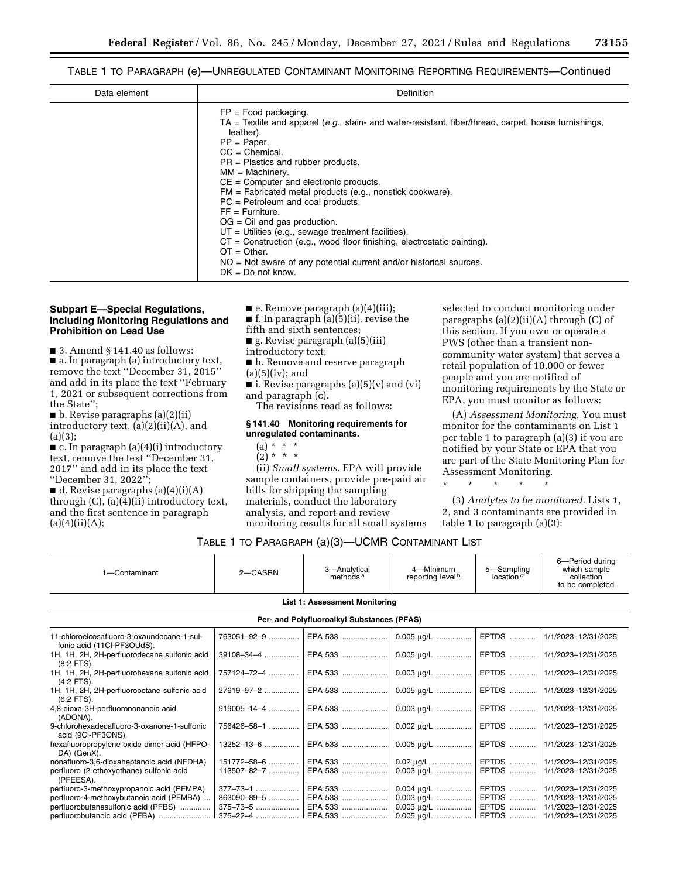TABLE 1 TO PARAGRAPH (e)—UNREGULATED CONTAMINANT MONITORING REPORTING REQUIREMENTS—Continued

| Data element | Definition |
| --- | --- |
| | FP = Food packaging.<br>TA = Textile and apparel (*e.g.,* stain- and water-resistant, fiber/thread, carpet, house furnishings, leather).<br>PP = Paper.<br>CC = Chemical.<br>PR = Plastics and rubber products.<br>MM = Machinery.<br>CE = Computer and electronic products.<br>FM = Fabricated metal products (e.g., nonstick cookware).<br>PC = Petroleum and coal products.<br>FF = Furniture.<br>OG = Oil and gas production.<br>UT = Utilities (e.g., sewage treatment facilities).<br>CT = Construction (e.g., wood floor finishing, electrostatic painting).<br>OT = Other.<br>NO = Not aware of any potential current and/or historical sources.<br>DK = Do not know. |

## Subpart E—Special Regulations, Including Monitoring Regulations and Prohibition on Lead Use

■ 3. Amend § 141.40 as follows:

■ a. In paragraph (a) introductory text, remove the text ''December 31, 2015'' and add in its place the text ''February 1, 2021 or subsequent corrections from the State'';

■ b. Revise paragraphs (a)(2)(ii) introductory text, (a)(2)(ii)(A), and (a)(3);

■ c. In paragraph (a)(4)(i) introductory text, remove the text ''December 31, 2017'' and add in its place the text ''December 31, 2022'';

■ d. Revise paragraphs (a)(4)(i)(A) through (C), (a)(4)(ii) introductory text, and the first sentence in paragraph (a)(4)(ii)(A);

■ e. Remove paragraph (a)(4)(iii);

■ f. In paragraph (a)(5)(ii), revise the fifth and sixth sentences;

■ g. Revise paragraph (a)(5)(iii) introductory text;

■ h. Remove and reserve paragraph (a)(5)(iv); and

■ i. Revise paragraphs (a)(5)(v) and (vi) and paragraph (c).

The revisions read as follows:

### § 141.40 Monitoring requirements for unregulated contaminants.

(a) * * *

(2) * * *

(ii) *Small systems.* EPA will provide sample containers, provide pre-paid air bills for shipping the sampling materials, conduct the laboratory analysis, and report and review monitoring results for all small systems selected to conduct monitoring under paragraphs (a)(2)(ii)(A) through (C) of this section. If you own or operate a PWS (other than a transient non-community water system) that serves a retail population of 10,000 or fewer people and you are notified of monitoring requirements by the State or EPA, you must monitor as follows:

(A) *Assessment Monitoring.* You must monitor for the contaminants on List 1 per table 1 to paragraph (a)(3) if you are notified by your State or EPA that you are part of the State Monitoring Plan for Assessment Monitoring.

\* \* \* \* \*

(3) *Analytes to be monitored.* Lists 1, 2, and 3 contaminants are provided in table 1 to paragraph (a)(3):

TABLE 1 TO PARAGRAPH (a)(3)—UCMR CONTAMINANT LIST

| 1—Contaminant | 2—CASRN | 3—Analytical methods[a] | 4—Minimum reporting level[b] | 5—Sampling location[c] | 6—Period during which sample collection to be completed |
| --- | --- | --- | --- | --- | --- |
| **List 1: Assessment Monitoring** | | | | | |
| **Per- and Polyfluoroalkyl Substances (PFAS)** | | | | | |
| 11-chloroeicosafluoro-3-oxaundecane-1-sulfonic acid (11Cl-PF3OUdS). | 763051–92–9 | EPA 533 | 0.005 µg/L | EPTDS | 1/1/2023–12/31/2025 |
| 1H, 1H, 2H, 2H-perfluorodecane sulfonic acid (8:2 FTS). | 39108–34–4 | EPA 533 | 0.005 µg/L | EPTDS | 1/1/2023–12/31/2025 |
| 1H, 1H, 2H, 2H-perfluorohexane sulfonic acid (4:2 FTS). | 757124–72–4 | EPA 533 | 0.003 µg/L | EPTDS | 1/1/2023–12/31/2025 |
| 1H, 1H, 2H, 2H-perfluorooctane sulfonic acid (6:2 FTS). | 27619–97–2 | EPA 533 | 0.005 µg/L | EPTDS | 1/1/2023–12/31/2025 |
| 4,8-dioxa-3H-perfluorononanoic acid (ADONA). | 919005–14–4 | EPA 533 | 0.003 µg/L | EPTDS | 1/1/2023–12/31/2025 |
| 9-chlorohexadecafluoro-3-oxanone-1-sulfonic acid (9Cl-PF3ONS). | 756426–58–1 | EPA 533 | 0.002 µg/L | EPTDS | 1/1/2023–12/31/2025 |
| hexafluoropropylene oxide dimer acid (HFPO-DA) (GenX). | 13252–13–6 | EPA 533 | 0.005 µg/L | EPTDS | 1/1/2023–12/31/2025 |
| nonafluoro-3,6-dioxaheptanoic acid (NFDHA) | 151772–58–6 | EPA 533 | 0.02 µg/L | EPTDS | 1/1/2023–12/31/2025 |
| perfluoro (2-ethoxyethane) sulfonic acid (PFEESA). | 113507–82–7 | EPA 533 | 0.003 µg/L | EPTDS | 1/1/2023–12/31/2025 |
| perfluoro-3-methoxypropanoic acid (PFMPA) | 377–73–1 | EPA 533 | 0.004 µg/L | EPTDS | 1/1/2023–12/31/2025 |
| perfluoro-4-methoxybutanoic acid (PFMBA) | 863090–89–5 | EPA 533 | 0.003 µg/L | EPTDS | 1/1/2023–12/31/2025 |
| perfluorobutanesulfonic acid (PFBS) | 375–73–5 | EPA 533 | 0.003 µg/L | EPTDS | 1/1/2023–12/31/2025 |
| perfluorobutanoic acid (PFBA) | 375–22–4 | EPA 533 | 0.005 µg/L | EPTDS | 1/1/2023–12/31/2025 |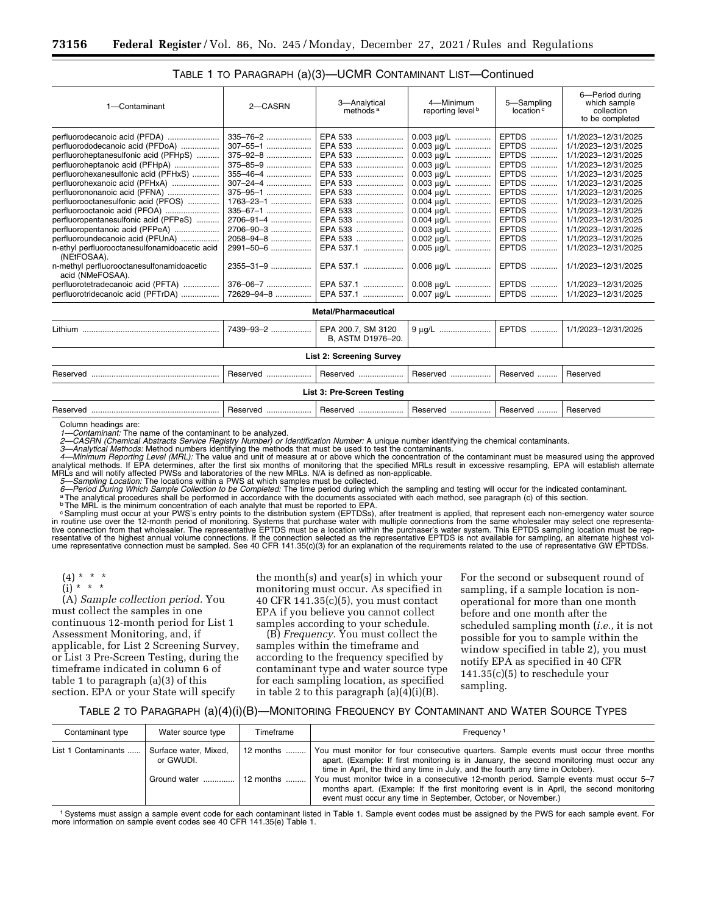TABLE 1 TO PARAGRAPH (a)(3)—UCMR CONTAMINANT LIST—Continued

| 1—Contaminant | 2—CASRN | 3—Analytical methods [a] | 4—Minimum reporting level [b] | 5—Sampling location [c] | 6—Period during which sample collection to be completed |
|---|---|---|---|---|---|
| perfluorodecanoic acid (PFDA) | 335–76–2 | EPA 533 | 0.003 µg/L | EPTDS | 1/1/2023–12/31/2025 |
| perfluorododecanoic acid (PFDoA) | 307–55–1 | EPA 533 | 0.003 µg/L | EPTDS | 1/1/2023–12/31/2025 |
| perfluoroheptanesulfonic acid (PFHpS) | 375–92–8 | EPA 533 | 0.003 µg/L | EPTDS | 1/1/2023–12/31/2025 |
| perfluoroheptanoic acid (PFHpA) | 375–85–9 | EPA 533 | 0.003 µg/L | EPTDS | 1/1/2023–12/31/2025 |
| perfluorohexanesulfonic acid (PFHxS) | 355–46–4 | EPA 533 | 0.003 µg/L | EPTDS | 1/1/2023–12/31/2025 |
| perfluorohexanoic acid (PFHxA) | 307–24–4 | EPA 533 | 0.003 µg/L | EPTDS | 1/1/2023–12/31/2025 |
| perfluorononanoic acid (PFNA) | 375–95–1 | EPA 533 | 0.004 µg/L | EPTDS | 1/1/2023–12/31/2025 |
| perfluorooctanesulfonic acid (PFOS) | 1763–23–1 | EPA 533 | 0.004 µg/L | EPTDS | 1/1/2023–12/31/2025 |
| perfluorooctanoic acid (PFOA) | 335–67–1 | EPA 533 | 0.004 µg/L | EPTDS | 1/1/2023–12/31/2025 |
| perfluoropentanesulfonic acid (PFPeS) | 2706–91–4 | EPA 533 | 0.004 µg/L | EPTDS | 1/1/2023–12/31/2025 |
| perfluoropentanoic acid (PFPeA) | 2706–90–3 | EPA 533 | 0.003 µg/L | EPTDS | 1/1/2023–12/31/2025 |
| perfluoroundecanoic acid (PFUnA) | 2058–94–8 | EPA 533 | 0.002 µg/L | EPTDS | 1/1/2023–12/31/2025 |
| n-ethyl perfluorooctanesulfonamidoacetic acid (NEtFOSAA). | 2991–50–6 | EPA 537.1 | 0.005 µg/L | EPTDS | 1/1/2023–12/31/2025 |
| n-methyl perfluorooctanesulfonamidoacetic acid (NMeFOSAA). | 2355–31–9 | EPA 537.1 | 0.006 µg/L | EPTDS | 1/1/2023–12/31/2025 |
| perfluorotetradecanoic acid (PFTA) | 376–06–7 | EPA 537.1 | 0.008 µg/L | EPTDS | 1/1/2023–12/31/2025 |
| perfluorotridecanoic acid (PFTrDA) | 72629–94–8 | EPA 537.1 | 0.007 µg/L | EPTDS | 1/1/2023–12/31/2025 |
| **Metal/Pharmaceutical** | | | | | |
| Lithium | 7439–93–2 | EPA 200.7, SM 3120 B, ASTM D1976–20. | 9 µg/L | EPTDS | 1/1/2023–12/31/2025 |
| **List 2: Screening Survey** | | | | | |
| Reserved | Reserved | Reserved | Reserved | Reserved | Reserved |
| **List 3: Pre-Screen Testing** | | | | | |
| Reserved | Reserved | Reserved | Reserved | Reserved | Reserved |

Column headings are:

*1—Contaminant:* The name of the contaminant to be analyzed.

*2—CASRN (Chemical Abstracts Service Registry Number) or Identification Number:* A unique number identifying the chemical contaminants.

*3—Analytical Methods:* Method numbers identifying the methods that must be used to test the contaminants.

*4—Minimum Reporting Level (MRL):* The value and unit of measure at or above which the concentration of the contaminant must be measured using the approved analytical methods. If EPA determines, after the first six months of monitoring that the specified MRLs result in excessive resampling, EPA will establish alternate MRLs and will notify affected PWSs and laboratories of the new MRLs. N/A is defined as non-applicable.

*5—Sampling Location:* The locations within a PWS at which samples must be collected.

*6—Period During Which Sample Collection to be Completed:* The time period during which the sampling and testing will occur for the indicated contaminant.

[a] The analytical procedures shall be performed in accordance with the documents associated with each method, see paragraph (c) of this section.

[b] The MRL is the minimum concentration of each analyte that must be reported to EPA.

[c] Sampling must occur at your PWS's entry points to the distribution system (EPTDSs), after treatment is applied, that represent each non-emergency water source in routine use over the 12-month period of monitoring. Systems that purchase water with multiple connections from the same wholesaler may select one representative connection from that wholesaler. The representative EPTDS must be a location within the purchaser's water system. This EPTDS sampling location must be representative of the highest annual volume connections. If the connection selected as the representative EPTDS is not available for sampling, an alternate highest volume representative connection must be sampled. See 40 CFR 141.35(c)(3) for an explanation of the requirements related to the use of representative GW EPTDSs.

(4) * * *

(i) * * *

(A) *Sample collection period.* You must collect the samples in one continuous 12-month period for List 1 Assessment Monitoring, and, if applicable, for List 2 Screening Survey, or List 3 Pre-Screen Testing, during the timeframe indicated in column 6 of table 1 to paragraph (a)(3) of this section. EPA or your State will specify the month(s) and year(s) in which your monitoring must occur. As specified in 40 CFR 141.35(c)(5), you must contact EPA if you believe you cannot collect samples according to your schedule.

(B) *Frequency.* You must collect the samples within the timeframe and according to the frequency specified by contaminant type and water source type for each sampling location, as specified in table 2 to this paragraph (a)(4)(i)(B). For the second or subsequent round of sampling, if a sample location is non-operational for more than one month before and one month after the scheduled sampling month (*i.e.,* it is not possible for you to sample within the window specified in table 2), you must notify EPA as specified in 40 CFR 141.35(c)(5) to reschedule your sampling.

TABLE 2 TO PARAGRAPH (a)(4)(i)(B)—MONITORING FREQUENCY BY CONTAMINANT AND WATER SOURCE TYPES

| Contaminant type | Water source type | Timeframe | Frequency [1] |
|---|---|---|---|
| List 1 Contaminants | Surface water, Mixed, or GWUDI. | 12 months | You must monitor for four consecutive quarters. Sample events must occur three months apart. (Example: If first monitoring is in January, the second monitoring must occur any time in April, the third any time in July, and the fourth any time in October). |
| | Ground water | 12 months | You must monitor twice in a consecutive 12-month period. Sample events must occur 5–7 months apart. (Example: If the first monitoring event is in April, the second monitoring event must occur any time in September, October, or November.) |

[1] Systems must assign a sample event code for each contaminant listed in Table 1. Sample event codes must be assigned by the PWS for each sample event. For more information on sample event codes see 40 CFR 141.35(e) Table 1.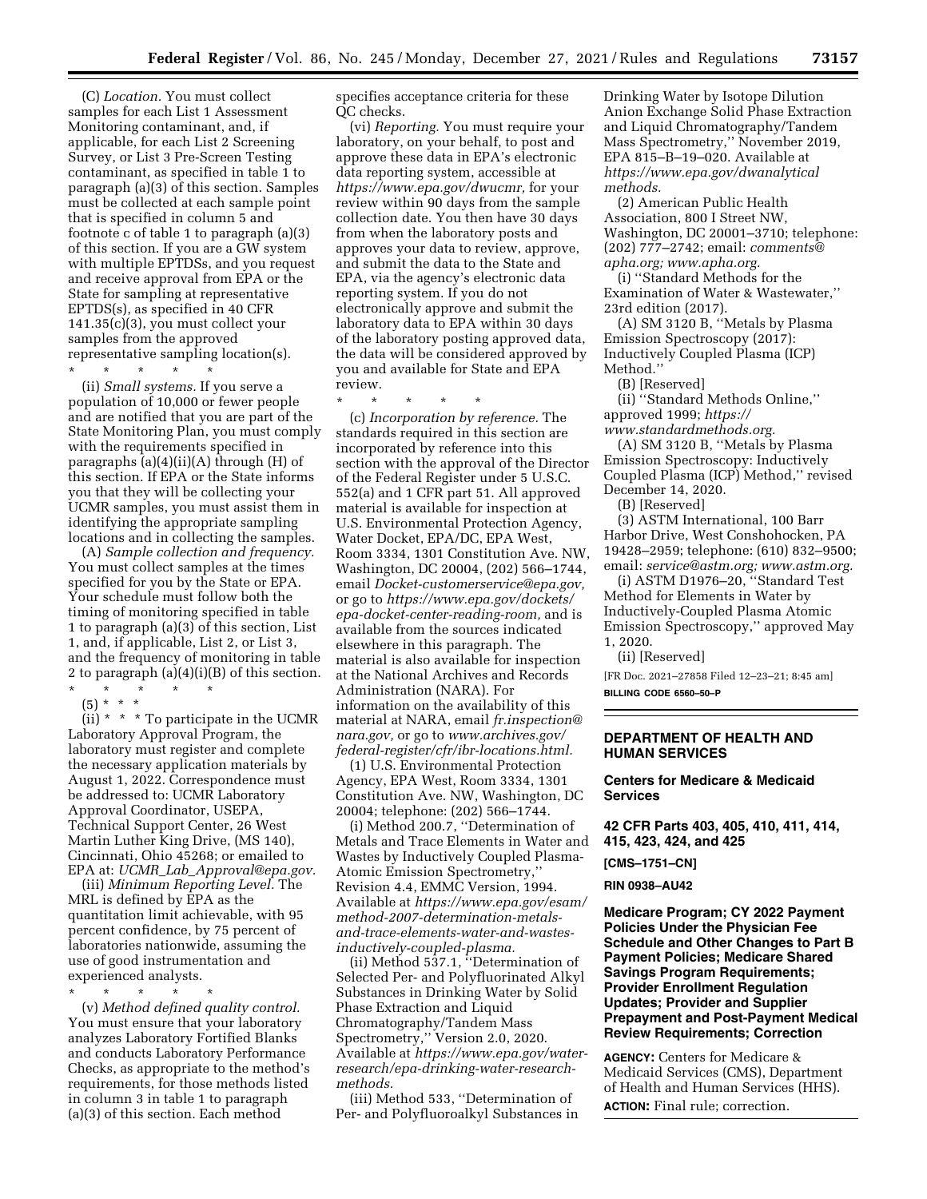(C) *Location.* You must collect samples for each List 1 Assessment Monitoring contaminant, and, if applicable, for each List 2 Screening Survey, or List 3 Pre-Screen Testing contaminant, as specified in table 1 to paragraph (a)(3) of this section. Samples must be collected at each sample point that is specified in column 5 and footnote c of table 1 to paragraph (a)(3) of this section. If you are a GW system with multiple EPTDSs, and you request and receive approval from EPA or the State for sampling at representative EPTDS(s), as specified in 40 CFR 141.35(c)(3), you must collect your samples from the approved representative sampling location(s).

\* \* \* \* \*

(ii) *Small systems.* If you serve a population of 10,000 or fewer people and are notified that you are part of the State Monitoring Plan, you must comply with the requirements specified in paragraphs (a)(4)(ii)(A) through (H) of this section. If EPA or the State informs you that they will be collecting your UCMR samples, you must assist them in identifying the appropriate sampling locations and in collecting the samples.

(A) *Sample collection and frequency.* You must collect samples at the times specified for you by the State or EPA. Your schedule must follow both the timing of monitoring specified in table 1 to paragraph (a)(3) of this section, List 1, and, if applicable, List 2, or List 3, and the frequency of monitoring in table 2 to paragraph (a)(4)(i)(B) of this section.

\* \* \* \* \*

(5) \* \* \*

(ii) \* \* \* To participate in the UCMR Laboratory Approval Program, the laboratory must register and complete the necessary application materials by August 1, 2022. Correspondence must be addressed to: UCMR Laboratory Approval Coordinator, USEPA, Technical Support Center, 26 West Martin Luther King Drive, (MS 140), Cincinnati, Ohio 45268; or emailed to EPA at: *UCMR_Lab_Approval@epa.gov.*

(iii) *Minimum Reporting Level.* The MRL is defined by EPA as the quantitation limit achievable, with 95 percent confidence, by 75 percent of laboratories nationwide, assuming the use of good instrumentation and experienced analysts.

\* \* \* \* \*

(v) *Method defined quality control.* You must ensure that your laboratory analyzes Laboratory Fortified Blanks and conducts Laboratory Performance Checks, as appropriate to the method's requirements, for those methods listed in column 3 in table 1 to paragraph (a)(3) of this section. Each method specifies acceptance criteria for these QC checks.

(vi) *Reporting.* You must require your laboratory, on your behalf, to post and approve these data in EPA's electronic data reporting system, accessible at *https://www.epa.gov/dwucmr,* for your review within 90 days from the sample collection date. You then have 30 days from when the laboratory posts and approves your data to review, approve, and submit the data to the State and EPA, via the agency's electronic data reporting system. If you do not electronically approve and submit the laboratory data to EPA within 30 days of the laboratory posting approved data, the data will be considered approved by you and available for State and EPA review.

\* \* \* \* \*

(c) *Incorporation by reference.* The standards required in this section are incorporated by reference into this section with the approval of the Director of the Federal Register under 5 U.S.C. 552(a) and 1 CFR part 51. All approved material is available for inspection at U.S. Environmental Protection Agency, Water Docket, EPA/DC, EPA West, Room 3334, 1301 Constitution Ave. NW, Washington, DC 20004, (202) 566–1744, email *Docket-customerservice@epa.gov,* or go to *https://www.epa.gov/dockets/epa-docket-center-reading-room,* and is available from the sources indicated elsewhere in this paragraph. The material is also available for inspection at the National Archives and Records Administration (NARA). For information on the availability of this material at NARA, email *fr.inspection@nara.gov,* or go to *www.archives.gov/federal-register/cfr/ibr-locations.html.*

(1) U.S. Environmental Protection Agency, EPA West, Room 3334, 1301 Constitution Ave. NW, Washington, DC 20004; telephone: (202) 566–1744.

(i) Method 200.7, ''Determination of Metals and Trace Elements in Water and Wastes by Inductively Coupled Plasma-Atomic Emission Spectrometry,'' Revision 4.4, EMMC Version, 1994. Available at *https://www.epa.gov/esam/method-2007-determination-metals-and-trace-elements-water-and-wastes-inductively-coupled-plasma.*

(ii) Method 537.1, ''Determination of Selected Per- and Polyfluorinated Alkyl Substances in Drinking Water by Solid Phase Extraction and Liquid Chromatography/Tandem Mass Spectrometry,'' Version 2.0, 2020. Available at *https://www.epa.gov/water-research/epa-drinking-water-research-methods.*

(iii) Method 533, ''Determination of Per- and Polyfluoroalkyl Substances in Drinking Water by Isotope Dilution Anion Exchange Solid Phase Extraction and Liquid Chromatography/Tandem Mass Spectrometry,'' November 2019, EPA 815–B–19–020. Available at *https://www.epa.gov/dwanalyticalmethods.*

(2) American Public Health Association, 800 I Street NW, Washington, DC 20001–3710; telephone: (202) 777–2742; email: *comments@apha.org; www.apha.org.*

(i) ''Standard Methods for the Examination of Water & Wastewater,'' 23rd edition (2017).

(A) SM 3120 B, ''Metals by Plasma Emission Spectroscopy (2017): Inductively Coupled Plasma (ICP) Method.''

(B) [Reserved]

(ii) ''Standard Methods Online,'' approved 1999; *https://www.standardmethods.org.*

(A) SM 3120 B, ''Metals by Plasma Emission Spectroscopy: Inductively Coupled Plasma (ICP) Method,'' revised December 14, 2020.

(B) [Reserved]

(3) ASTM International, 100 Barr Harbor Drive, West Conshohocken, PA 19428–2959; telephone: (610) 832–9500; email: *service@astm.org; www.astm.org.*

(i) ASTM D1976–20, ''Standard Test Method for Elements in Water by Inductively-Coupled Plasma Atomic Emission Spectroscopy,'' approved May 1, 2020.

(ii) [Reserved]

[FR Doc. 2021–27858 Filed 12–23–21; 8:45 am]

**BILLING CODE 6560–50–P**

## DEPARTMENT OF HEALTH AND HUMAN SERVICES

### Centers for Medicare & Medicaid Services

### 42 CFR Parts 403, 405, 410, 411, 414, 415, 423, 424, and 425

**[CMS–1751–CN]**

**RIN 0938–AU42**

### Medicare Program; CY 2022 Payment Policies Under the Physician Fee Schedule and Other Changes to Part B Payment Policies; Medicare Shared Savings Program Requirements; Provider Enrollment Regulation Updates; Provider and Supplier Prepayment and Post-Payment Medical Review Requirements; Correction

**AGENCY:** Centers for Medicare & Medicaid Services (CMS), Department of Health and Human Services (HHS).

**ACTION:** Final rule; correction.